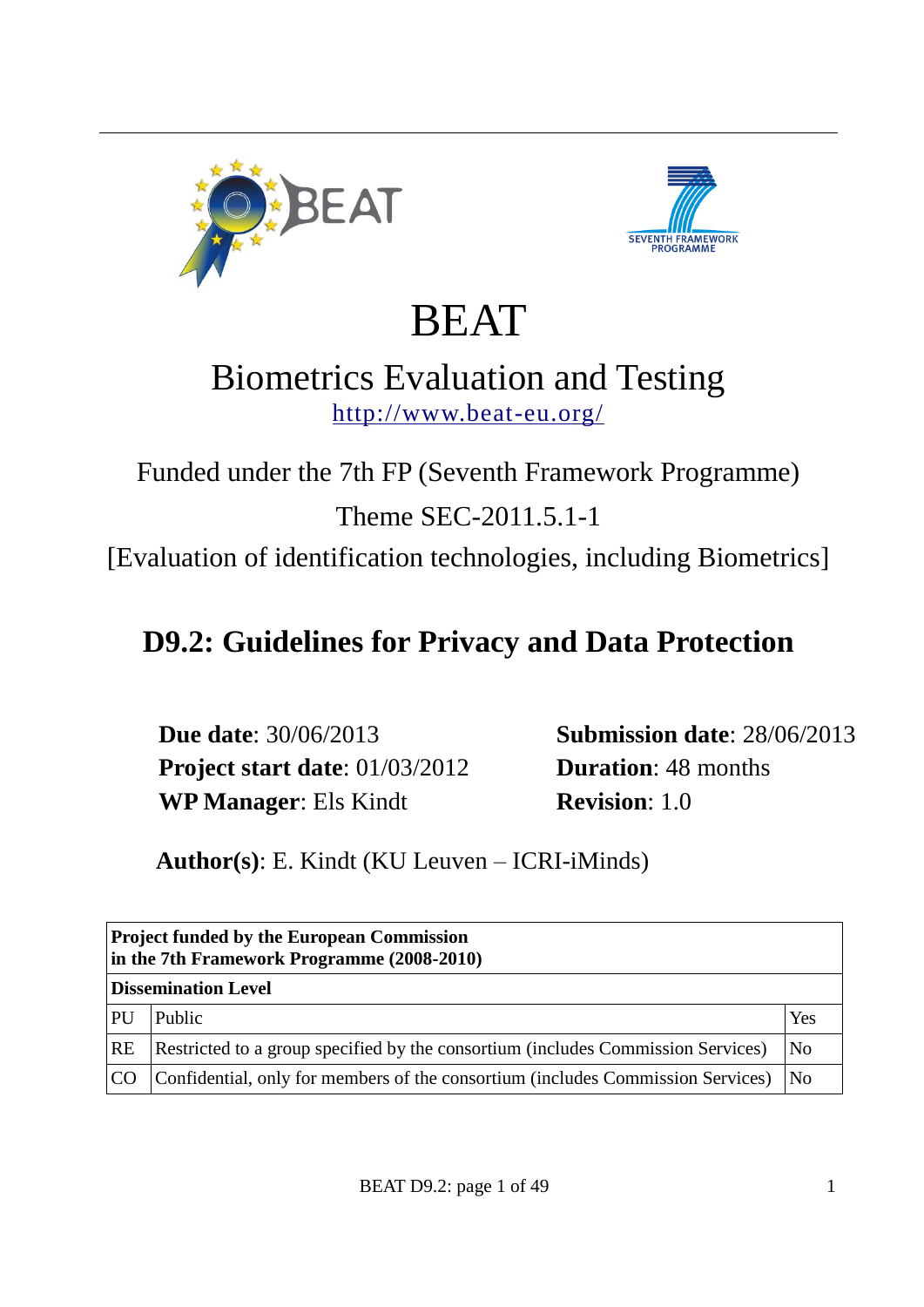# BEAT

## Biometrics Evaluation and Testing

http://www.beat-eu.org/

Funded under the 7th FP (Seventh Framework Programme)

Theme SEC-2011.5.1-1

[Evaluation of identification technologies, including Biometrics]

## D9.2: Guidelines for Privacy and Data Protection

**Due date**: 30/06/2013
**Project start date**: 01/03/2012
**WP Manager**: Els Kindt

**Submission date**: 28/06/2013
**Duration**: 48 months
**Revision**: 1.0

**Author(s)**: E. Kindt (KU Leuven – ICRI-iMinds)

| | | |
|---|---|---|
| **Project funded by the European Commission in the 7th Framework Programme (2008-2010)** | | |
| **Dissemination Level** | | |
| PU | Public | Yes |
| RE | Restricted to a group specified by the consortium (includes Commission Services) | No |
| CO | Confidential, only for members of the consortium (includes Commission Services) | No |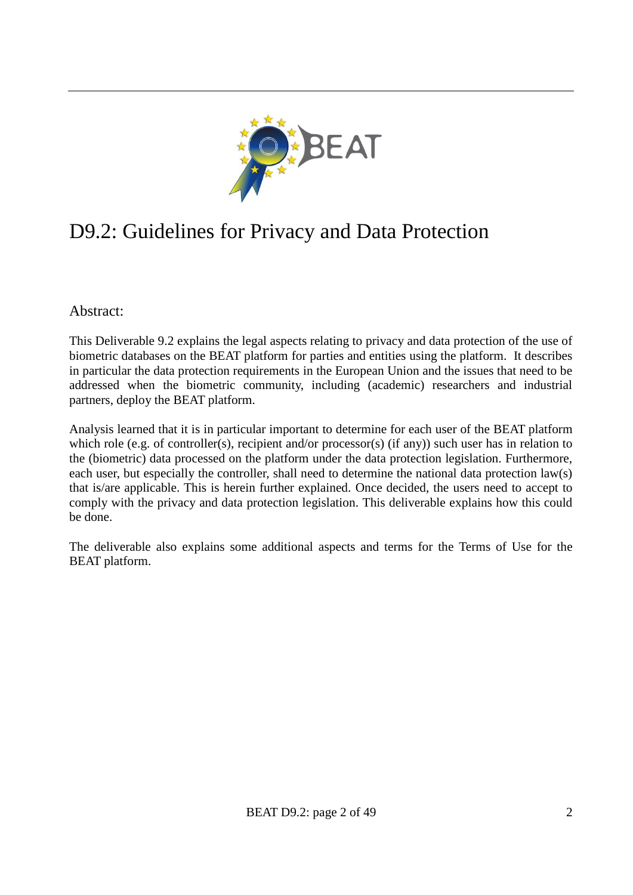# D9.2: Guidelines for Privacy and Data Protection

Abstract:

This Deliverable 9.2 explains the legal aspects relating to privacy and data protection of the use of biometric databases on the BEAT platform for parties and entities using the platform. It describes in particular the data protection requirements in the European Union and the issues that need to be addressed when the biometric community, including (academic) researchers and industrial partners, deploy the BEAT platform.

Analysis learned that it is in particular important to determine for each user of the BEAT platform which role (e.g. of controller(s), recipient and/or processor(s) (if any)) such user has in relation to the (biometric) data processed on the platform under the data protection legislation. Furthermore, each user, but especially the controller, shall need to determine the national data protection law(s) that is/are applicable. This is herein further explained. Once decided, the users need to accept to comply with the privacy and data protection legislation. This deliverable explains how this could be done.

The deliverable also explains some additional aspects and terms for the Terms of Use for the BEAT platform.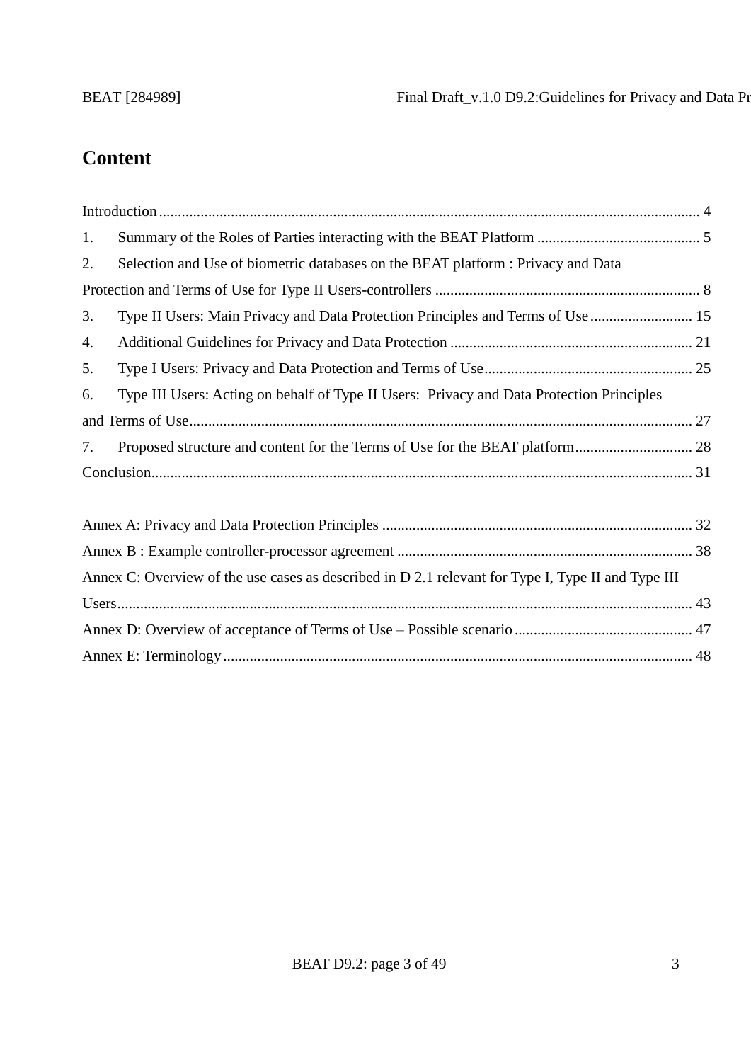# Content

Introduction .......... 4

1. Summary of the Roles of Parties interacting with the BEAT Platform .......... 5
2. Selection and Use of biometric databases on the BEAT platform : Privacy and Data Protection and Terms of Use for Type II Users-controllers .......... 8
3. Type II Users: Main Privacy and Data Protection Principles and Terms of Use .......... 15
4. Additional Guidelines for Privacy and Data Protection .......... 21
5. Type I Users: Privacy and Data Protection and Terms of Use .......... 25
6. Type III Users: Acting on behalf of Type II Users: Privacy and Data Protection Principles and Terms of Use .......... 27
7. Proposed structure and content for the Terms of Use for the BEAT platform .......... 28

Conclusion .......... 31

Annex A: Privacy and Data Protection Principles .......... 32

Annex B : Example controller-processor agreement .......... 38

Annex C: Overview of the use cases as described in D 2.1 relevant for Type I, Type II and Type III Users .......... 43

Annex D: Overview of acceptance of Terms of Use – Possible scenario .......... 47

Annex E: Terminology .......... 48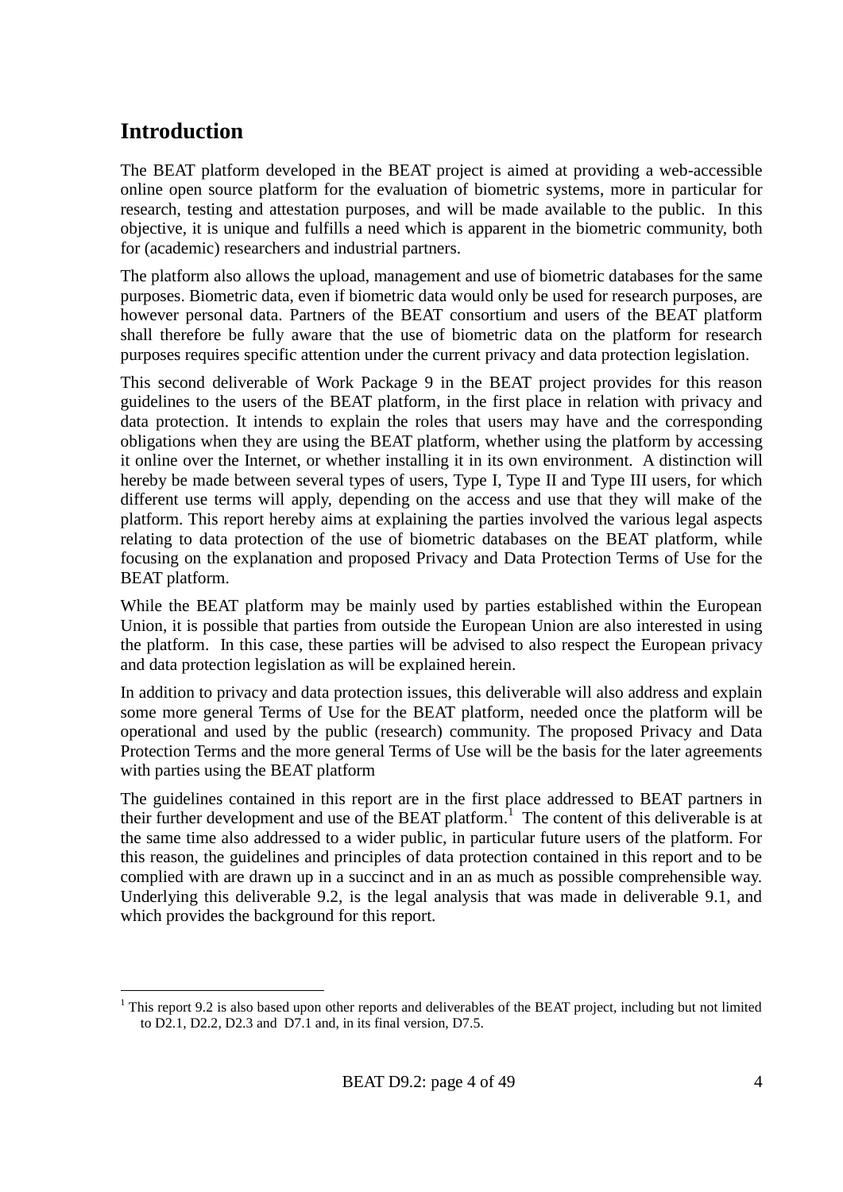# Introduction

The BEAT platform developed in the BEAT project is aimed at providing a web-accessible online open source platform for the evaluation of biometric systems, more in particular for research, testing and attestation purposes, and will be made available to the public. In this objective, it is unique and fulfills a need which is apparent in the biometric community, both for (academic) researchers and industrial partners.

The platform also allows the upload, management and use of biometric databases for the same purposes. Biometric data, even if biometric data would only be used for research purposes, are however personal data. Partners of the BEAT consortium and users of the BEAT platform shall therefore be fully aware that the use of biometric data on the platform for research purposes requires specific attention under the current privacy and data protection legislation.

This second deliverable of Work Package 9 in the BEAT project provides for this reason guidelines to the users of the BEAT platform, in the first place in relation with privacy and data protection. It intends to explain the roles that users may have and the corresponding obligations when they are using the BEAT platform, whether using the platform by accessing it online over the Internet, or whether installing it in its own environment. A distinction will hereby be made between several types of users, Type I, Type II and Type III users, for which different use terms will apply, depending on the access and use that they will make of the platform. This report hereby aims at explaining the parties involved the various legal aspects relating to data protection of the use of biometric databases on the BEAT platform, while focusing on the explanation and proposed Privacy and Data Protection Terms of Use for the BEAT platform.

While the BEAT platform may be mainly used by parties established within the European Union, it is possible that parties from outside the European Union are also interested in using the platform. In this case, these parties will be advised to also respect the European privacy and data protection legislation as will be explained herein.

In addition to privacy and data protection issues, this deliverable will also address and explain some more general Terms of Use for the BEAT platform, needed once the platform will be operational and used by the public (research) community. The proposed Privacy and Data Protection Terms and the more general Terms of Use will be the basis for the later agreements with parties using the BEAT platform

The guidelines contained in this report are in the first place addressed to BEAT partners in their further development and use of the BEAT platform.[1] The content of this deliverable is at the same time also addressed to a wider public, in particular future users of the platform. For this reason, the guidelines and principles of data protection contained in this report and to be complied with are drawn up in a succinct and in an as much as possible comprehensible way. Underlying this deliverable 9.2, is the legal analysis that was made in deliverable 9.1, and which provides the background for this report.

[1] This report 9.2 is also based upon other reports and deliverables of the BEAT project, including but not limited to D2.1, D2.2, D2.3 and D7.1 and, in its final version, D7.5.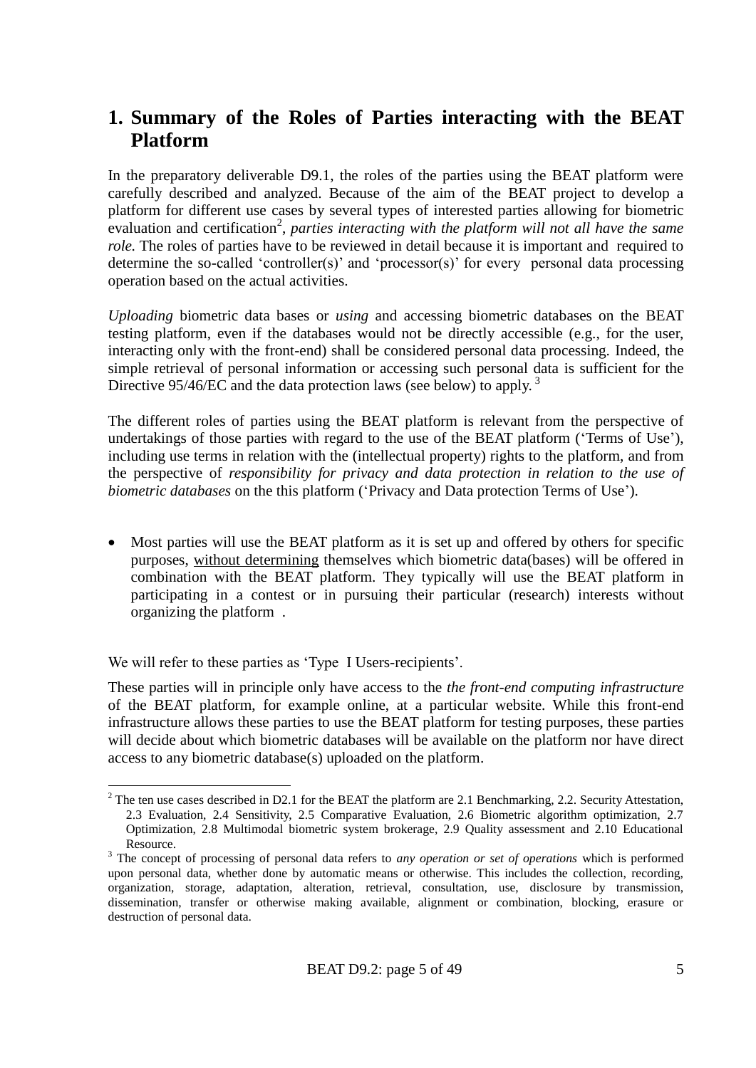# 1. Summary of the Roles of Parties interacting with the BEAT Platform

In the preparatory deliverable D9.1, the roles of the parties using the BEAT platform were carefully described and analyzed. Because of the aim of the BEAT project to develop a platform for different use cases by several types of interested parties allowing for biometric evaluation and certification[2], *parties interacting with the platform will not all have the same role.* The roles of parties have to be reviewed in detail because it is important and required to determine the so-called 'controller(s)' and 'processor(s)' for every personal data processing operation based on the actual activities.

*Uploading* biometric data bases or *using* and accessing biometric databases on the BEAT testing platform, even if the databases would not be directly accessible (e.g., for the user, interacting only with the front-end) shall be considered personal data processing. Indeed, the simple retrieval of personal information or accessing such personal data is sufficient for the Directive 95/46/EC and the data protection laws (see below) to apply.[3]

The different roles of parties using the BEAT platform is relevant from the perspective of undertakings of those parties with regard to the use of the BEAT platform ('Terms of Use'), including use terms in relation with the (intellectual property) rights to the platform, and from the perspective of *responsibility for privacy and data protection in relation to the use of biometric databases* on the this platform ('Privacy and Data protection Terms of Use').

- Most parties will use the BEAT platform as it is set up and offered by others for specific purposes, without determining themselves which biometric data(bases) will be offered in combination with the BEAT platform. They typically will use the BEAT platform in participating in a contest or in pursuing their particular (research) interests without organizing the platform .

We will refer to these parties as 'Type I Users-recipients'.

These parties will in principle only have access to the *the front-end computing infrastructure* of the BEAT platform, for example online, at a particular website. While this front-end infrastructure allows these parties to use the BEAT platform for testing purposes, these parties will decide about which biometric databases will be available on the platform nor have direct access to any biometric database(s) uploaded on the platform.

---

[2] The ten use cases described in D2.1 for the BEAT the platform are 2.1 Benchmarking, 2.2. Security Attestation, 2.3 Evaluation, 2.4 Sensitivity, 2.5 Comparative Evaluation, 2.6 Biometric algorithm optimization, 2.7 Optimization, 2.8 Multimodal biometric system brokerage, 2.9 Quality assessment and 2.10 Educational Resource.

[3] The concept of processing of personal data refers to *any operation or set of operations* which is performed upon personal data, whether done by automatic means or otherwise. This includes the collection, recording, organization, storage, adaptation, alteration, retrieval, consultation, use, disclosure by transmission, dissemination, transfer or otherwise making available, alignment or combination, blocking, erasure or destruction of personal data.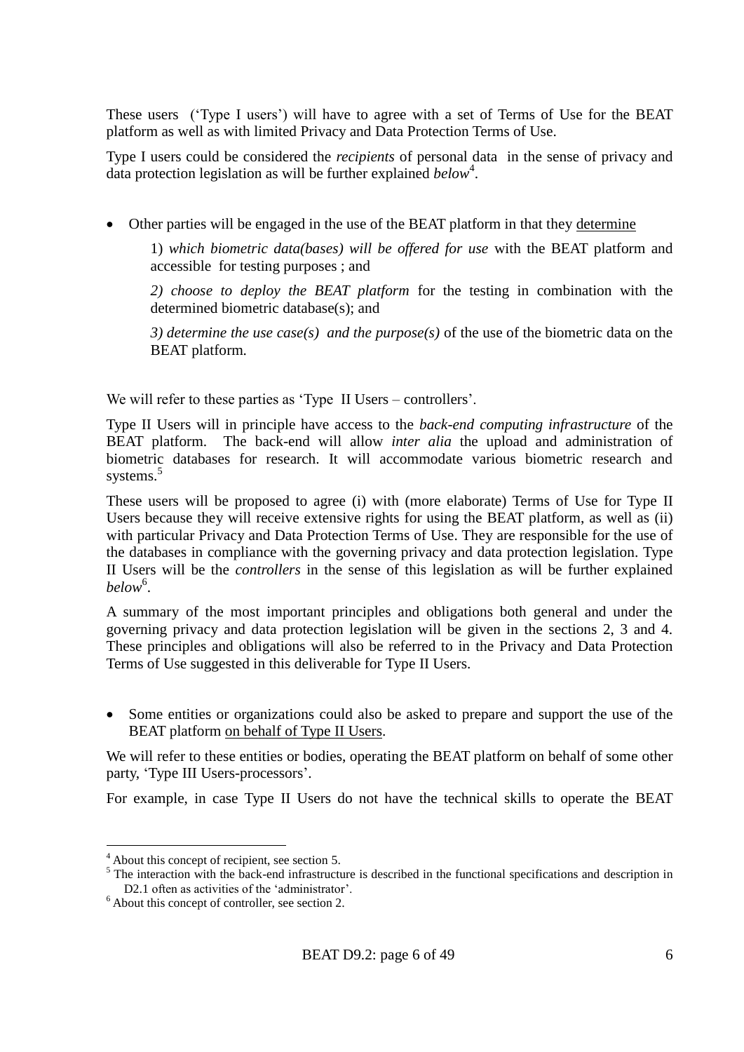These users ('Type I users') will have to agree with a set of Terms of Use for the BEAT platform as well as with limited Privacy and Data Protection Terms of Use.

Type I users could be considered the *recipients* of personal data in the sense of privacy and data protection legislation as will be further explained *below*[4].

- Other parties will be engaged in the use of the BEAT platform in that they determine

  1) *which biometric data(bases) will be offered for use* with the BEAT platform and accessible for testing purposes ; and

  *2) choose to deploy the BEAT platform* for the testing in combination with the determined biometric database(s); and

  *3) determine the use case(s) and the purpose(s)* of the use of the biometric data on the BEAT platform.

We will refer to these parties as 'Type II Users – controllers'.

Type II Users will in principle have access to the *back-end computing infrastructure* of the BEAT platform. The back-end will allow *inter alia* the upload and administration of biometric databases for research. It will accommodate various biometric research and systems.[5]

These users will be proposed to agree (i) with (more elaborate) Terms of Use for Type II Users because they will receive extensive rights for using the BEAT platform, as well as (ii) with particular Privacy and Data Protection Terms of Use. They are responsible for the use of the databases in compliance with the governing privacy and data protection legislation. Type II Users will be the *controllers* in the sense of this legislation as will be further explained *below*[6].

A summary of the most important principles and obligations both general and under the governing privacy and data protection legislation will be given in the sections 2, 3 and 4. These principles and obligations will also be referred to in the Privacy and Data Protection Terms of Use suggested in this deliverable for Type II Users.

- Some entities or organizations could also be asked to prepare and support the use of the BEAT platform on behalf of Type II Users.

We will refer to these entities or bodies, operating the BEAT platform on behalf of some other party, 'Type III Users-processors'.

For example, in case Type II Users do not have the technical skills to operate the BEAT

---

[4] About this concept of recipient, see section 5.

[5] The interaction with the back-end infrastructure is described in the functional specifications and description in D2.1 often as activities of the 'administrator'.

[6] About this concept of controller, see section 2.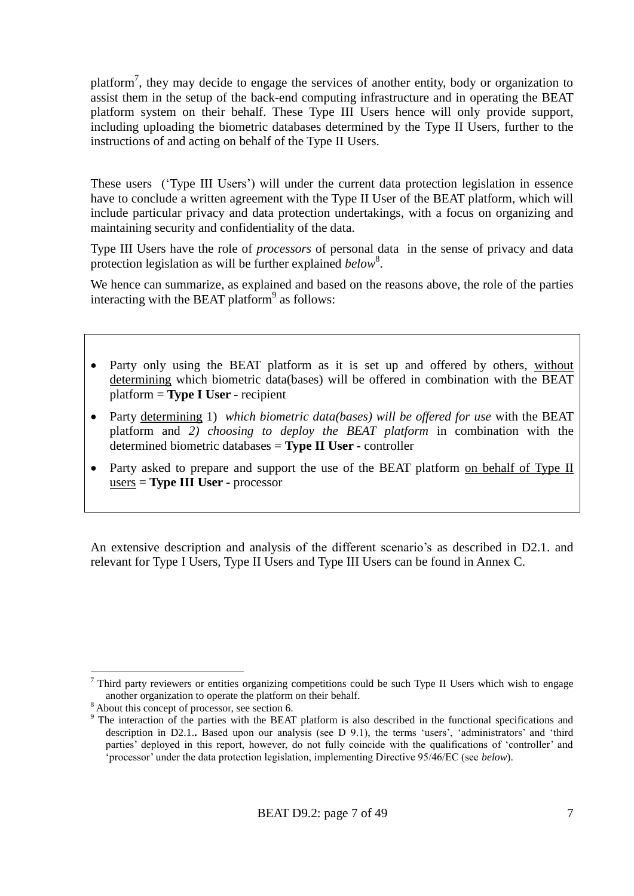platform[7], they may decide to engage the services of another entity, body or organization to assist them in the setup of the back-end computing infrastructure and in operating the BEAT platform system on their behalf. These Type III Users hence will only provide support, including uploading the biometric databases determined by the Type II Users, further to the instructions of and acting on behalf of the Type II Users.

These users ('Type III Users') will under the current data protection legislation in essence have to conclude a written agreement with the Type II User of the BEAT platform, which will include particular privacy and data protection undertakings, with a focus on organizing and maintaining security and confidentiality of the data.

Type III Users have the role of *processors* of personal data in the sense of privacy and data protection legislation as will be further explained *below*[8].

We hence can summarize, as explained and based on the reasons above, the role of the parties interacting with the BEAT platform[9] as follows:

- Party only using the BEAT platform as it is set up and offered by others, <u>without determining</u> which biometric data(bases) will be offered in combination with the BEAT platform = **Type I User -** recipient
- Party <u>determining</u> 1) *which biometric data(bases) will be offered for use* with the BEAT platform and *2) choosing to deploy the BEAT platform* in combination with the determined biometric databases = **Type II User -** controller
- Party asked to prepare and support the use of the BEAT platform <u>on behalf of Type II users</u> = **Type III User -** processor

An extensive description and analysis of the different scenario's as described in D2.1. and relevant for Type I Users, Type II Users and Type III Users can be found in Annex C.

[7] Third party reviewers or entities organizing competitions could be such Type II Users which wish to engage another organization to operate the platform on their behalf.

[8] About this concept of processor, see section 6.

[9] The interaction of the parties with the BEAT platform is also described in the functional specifications and description in D2.1.**.** Based upon our analysis (see D 9.1), the terms 'users', 'administrators' and 'third parties' deployed in this report, however, do not fully coincide with the qualifications of 'controller' and 'processor' under the data protection legislation, implementing Directive 95/46/EC (see *below*).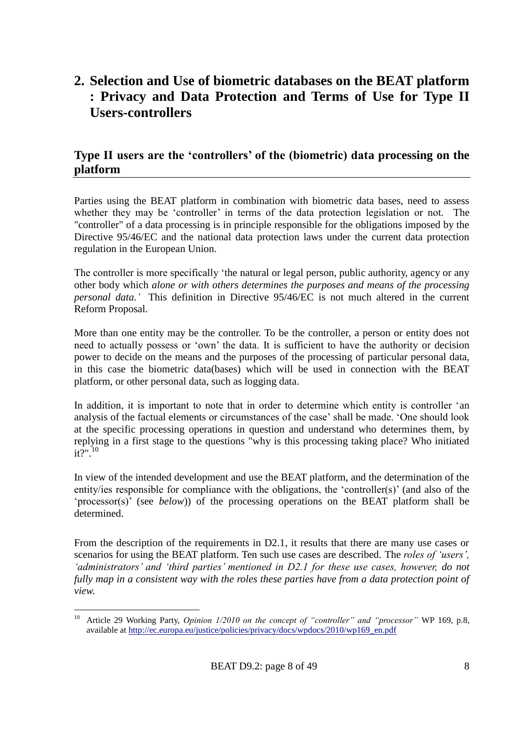# 2. Selection and Use of biometric databases on the BEAT platform : Privacy and Data Protection and Terms of Use for Type II Users-controllers

## Type II users are the 'controllers' of the (biometric) data processing on the platform

Parties using the BEAT platform in combination with biometric data bases, need to assess whether they may be 'controller' in terms of the data protection legislation or not. The "controller" of a data processing is in principle responsible for the obligations imposed by the Directive 95/46/EC and the national data protection laws under the current data protection regulation in the European Union.

The controller is more specifically 'the natural or legal person, public authority, agency or any other body which *alone or with others determines the purposes and means of the processing personal data.'* This definition in Directive 95/46/EC is not much altered in the current Reform Proposal.

More than one entity may be the controller. To be the controller, a person or entity does not need to actually possess or 'own' the data. It is sufficient to have the authority or decision power to decide on the means and the purposes of the processing of particular personal data, in this case the biometric data(bases) which will be used in connection with the BEAT platform, or other personal data, such as logging data.

In addition, it is important to note that in order to determine which entity is controller 'an analysis of the factual elements or circumstances of the case' shall be made. 'One should look at the specific processing operations in question and understand who determines them, by replying in a first stage to the questions "why is this processing taking place? Who initiated it?".[10]

In view of the intended development and use the BEAT platform, and the determination of the entity/ies responsible for compliance with the obligations, the 'controller(s)' (and also of the 'processor(s)' (see *below*)) of the processing operations on the BEAT platform shall be determined.

From the description of the requirements in D2.1, it results that there are many use cases or scenarios for using the BEAT platform. Ten such use cases are described. The *roles of 'users', 'administrators' and 'third parties' mentioned in D2.1 for these use cases, however, do not fully map in a consistent way with the roles these parties have from a data protection point of view.*

---

[10] Article 29 Working Party, *Opinion 1/2010 on the concept of "controller" and "processor"* WP 169, p.8, available at http://ec.europa.eu/justice/policies/privacy/docs/wpdocs/2010/wp169_en.pdf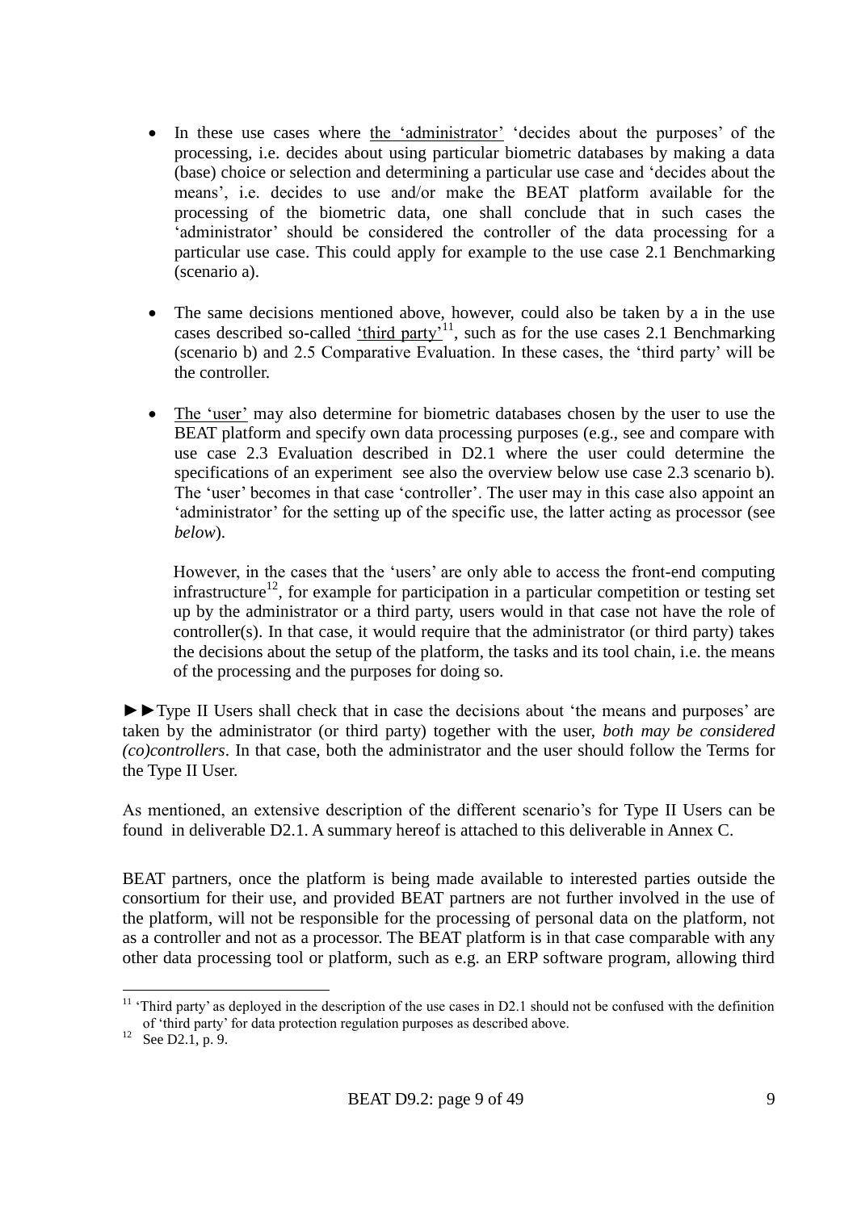- In these use cases where the 'administrator' 'decides about the purposes' of the processing, i.e. decides about using particular biometric databases by making a data (base) choice or selection and determining a particular use case and 'decides about the means', i.e. decides to use and/or make the BEAT platform available for the processing of the biometric data, one shall conclude that in such cases the 'administrator' should be considered the controller of the data processing for a particular use case. This could apply for example to the use case 2.1 Benchmarking (scenario a).

- The same decisions mentioned above, however, could also be taken by a in the use cases described so-called 'third party'[11], such as for the use cases 2.1 Benchmarking (scenario b) and 2.5 Comparative Evaluation. In these cases, the 'third party' will be the controller.

- The 'user' may also determine for biometric databases chosen by the user to use the BEAT platform and specify own data processing purposes (e.g., see and compare with use case 2.3 Evaluation described in D2.1 where the user could determine the specifications of an experiment see also the overview below use case 2.3 scenario b). The 'user' becomes in that case 'controller'. The user may in this case also appoint an 'administrator' for the setting up of the specific use, the latter acting as processor (see *below*).

  However, in the cases that the 'users' are only able to access the front-end computing infrastructure[12], for example for participation in a particular competition or testing set up by the administrator or a third party, users would in that case not have the role of controller(s). In that case, it would require that the administrator (or third party) takes the decisions about the setup of the platform, the tasks and its tool chain, i.e. the means of the processing and the purposes for doing so.

►►Type II Users shall check that in case the decisions about 'the means and purposes' are taken by the administrator (or third party) together with the user, *both may be considered (co)controllers*. In that case, both the administrator and the user should follow the Terms for the Type II User.

As mentioned, an extensive description of the different scenario's for Type II Users can be found in deliverable D2.1. A summary hereof is attached to this deliverable in Annex C.

BEAT partners, once the platform is being made available to interested parties outside the consortium for their use, and provided BEAT partners are not further involved in the use of the platform, will not be responsible for the processing of personal data on the platform, not as a controller and not as a processor. The BEAT platform is in that case comparable with any other data processing tool or platform, such as e.g. an ERP software program, allowing third

[11] 'Third party' as deployed in the description of the use cases in D2.1 should not be confused with the definition of 'third party' for data protection regulation purposes as described above.

[12] See D2.1, p. 9.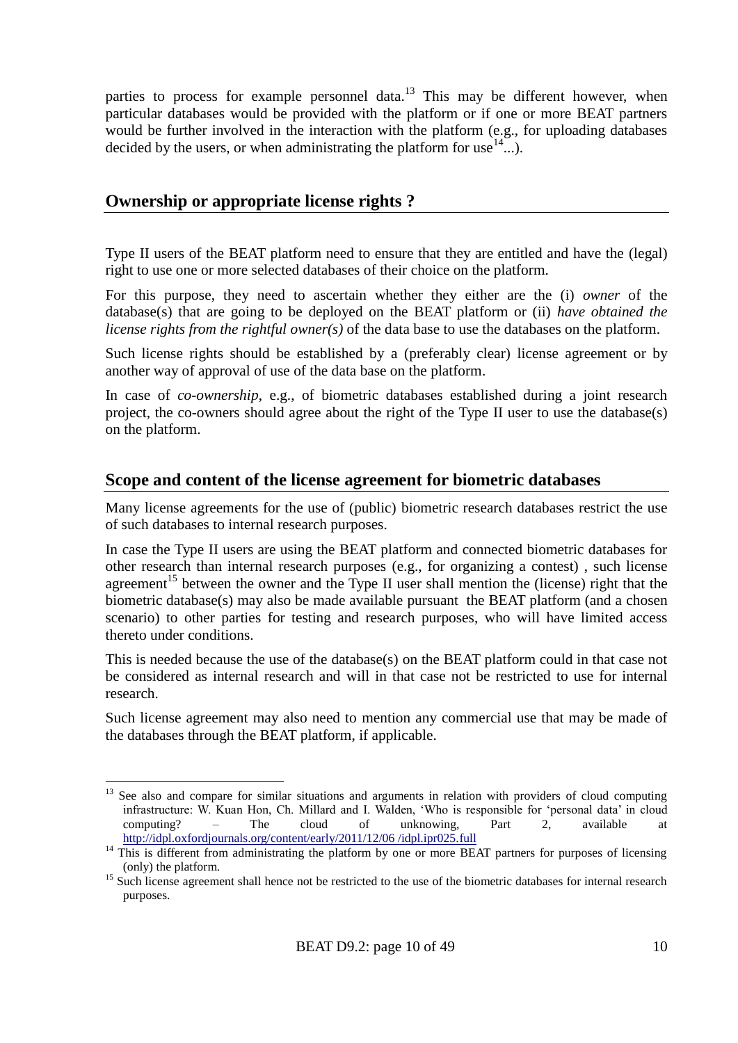parties to process for example personnel data.[13] This may be different however, when particular databases would be provided with the platform or if one or more BEAT partners would be further involved in the interaction with the platform (e.g., for uploading databases decided by the users, or when administrating the platform for use[14]...).

## Ownership or appropriate license rights ?

Type II users of the BEAT platform need to ensure that they are entitled and have the (legal) right to use one or more selected databases of their choice on the platform.

For this purpose, they need to ascertain whether they either are the (i) *owner* of the database(s) that are going to be deployed on the BEAT platform or (ii) *have obtained the license rights from the rightful owner(s)* of the data base to use the databases on the platform.

Such license rights should be established by a (preferably clear) license agreement or by another way of approval of use of the data base on the platform.

In case of *co-ownership*, e.g., of biometric databases established during a joint research project, the co-owners should agree about the right of the Type II user to use the database(s) on the platform.

## Scope and content of the license agreement for biometric databases

Many license agreements for the use of (public) biometric research databases restrict the use of such databases to internal research purposes.

In case the Type II users are using the BEAT platform and connected biometric databases for other research than internal research purposes (e.g., for organizing a contest) , such license agreement[15] between the owner and the Type II user shall mention the (license) right that the biometric database(s) may also be made available pursuant the BEAT platform (and a chosen scenario) to other parties for testing and research purposes, who will have limited access thereto under conditions.

This is needed because the use of the database(s) on the BEAT platform could in that case not be considered as internal research and will in that case not be restricted to use for internal research.

Such license agreement may also need to mention any commercial use that may be made of the databases through the BEAT platform, if applicable.

---

[13] See also and compare for similar situations and arguments in relation with providers of cloud computing infrastructure: W. Kuan Hon, Ch. Millard and I. Walden, 'Who is responsible for 'personal data' in cloud computing? – The cloud of unknowing, Part 2, available at http://idpl.oxfordjournals.org/content/early/2011/12/06 /idpl.ipr025.full

[14] This is different from administrating the platform by one or more BEAT partners for purposes of licensing (only) the platform.

[15] Such license agreement shall hence not be restricted to the use of the biometric databases for internal research purposes.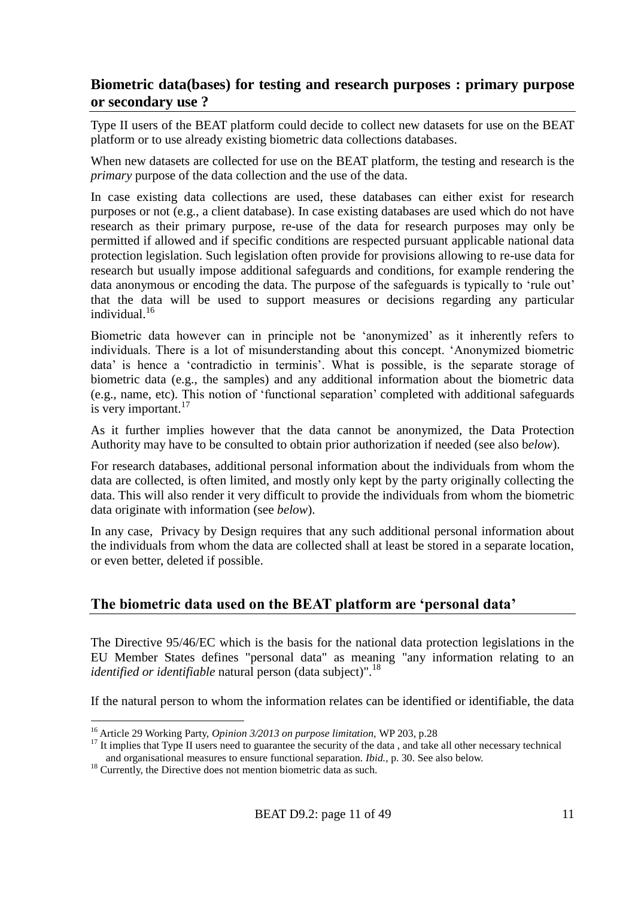## Biometric data(bases) for testing and research purposes : primary purpose or secondary use ?

Type II users of the BEAT platform could decide to collect new datasets for use on the BEAT platform or to use already existing biometric data collections databases.

When new datasets are collected for use on the BEAT platform, the testing and research is the *primary* purpose of the data collection and the use of the data.

In case existing data collections are used, these databases can either exist for research purposes or not (e.g., a client database). In case existing databases are used which do not have research as their primary purpose, re-use of the data for research purposes may only be permitted if allowed and if specific conditions are respected pursuant applicable national data protection legislation. Such legislation often provide for provisions allowing to re-use data for research but usually impose additional safeguards and conditions, for example rendering the data anonymous or encoding the data. The purpose of the safeguards is typically to 'rule out' that the data will be used to support measures or decisions regarding any particular individual.[16]

Biometric data however can in principle not be 'anonymized' as it inherently refers to individuals. There is a lot of misunderstanding about this concept. 'Anonymized biometric data' is hence a 'contradictio in terminis'. What is possible, is the separate storage of biometric data (e.g., the samples) and any additional information about the biometric data (e.g., name, etc). This notion of 'functional separation' completed with additional safeguards is very important.[17]

As it further implies however that the data cannot be anonymized, the Data Protection Authority may have to be consulted to obtain prior authorization if needed (see also b*elow*).

For research databases, additional personal information about the individuals from whom the data are collected, is often limited, and mostly only kept by the party originally collecting the data. This will also render it very difficult to provide the individuals from whom the biometric data originate with information (see *below*).

In any case, Privacy by Design requires that any such additional personal information about the individuals from whom the data are collected shall at least be stored in a separate location, or even better, deleted if possible.

## The biometric data used on the BEAT platform are 'personal data'

The Directive 95/46/EC which is the basis for the national data protection legislations in the EU Member States defines "personal data" as meaning "any information relating to an *identified or identifiable* natural person (data subject)".[18]

If the natural person to whom the information relates can be identified or identifiable, the data

---

[16] Article 29 Working Party, *Opinion 3/2013 on purpose limitation*, WP 203, p.28

[17] It implies that Type II users need to guarantee the security of the data , and take all other necessary technical and organisational measures to ensure functional separation. *Ibid.*, p. 30. See also below.

[18] Currently, the Directive does not mention biometric data as such.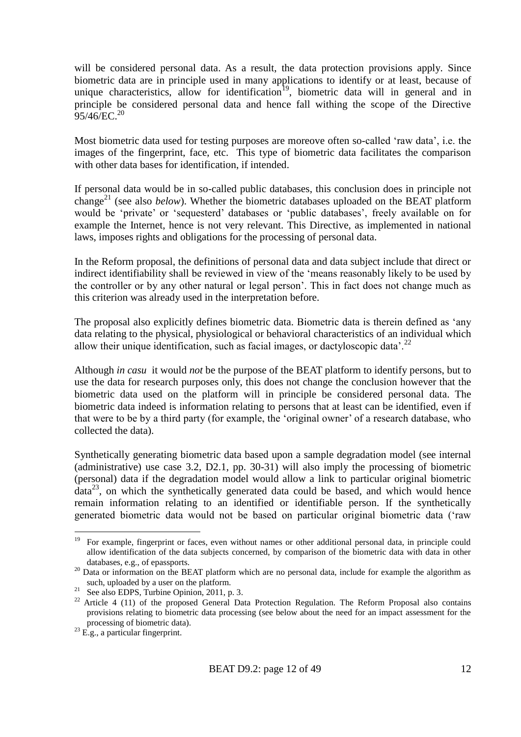will be considered personal data. As a result, the data protection provisions apply. Since biometric data are in principle used in many applications to identify or at least, because of unique characteristics, allow for identification[19], biometric data will in general and in principle be considered personal data and hence fall withing the scope of the Directive 95/46/EC.[20]

Most biometric data used for testing purposes are moreove often so-called 'raw data', i.e. the images of the fingerprint, face, etc. This type of biometric data facilitates the comparison with other data bases for identification, if intended.

If personal data would be in so-called public databases, this conclusion does in principle not change[21] (see also *below*). Whether the biometric databases uploaded on the BEAT platform would be 'private' or 'sequesterd' databases or 'public databases', freely available on for example the Internet, hence is not very relevant. This Directive, as implemented in national laws, imposes rights and obligations for the processing of personal data.

In the Reform proposal, the definitions of personal data and data subject include that direct or indirect identifiability shall be reviewed in view of the 'means reasonably likely to be used by the controller or by any other natural or legal person'. This in fact does not change much as this criterion was already used in the interpretation before.

The proposal also explicitly defines biometric data. Biometric data is therein defined as 'any data relating to the physical, physiological or behavioral characteristics of an individual which allow their unique identification, such as facial images, or dactyloscopic data'.[22]

Although *in casu* it would *not* be the purpose of the BEAT platform to identify persons, but to use the data for research purposes only, this does not change the conclusion however that the biometric data used on the platform will in principle be considered personal data. The biometric data indeed is information relating to persons that at least can be identified, even if that were to be by a third party (for example, the 'original owner' of a research database, who collected the data).

Synthetically generating biometric data based upon a sample degradation model (see internal (administrative) use case 3.2, D2.1, pp. 30-31) will also imply the processing of biometric (personal) data if the degradation model would allow a link to particular original biometric data[23], on which the synthetically generated data could be based, and which would hence remain information relating to an identified or identifiable person. If the synthetically generated biometric data would not be based on particular original biometric data ('raw

---

[19] For example, fingerprint or faces, even without names or other additional personal data, in principle could allow identification of the data subjects concerned, by comparison of the biometric data with data in other databases, e.g., of epassports.

[20] Data or information on the BEAT platform which are no personal data, include for example the algorithm as such, uploaded by a user on the platform.

[21] See also EDPS, Turbine Opinion, 2011, p. 3.

[22] Article 4 (11) of the proposed General Data Protection Regulation. The Reform Proposal also contains provisions relating to biometric data processing (see below about the need for an impact assessment for the processing of biometric data).

[23] E.g., a particular fingerprint.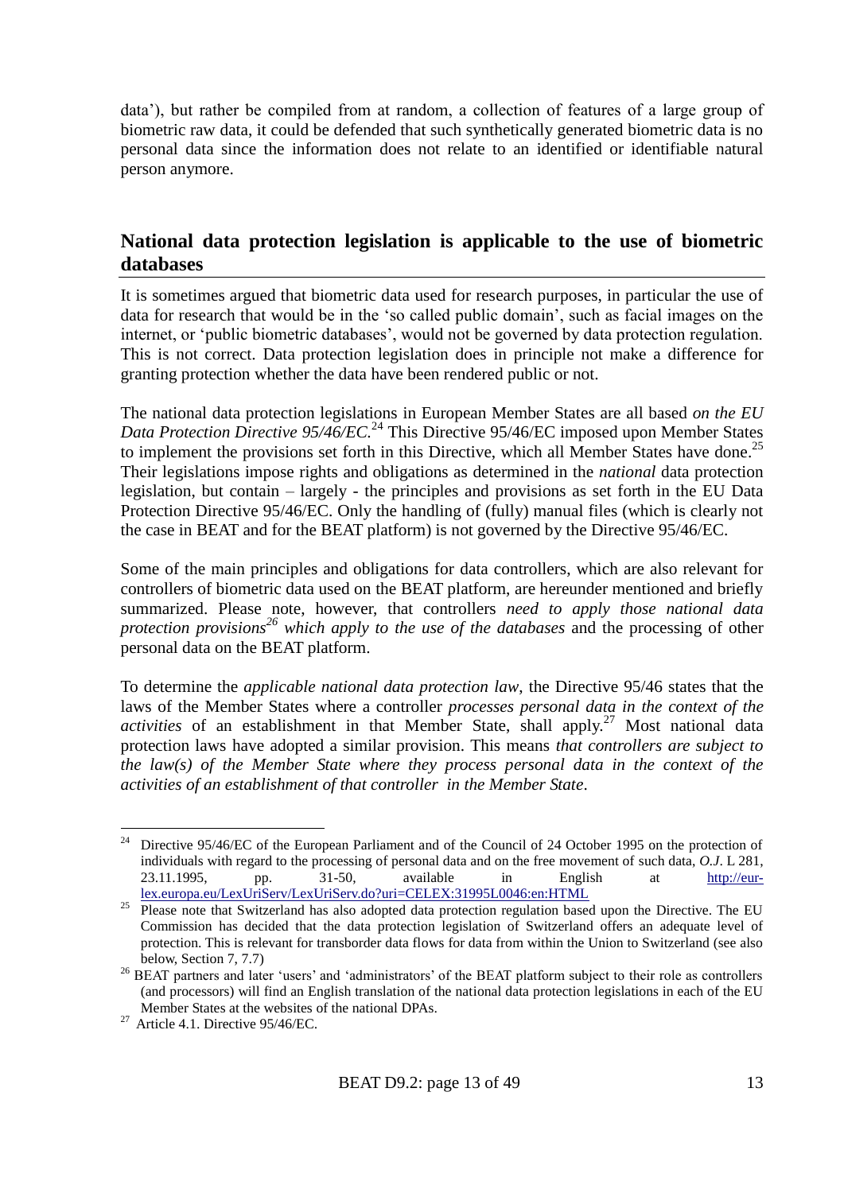data'), but rather be compiled from at random, a collection of features of a large group of biometric raw data, it could be defended that such synthetically generated biometric data is no personal data since the information does not relate to an identified or identifiable natural person anymore.

## National data protection legislation is applicable to the use of biometric databases

It is sometimes argued that biometric data used for research purposes, in particular the use of data for research that would be in the 'so called public domain', such as facial images on the internet, or 'public biometric databases', would not be governed by data protection regulation. This is not correct. Data protection legislation does in principle not make a difference for granting protection whether the data have been rendered public or not.

The national data protection legislations in European Member States are all based *on the EU Data Protection Directive 95/46/EC.*[24] This Directive 95/46/EC imposed upon Member States to implement the provisions set forth in this Directive, which all Member States have done.[25] Their legislations impose rights and obligations as determined in the *national* data protection legislation, but contain – largely - the principles and provisions as set forth in the EU Data Protection Directive 95/46/EC. Only the handling of (fully) manual files (which is clearly not the case in BEAT and for the BEAT platform) is not governed by the Directive 95/46/EC.

Some of the main principles and obligations for data controllers, which are also relevant for controllers of biometric data used on the BEAT platform, are hereunder mentioned and briefly summarized. Please note, however, that controllers *need to apply those national data protection provisions*[26] *which apply to the use of the databases* and the processing of other personal data on the BEAT platform.

To determine the *applicable national data protection law*, the Directive 95/46 states that the laws of the Member States where a controller *processes personal data in the context of the activities* of an establishment in that Member State, shall apply.[27] Most national data protection laws have adopted a similar provision. This means *that controllers are subject to the law(s) of the Member State where they process personal data in the context of the activities of an establishment of that controller in the Member State*.

---

[24] Directive 95/46/EC of the European Parliament and of the Council of 24 October 1995 on the protection of individuals with regard to the processing of personal data and on the free movement of such data, *O.J*. L 281, 23.11.1995, pp. 31-50, available in English at http://eur-lex.europa.eu/LexUriServ/LexUriServ.do?uri=CELEX:31995L0046:en:HTML

[25] Please note that Switzerland has also adopted data protection regulation based upon the Directive. The EU Commission has decided that the data protection legislation of Switzerland offers an adequate level of protection. This is relevant for transborder data flows for data from within the Union to Switzerland (see also below, Section 7, 7.7)

[26] BEAT partners and later 'users' and 'administrators' of the BEAT platform subject to their role as controllers (and processors) will find an English translation of the national data protection legislations in each of the EU Member States at the websites of the national DPAs.

[27] Article 4.1. Directive 95/46/EC.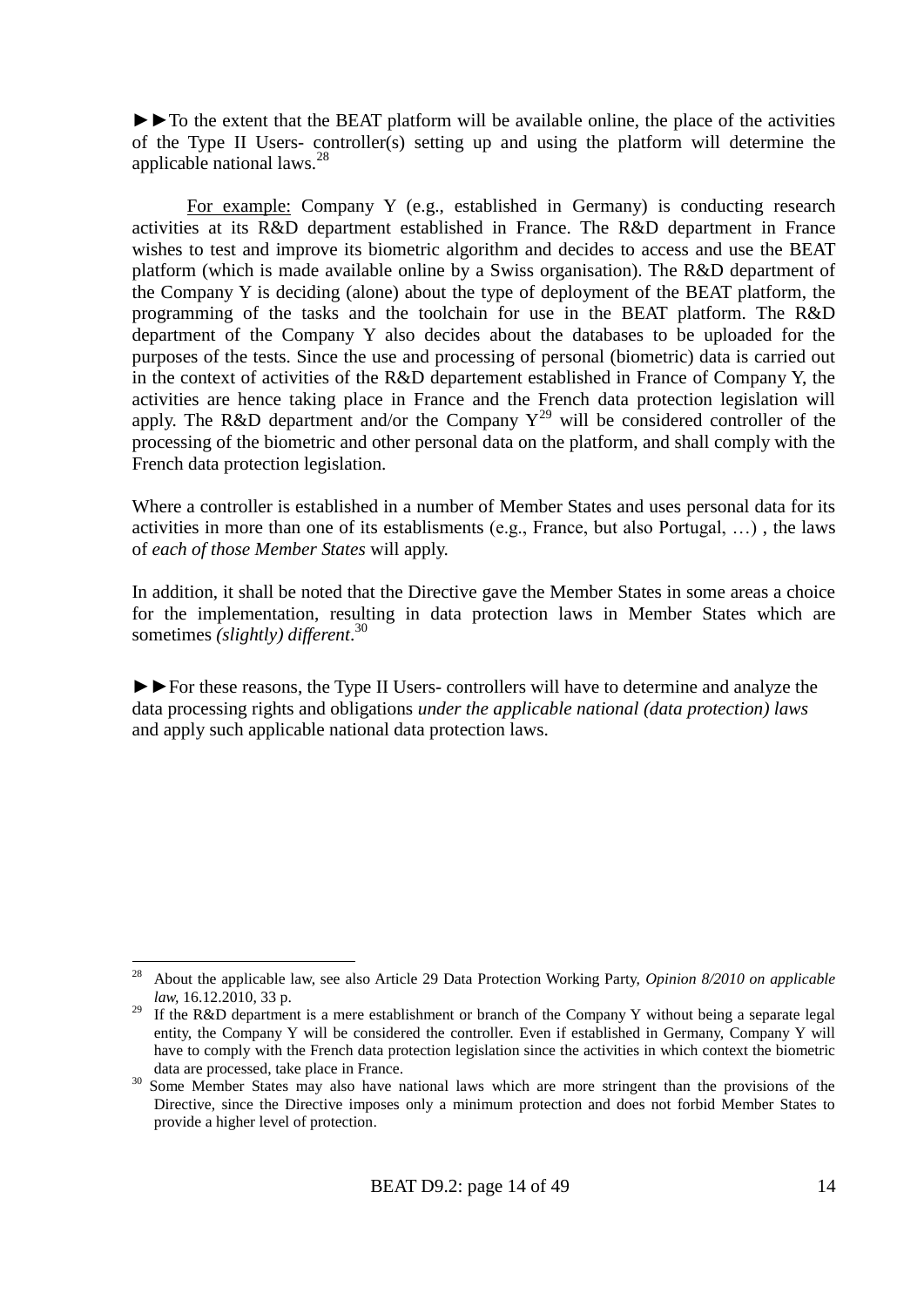►►To the extent that the BEAT platform will be available online, the place of the activities of the Type II Users- controller(s) setting up and using the platform will determine the applicable national laws.[28]

For example: Company Y (e.g., established in Germany) is conducting research activities at its R&D department established in France. The R&D department in France wishes to test and improve its biometric algorithm and decides to access and use the BEAT platform (which is made available online by a Swiss organisation). The R&D department of the Company Y is deciding (alone) about the type of deployment of the BEAT platform, the programming of the tasks and the toolchain for use in the BEAT platform. The R&D department of the Company Y also decides about the databases to be uploaded for the purposes of the tests. Since the use and processing of personal (biometric) data is carried out in the context of activities of the R&D departement established in France of Company Y, the activities are hence taking place in France and the French data protection legislation will apply. The R&D department and/or the Company Y[29] will be considered controller of the processing of the biometric and other personal data on the platform, and shall comply with the French data protection legislation.

Where a controller is established in a number of Member States and uses personal data for its activities in more than one of its establisments (e.g., France, but also Portugal, …) , the laws of *each of those Member States* will apply.

In addition, it shall be noted that the Directive gave the Member States in some areas a choice for the implementation, resulting in data protection laws in Member States which are sometimes *(slightly) different*.[30]

►►For these reasons, the Type II Users- controllers will have to determine and analyze the data processing rights and obligations *under the applicable national (data protection) laws* and apply such applicable national data protection laws.

---

[28] About the applicable law, see also Article 29 Data Protection Working Party, *Opinion 8/2010 on applicable law*, 16.12.2010, 33 p.

[29] If the R&D department is a mere establishment or branch of the Company Y without being a separate legal entity, the Company Y will be considered the controller. Even if established in Germany, Company Y will have to comply with the French data protection legislation since the activities in which context the biometric data are processed, take place in France.

[30] Some Member States may also have national laws which are more stringent than the provisions of the Directive, since the Directive imposes only a minimum protection and does not forbid Member States to provide a higher level of protection.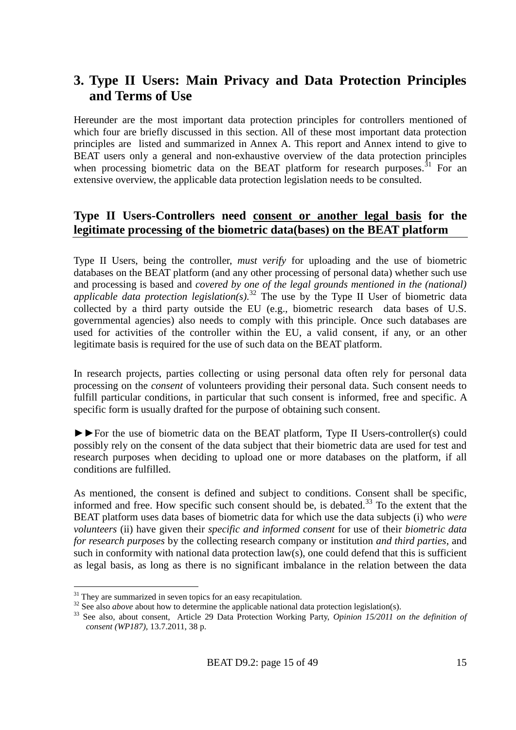# 3. Type II Users: Main Privacy and Data Protection Principles and Terms of Use

Hereunder are the most important data protection principles for controllers mentioned of which four are briefly discussed in this section. All of these most important data protection principles are listed and summarized in Annex A. This report and Annex intend to give to BEAT users only a general and non-exhaustive overview of the data protection principles when processing biometric data on the BEAT platform for research purposes.[31] For an extensive overview, the applicable data protection legislation needs to be consulted.

## Type II Users-Controllers need consent or another legal basis for the legitimate processing of the biometric data(bases) on the BEAT platform

Type II Users, being the controller, *must verify* for uploading and the use of biometric databases on the BEAT platform (and any other processing of personal data) whether such use and processing is based and *covered by one of the legal grounds mentioned in the (national) applicable data protection legislation(s)*.[32] The use by the Type II User of biometric data collected by a third party outside the EU (e.g., biometric research data bases of U.S. governmental agencies) also needs to comply with this principle. Once such databases are used for activities of the controller within the EU, a valid consent, if any, or an other legitimate basis is required for the use of such data on the BEAT platform.

In research projects, parties collecting or using personal data often rely for personal data processing on the *consent* of volunteers providing their personal data. Such consent needs to fulfill particular conditions, in particular that such consent is informed, free and specific. A specific form is usually drafted for the purpose of obtaining such consent.

►►For the use of biometric data on the BEAT platform, Type II Users-controller(s) could possibly rely on the consent of the data subject that their biometric data are used for test and research purposes when deciding to upload one or more databases on the platform, if all conditions are fulfilled.

As mentioned, the consent is defined and subject to conditions. Consent shall be specific, informed and free. How specific such consent should be, is debated.[33] To the extent that the BEAT platform uses data bases of biometric data for which use the data subjects (i) who *were volunteers* (ii) have given their *specific and informed consent* for use of their *biometric data for research purposes* by the collecting research company or institution *and third parties*, and such in conformity with national data protection law(s), one could defend that this is sufficient as legal basis, as long as there is no significant imbalance in the relation between the data

---

[31] They are summarized in seven topics for an easy recapitulation.

[32] See also *above* about how to determine the applicable national data protection legislation(s).

[33] See also, about consent, Article 29 Data Protection Working Party, *Opinion 15/2011 on the definition of consent (WP187)*, 13.7.2011, 38 p.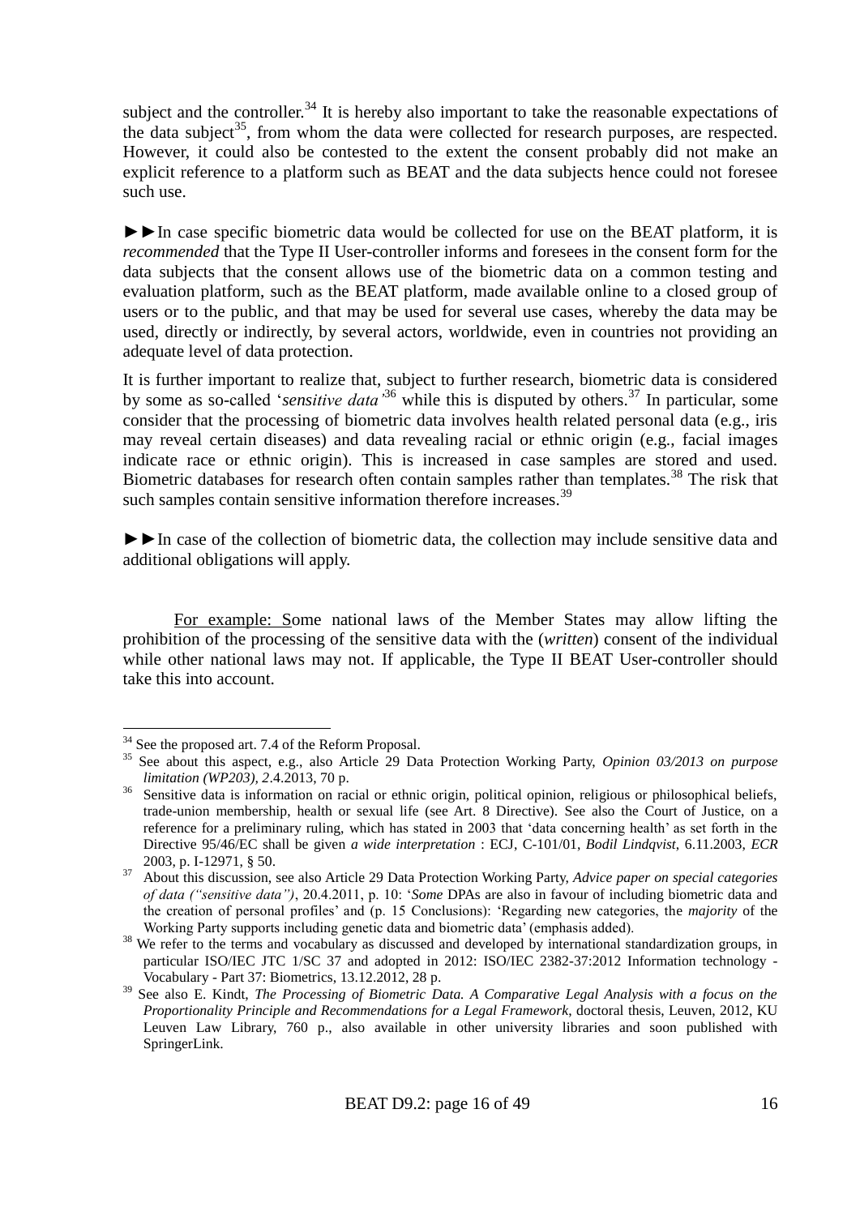subject and the controller.[34] It is hereby also important to take the reasonable expectations of the data subject[35], from whom the data were collected for research purposes, are respected. However, it could also be contested to the extent the consent probably did not make an explicit reference to a platform such as BEAT and the data subjects hence could not foresee such use.

►►In case specific biometric data would be collected for use on the BEAT platform, it is *recommended* that the Type II User-controller informs and foresees in the consent form for the data subjects that the consent allows use of the biometric data on a common testing and evaluation platform, such as the BEAT platform, made available online to a closed group of users or to the public, and that may be used for several use cases, whereby the data may be used, directly or indirectly, by several actors, worldwide, even in countries not providing an adequate level of data protection.

It is further important to realize that, subject to further research, biometric data is considered by some as so-called '*sensitive data*'[36] while this is disputed by others.[37] In particular, some consider that the processing of biometric data involves health related personal data (e.g., iris may reveal certain diseases) and data revealing racial or ethnic origin (e.g., facial images indicate race or ethnic origin). This is increased in case samples are stored and used. Biometric databases for research often contain samples rather than templates.[38] The risk that such samples contain sensitive information therefore increases.[39]

►►In case of the collection of biometric data, the collection may include sensitive data and additional obligations will apply.

For example: Some national laws of the Member States may allow lifting the prohibition of the processing of the sensitive data with the (*written*) consent of the individual while other national laws may not. If applicable, the Type II BEAT User-controller should take this into account.

---

[34] See the proposed art. 7.4 of the Reform Proposal.

[35] See about this aspect, e.g., also Article 29 Data Protection Working Party, *Opinion 03/2013 on purpose limitation (WP203), 2*.4.2013, 70 p.

[36] Sensitive data is information on racial or ethnic origin, political opinion, religious or philosophical beliefs, trade-union membership, health or sexual life (see Art. 8 Directive). See also the Court of Justice, on a reference for a preliminary ruling, which has stated in 2003 that 'data concerning health' as set forth in the Directive 95/46/EC shall be given *a wide interpretation* : ECJ, C-101/01, *Bodil Lindqvist*, 6.11.2003, *ECR* 2003, p. I-12971, § 50.

[37] About this discussion, see also Article 29 Data Protection Working Party, *Advice paper on special categories of data ("sensitive data")*, 20.4.2011, p. 10: '*Some* DPAs are also in favour of including biometric data and the creation of personal profiles' and (p. 15 Conclusions): 'Regarding new categories, the *majority* of the Working Party supports including genetic data and biometric data' (emphasis added).

[38] We refer to the terms and vocabulary as discussed and developed by international standardization groups, in particular ISO/IEC JTC 1/SC 37 and adopted in 2012: ISO/IEC 2382-37:2012 Information technology - Vocabulary - Part 37: Biometrics, 13.12.2012, 28 p.

[39] See also E. Kindt, *The Processing of Biometric Data. A Comparative Legal Analysis with a focus on the Proportionality Principle and Recommendations for a Legal Framework*, doctoral thesis, Leuven, 2012, KU Leuven Law Library, 760 p., also available in other university libraries and soon published with SpringerLink.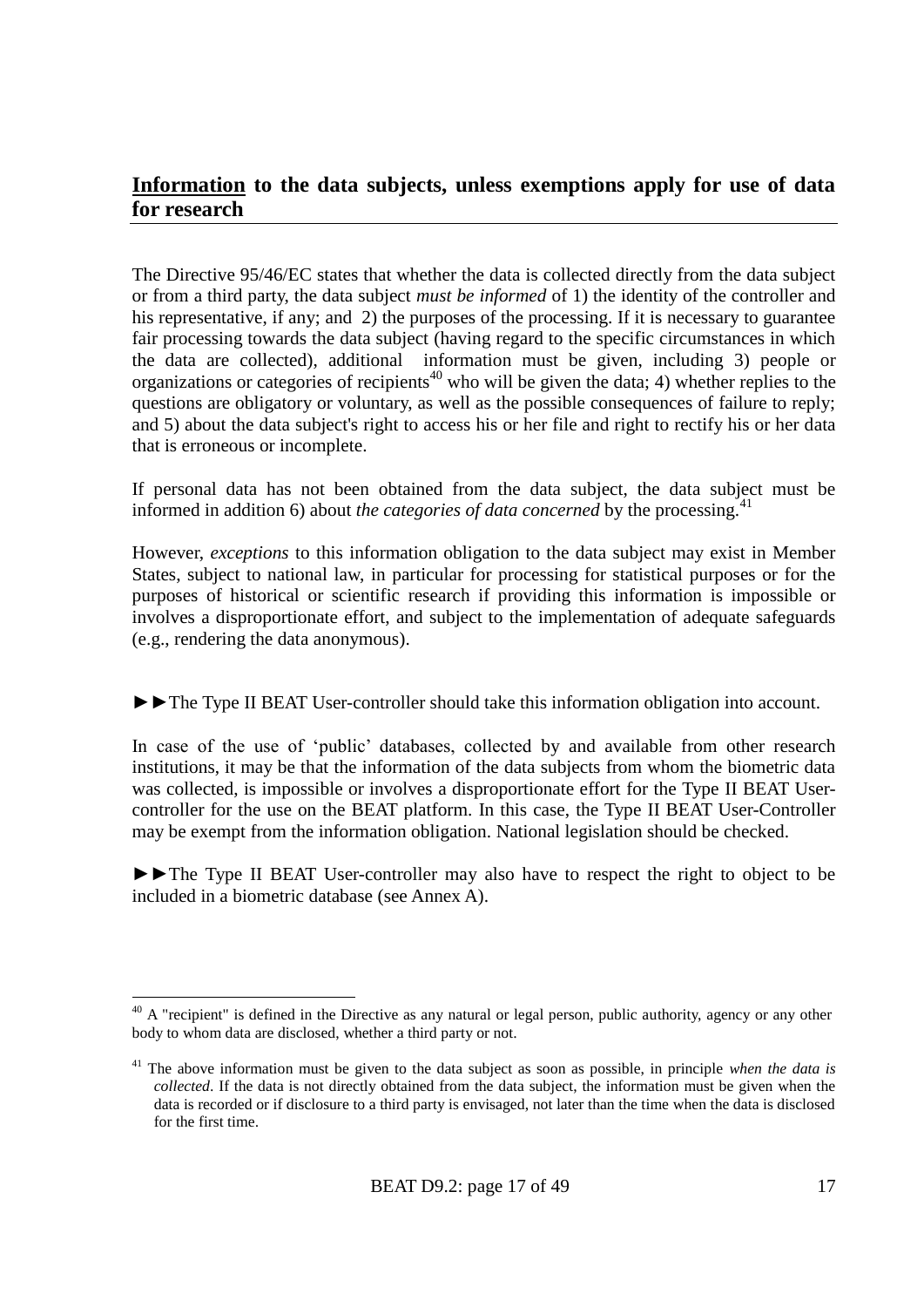## **Information** to the data subjects, unless exemptions apply for use of data for research

The Directive 95/46/EC states that whether the data is collected directly from the data subject or from a third party, the data subject *must be informed* of 1) the identity of the controller and his representative, if any; and 2) the purposes of the processing. If it is necessary to guarantee fair processing towards the data subject (having regard to the specific circumstances in which the data are collected), additional information must be given, including 3) people or organizations or categories of recipients[40] who will be given the data; 4) whether replies to the questions are obligatory or voluntary, as well as the possible consequences of failure to reply; and 5) about the data subject's right to access his or her file and right to rectify his or her data that is erroneous or incomplete.

If personal data has not been obtained from the data subject, the data subject must be informed in addition 6) about *the categories of data concerned* by the processing.[41]

However, *exceptions* to this information obligation to the data subject may exist in Member States, subject to national law, in particular for processing for statistical purposes or for the purposes of historical or scientific research if providing this information is impossible or involves a disproportionate effort, and subject to the implementation of adequate safeguards (e.g., rendering the data anonymous).

►►The Type II BEAT User-controller should take this information obligation into account.

In case of the use of 'public' databases, collected by and available from other research institutions, it may be that the information of the data subjects from whom the biometric data was collected, is impossible or involves a disproportionate effort for the Type II BEAT User-controller for the use on the BEAT platform. In this case, the Type II BEAT User-Controller may be exempt from the information obligation. National legislation should be checked.

►►The Type II BEAT User-controller may also have to respect the right to object to be included in a biometric database (see Annex A).

---

[40] A "recipient" is defined in the Directive as any natural or legal person, public authority, agency or any other body to whom data are disclosed, whether a third party or not.

[41] The above information must be given to the data subject as soon as possible, in principle *when the data is collected*. If the data is not directly obtained from the data subject, the information must be given when the data is recorded or if disclosure to a third party is envisaged, not later than the time when the data is disclosed for the first time.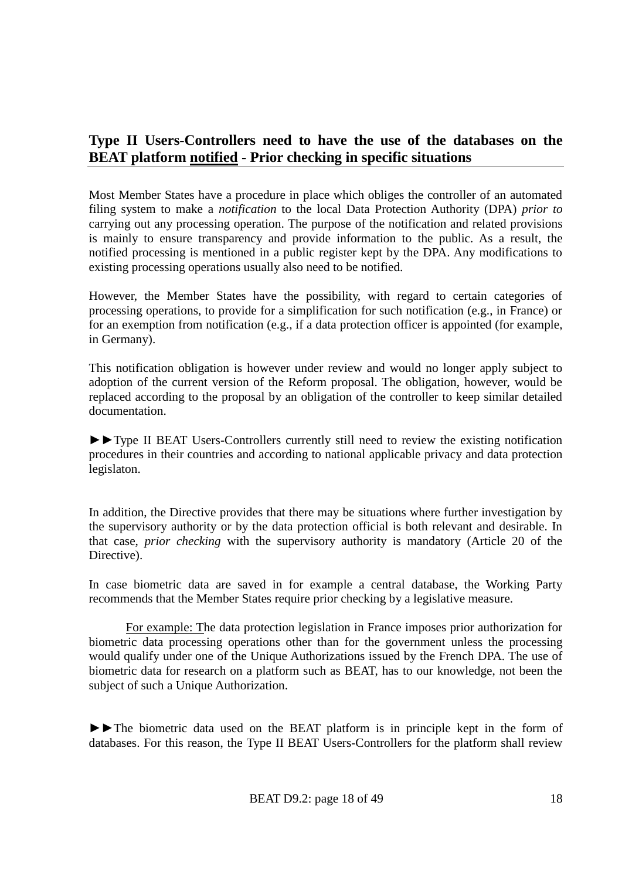## Type II Users-Controllers need to have the use of the databases on the BEAT platform notified - Prior checking in specific situations

Most Member States have a procedure in place which obliges the controller of an automated filing system to make a *notification* to the local Data Protection Authority (DPA) *prior to* carrying out any processing operation. The purpose of the notification and related provisions is mainly to ensure transparency and provide information to the public. As a result, the notified processing is mentioned in a public register kept by the DPA. Any modifications to existing processing operations usually also need to be notified.

However, the Member States have the possibility, with regard to certain categories of processing operations, to provide for a simplification for such notification (e.g., in France) or for an exemption from notification (e.g., if a data protection officer is appointed (for example, in Germany).

This notification obligation is however under review and would no longer apply subject to adoption of the current version of the Reform proposal. The obligation, however, would be replaced according to the proposal by an obligation of the controller to keep similar detailed documentation.

►►Type II BEAT Users-Controllers currently still need to review the existing notification procedures in their countries and according to national applicable privacy and data protection legislaton.

In addition, the Directive provides that there may be situations where further investigation by the supervisory authority or by the data protection official is both relevant and desirable. In that case, *prior checking* with the supervisory authority is mandatory (Article 20 of the Directive).

In case biometric data are saved in for example a central database, the Working Party recommends that the Member States require prior checking by a legislative measure.

For example: The data protection legislation in France imposes prior authorization for biometric data processing operations other than for the government unless the processing would qualify under one of the Unique Authorizations issued by the French DPA. The use of biometric data for research on a platform such as BEAT, has to our knowledge, not been the subject of such a Unique Authorization.

►►The biometric data used on the BEAT platform is in principle kept in the form of databases. For this reason, the Type II BEAT Users-Controllers for the platform shall review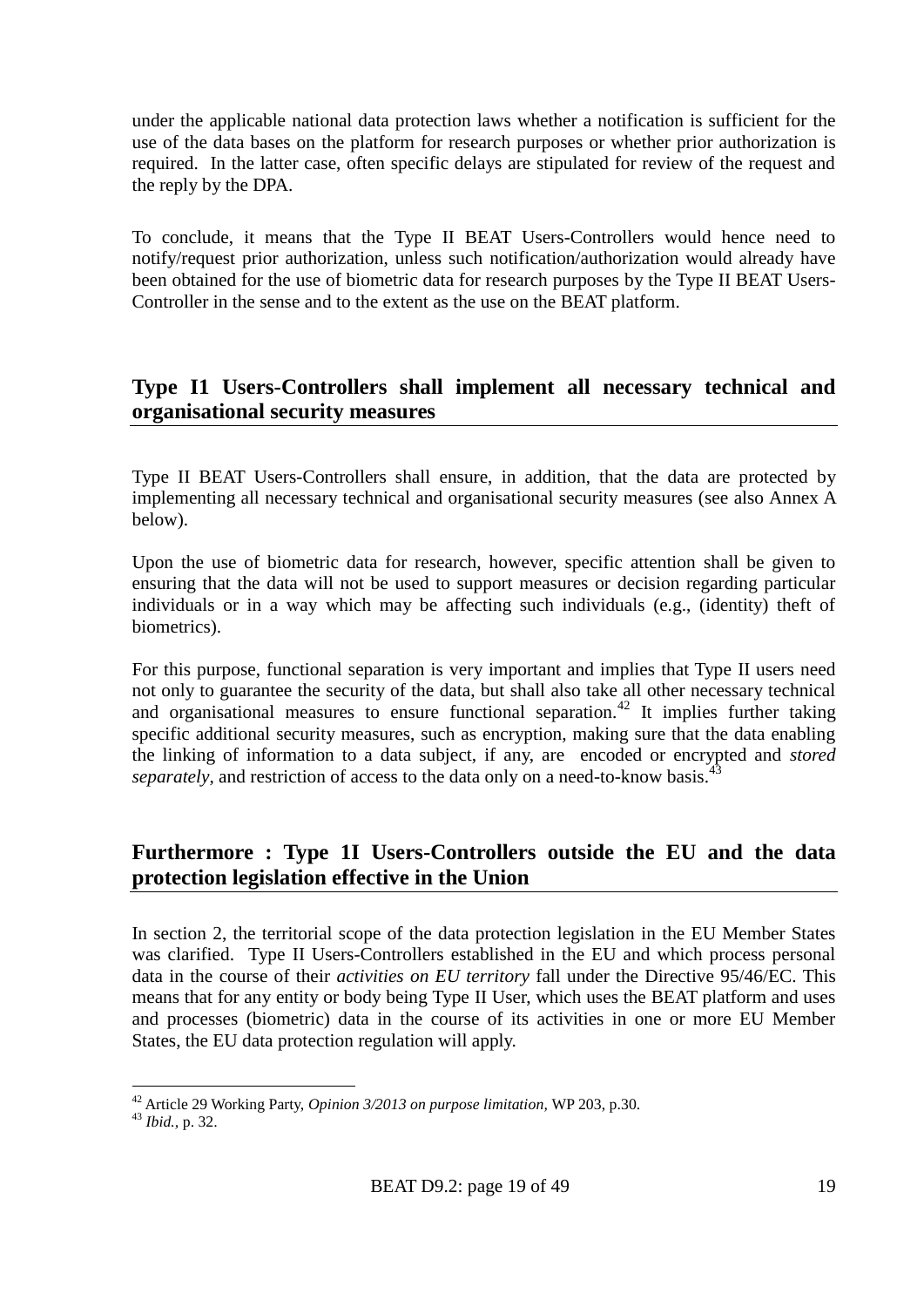under the applicable national data protection laws whether a notification is sufficient for the use of the data bases on the platform for research purposes or whether prior authorization is required. In the latter case, often specific delays are stipulated for review of the request and the reply by the DPA.

To conclude, it means that the Type II BEAT Users-Controllers would hence need to notify/request prior authorization, unless such notification/authorization would already have been obtained for the use of biometric data for research purposes by the Type II BEAT Users-Controller in the sense and to the extent as the use on the BEAT platform.

## Type I1 Users-Controllers shall implement all necessary technical and organisational security measures

Type II BEAT Users-Controllers shall ensure, in addition, that the data are protected by implementing all necessary technical and organisational security measures (see also Annex A below).

Upon the use of biometric data for research, however, specific attention shall be given to ensuring that the data will not be used to support measures or decision regarding particular individuals or in a way which may be affecting such individuals (e.g., (identity) theft of biometrics).

For this purpose, functional separation is very important and implies that Type II users need not only to guarantee the security of the data, but shall also take all other necessary technical and organisational measures to ensure functional separation.[42] It implies further taking specific additional security measures, such as encryption, making sure that the data enabling the linking of information to a data subject, if any, are encoded or encrypted and *stored separately*, and restriction of access to the data only on a need-to-know basis.[43]

## Furthermore : Type 1I Users-Controllers outside the EU and the data protection legislation effective in the Union

In section 2, the territorial scope of the data protection legislation in the EU Member States was clarified. Type II Users-Controllers established in the EU and which process personal data in the course of their *activities on EU territory* fall under the Directive 95/46/EC. This means that for any entity or body being Type II User, which uses the BEAT platform and uses and processes (biometric) data in the course of its activities in one or more EU Member States, the EU data protection regulation will apply.

---

[42] Article 29 Working Party, *Opinion 3/2013 on purpose limitation,* WP 203, p.30.

[43] *Ibid.,* p. 32.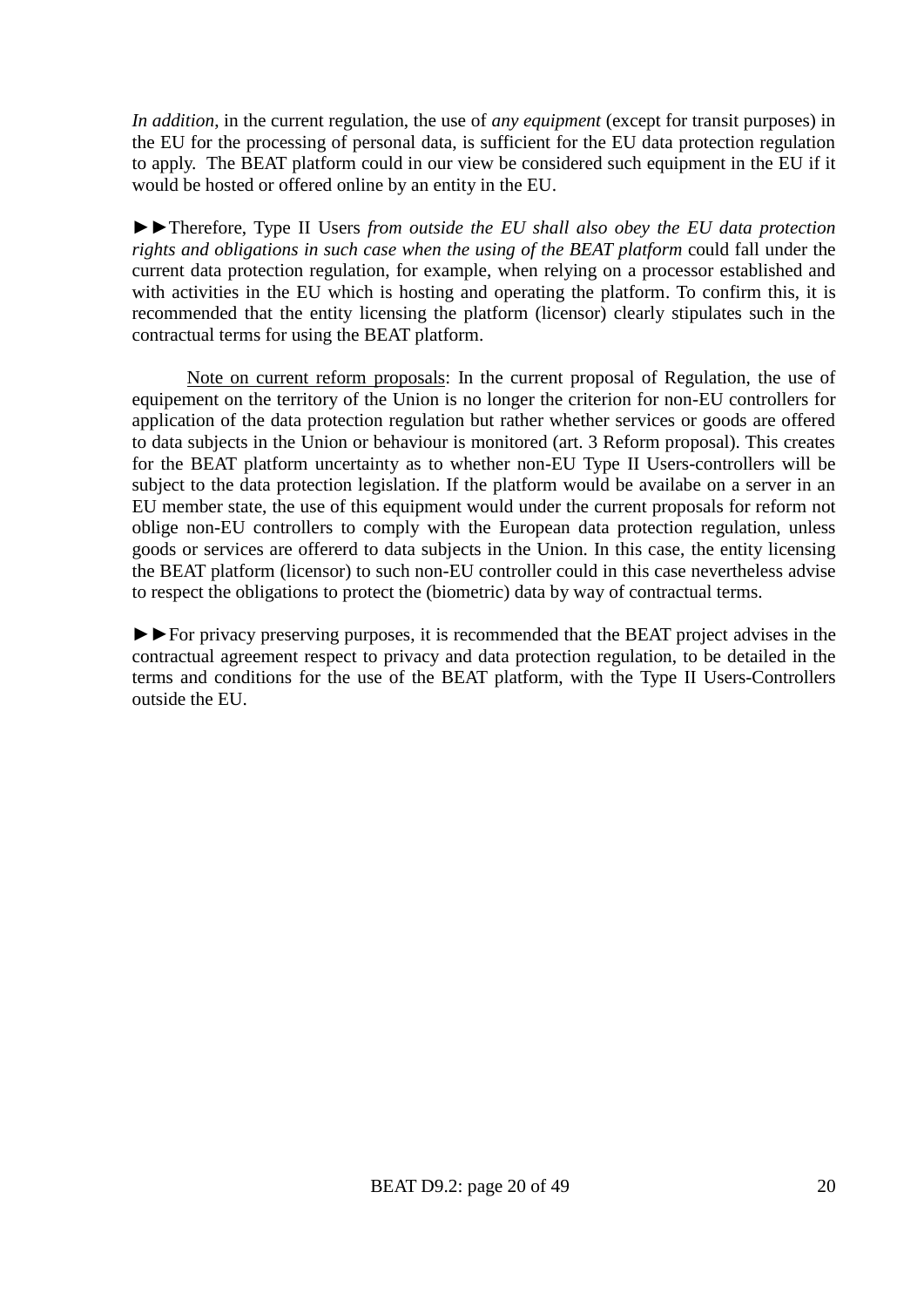*In addition*, in the current regulation, the use of *any equipment* (except for transit purposes) in the EU for the processing of personal data, is sufficient for the EU data protection regulation to apply. The BEAT platform could in our view be considered such equipment in the EU if it would be hosted or offered online by an entity in the EU.

►►Therefore, Type II Users *from outside the EU shall also obey the EU data protection rights and obligations in such case when the using of the BEAT platform* could fall under the current data protection regulation, for example, when relying on a processor established and with activities in the EU which is hosting and operating the platform. To confirm this, it is recommended that the entity licensing the platform (licensor) clearly stipulates such in the contractual terms for using the BEAT platform.

<u>Note on current reform proposals</u>: In the current proposal of Regulation, the use of equipement on the territory of the Union is no longer the criterion for non-EU controllers for application of the data protection regulation but rather whether services or goods are offered to data subjects in the Union or behaviour is monitored (art. 3 Reform proposal). This creates for the BEAT platform uncertainty as to whether non-EU Type II Users-controllers will be subject to the data protection legislation. If the platform would be availabe on a server in an EU member state, the use of this equipment would under the current proposals for reform not oblige non-EU controllers to comply with the European data protection regulation, unless goods or services are offererd to data subjects in the Union. In this case, the entity licensing the BEAT platform (licensor) to such non-EU controller could in this case nevertheless advise to respect the obligations to protect the (biometric) data by way of contractual terms.

►►For privacy preserving purposes, it is recommended that the BEAT project advises in the contractual agreement respect to privacy and data protection regulation, to be detailed in the terms and conditions for the use of the BEAT platform, with the Type II Users-Controllers outside the EU.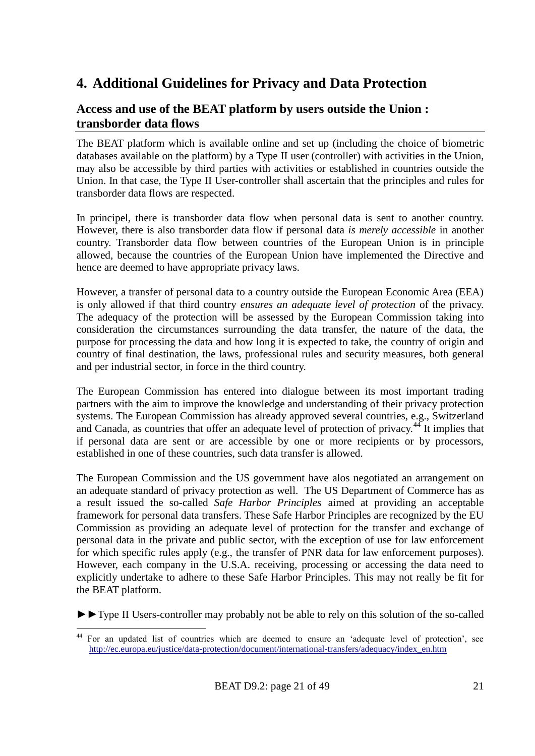# 4. Additional Guidelines for Privacy and Data Protection

## Access and use of the BEAT platform by users outside the Union : transborder data flows

The BEAT platform which is available online and set up (including the choice of biometric databases available on the platform) by a Type II user (controller) with activities in the Union, may also be accessible by third parties with activities or established in countries outside the Union. In that case, the Type II User-controller shall ascertain that the principles and rules for transborder data flows are respected.

In principel, there is transborder data flow when personal data is sent to another country. However, there is also transborder data flow if personal data *is merely accessible* in another country. Transborder data flow between countries of the European Union is in principle allowed, because the countries of the European Union have implemented the Directive and hence are deemed to have appropriate privacy laws.

However, a transfer of personal data to a country outside the European Economic Area (EEA) is only allowed if that third country *ensures an adequate level of protection* of the privacy. The adequacy of the protection will be assessed by the European Commission taking into consideration the circumstances surrounding the data transfer, the nature of the data, the purpose for processing the data and how long it is expected to take, the country of origin and country of final destination, the laws, professional rules and security measures, both general and per industrial sector, in force in the third country.

The European Commission has entered into dialogue between its most important trading partners with the aim to improve the knowledge and understanding of their privacy protection systems. The European Commission has already approved several countries, e.g., Switzerland and Canada, as countries that offer an adequate level of protection of privacy.[44] It implies that if personal data are sent or are accessible by one or more recipients or by processors, established in one of these countries, such data transfer is allowed.

The European Commission and the US government have alos negotiated an arrangement on an adequate standard of privacy protection as well. The US Department of Commerce has as a result issued the so-called *Safe Harbor Principles* aimed at providing an acceptable framework for personal data transfers. These Safe Harbor Principles are recognized by the EU Commission as providing an adequate level of protection for the transfer and exchange of personal data in the private and public sector, with the exception of use for law enforcement for which specific rules apply (e.g., the transfer of PNR data for law enforcement purposes). However, each company in the U.S.A. receiving, processing or accessing the data need to explicitly undertake to adhere to these Safe Harbor Principles. This may not really be fit for the BEAT platform.

►►Type II Users-controller may probably not be able to rely on this solution of the so-called

---

[44] For an updated list of countries which are deemed to ensure an 'adequate level of protection', see http://ec.europa.eu/justice/data-protection/document/international-transfers/adequacy/index_en.htm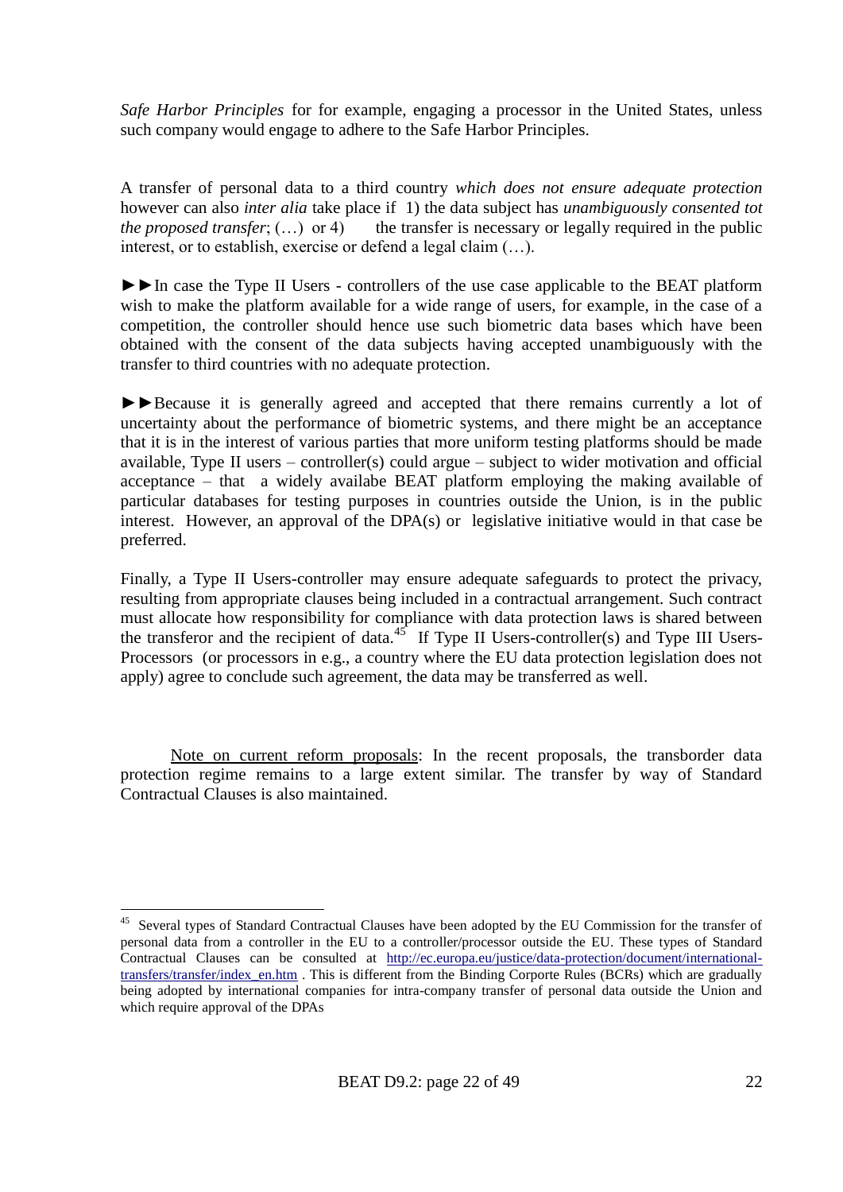*Safe Harbor Principles* for for example, engaging a processor in the United States, unless such company would engage to adhere to the Safe Harbor Principles.

A transfer of personal data to a third country *which does not ensure adequate protection* however can also *inter alia* take place if 1) the data subject has *unambiguously consented tot the proposed transfer*; (…) or 4) the transfer is necessary or legally required in the public interest, or to establish, exercise or defend a legal claim (…).

►►In case the Type II Users - controllers of the use case applicable to the BEAT platform wish to make the platform available for a wide range of users, for example, in the case of a competition, the controller should hence use such biometric data bases which have been obtained with the consent of the data subjects having accepted unambiguously with the transfer to third countries with no adequate protection.

►►Because it is generally agreed and accepted that there remains currently a lot of uncertainty about the performance of biometric systems, and there might be an acceptance that it is in the interest of various parties that more uniform testing platforms should be made available, Type II users – controller(s) could argue – subject to wider motivation and official acceptance – that a widely availabe BEAT platform employing the making available of particular databases for testing purposes in countries outside the Union, is in the public interest. However, an approval of the DPA(s) or legislative initiative would in that case be preferred.

Finally, a Type II Users-controller may ensure adequate safeguards to protect the privacy, resulting from appropriate clauses being included in a contractual arrangement. Such contract must allocate how responsibility for compliance with data protection laws is shared between the transferor and the recipient of data.[45] If Type II Users-controller(s) and Type III Users-Processors (or processors in e.g., a country where the EU data protection legislation does not apply) agree to conclude such agreement, the data may be transferred as well.

<u>Note on current reform proposals</u>: In the recent proposals, the transborder data protection regime remains to a large extent similar. The transfer by way of Standard Contractual Clauses is also maintained.

---

[45] Several types of Standard Contractual Clauses have been adopted by the EU Commission for the transfer of personal data from a controller in the EU to a controller/processor outside the EU. These types of Standard Contractual Clauses can be consulted at http://ec.europa.eu/justice/data-protection/document/international-transfers/transfer/index_en.htm . This is different from the Binding Corporte Rules (BCRs) which are gradually being adopted by international companies for intra-company transfer of personal data outside the Union and which require approval of the DPAs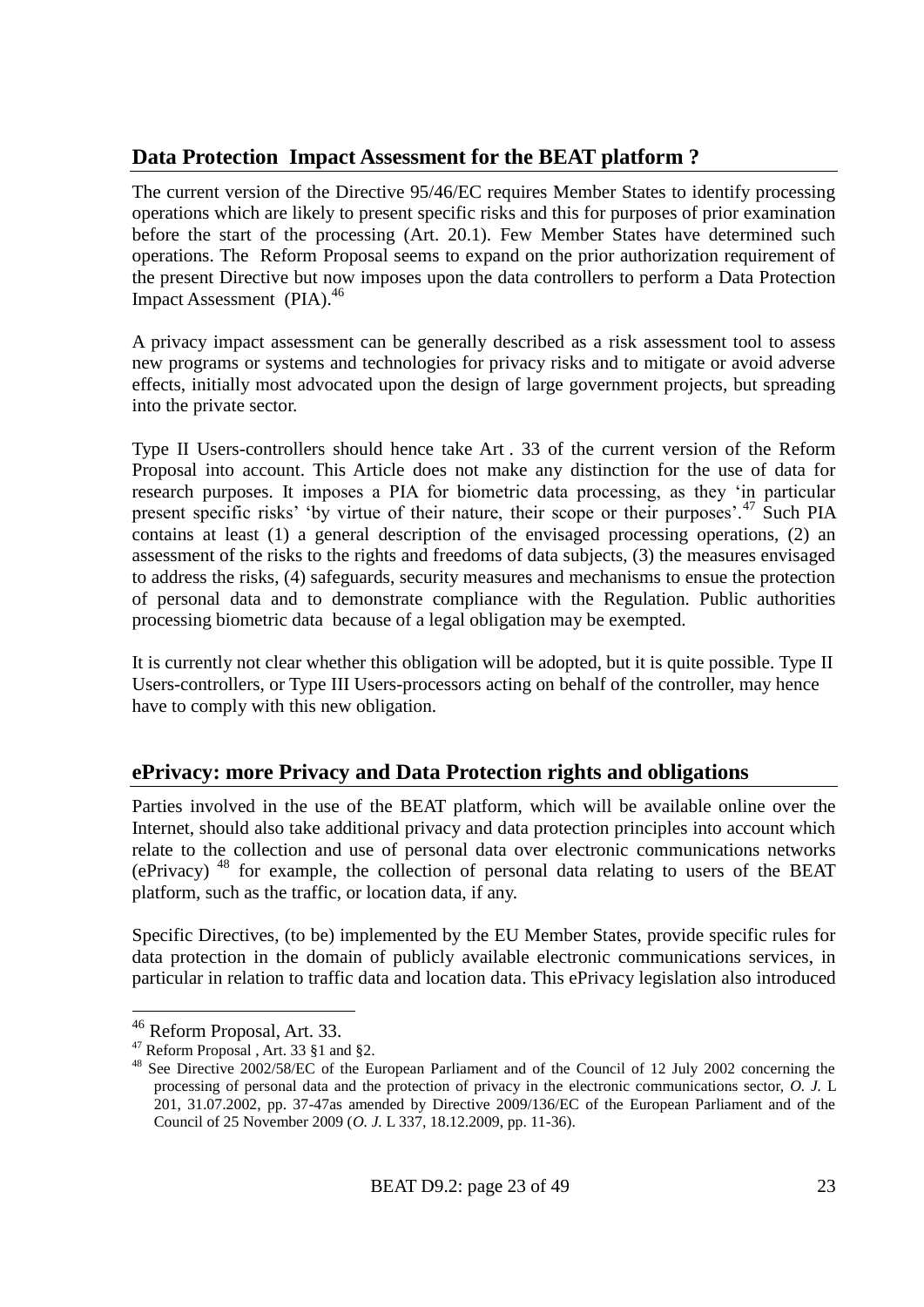## Data Protection Impact Assessment for the BEAT platform ?

The current version of the Directive 95/46/EC requires Member States to identify processing operations which are likely to present specific risks and this for purposes of prior examination before the start of the processing (Art. 20.1). Few Member States have determined such operations. The Reform Proposal seems to expand on the prior authorization requirement of the present Directive but now imposes upon the data controllers to perform a Data Protection Impact Assessment (PIA).[46]

A privacy impact assessment can be generally described as a risk assessment tool to assess new programs or systems and technologies for privacy risks and to mitigate or avoid adverse effects, initially most advocated upon the design of large government projects, but spreading into the private sector.

Type II Users-controllers should hence take Art . 33 of the current version of the Reform Proposal into account. This Article does not make any distinction for the use of data for research purposes. It imposes a PIA for biometric data processing, as they 'in particular present specific risks' 'by virtue of their nature, their scope or their purposes'.[47] Such PIA contains at least (1) a general description of the envisaged processing operations, (2) an assessment of the risks to the rights and freedoms of data subjects, (3) the measures envisaged to address the risks, (4) safeguards, security measures and mechanisms to ensue the protection of personal data and to demonstrate compliance with the Regulation. Public authorities processing biometric data because of a legal obligation may be exempted.

It is currently not clear whether this obligation will be adopted, but it is quite possible. Type II Users-controllers, or Type III Users-processors acting on behalf of the controller, may hence have to comply with this new obligation.

## ePrivacy: more Privacy and Data Protection rights and obligations

Parties involved in the use of the BEAT platform, which will be available online over the Internet, should also take additional privacy and data protection principles into account which relate to the collection and use of personal data over electronic communications networks (ePrivacy) [48] for example, the collection of personal data relating to users of the BEAT platform, such as the traffic, or location data, if any.

Specific Directives, (to be) implemented by the EU Member States, provide specific rules for data protection in the domain of publicly available electronic communications services, in particular in relation to traffic data and location data. This ePrivacy legislation also introduced

---

[46] Reform Proposal, Art. 33.

[47] Reform Proposal , Art. 33 §1 and §2.

[48] See Directive 2002/58/EC of the European Parliament and of the Council of 12 July 2002 concerning the processing of personal data and the protection of privacy in the electronic communications sector, *O. J.* L 201, 31.07.2002, pp. 37-47as amended by Directive 2009/136/EC of the European Parliament and of the Council of 25 November 2009 (*O. J.* L 337, 18.12.2009, pp. 11-36).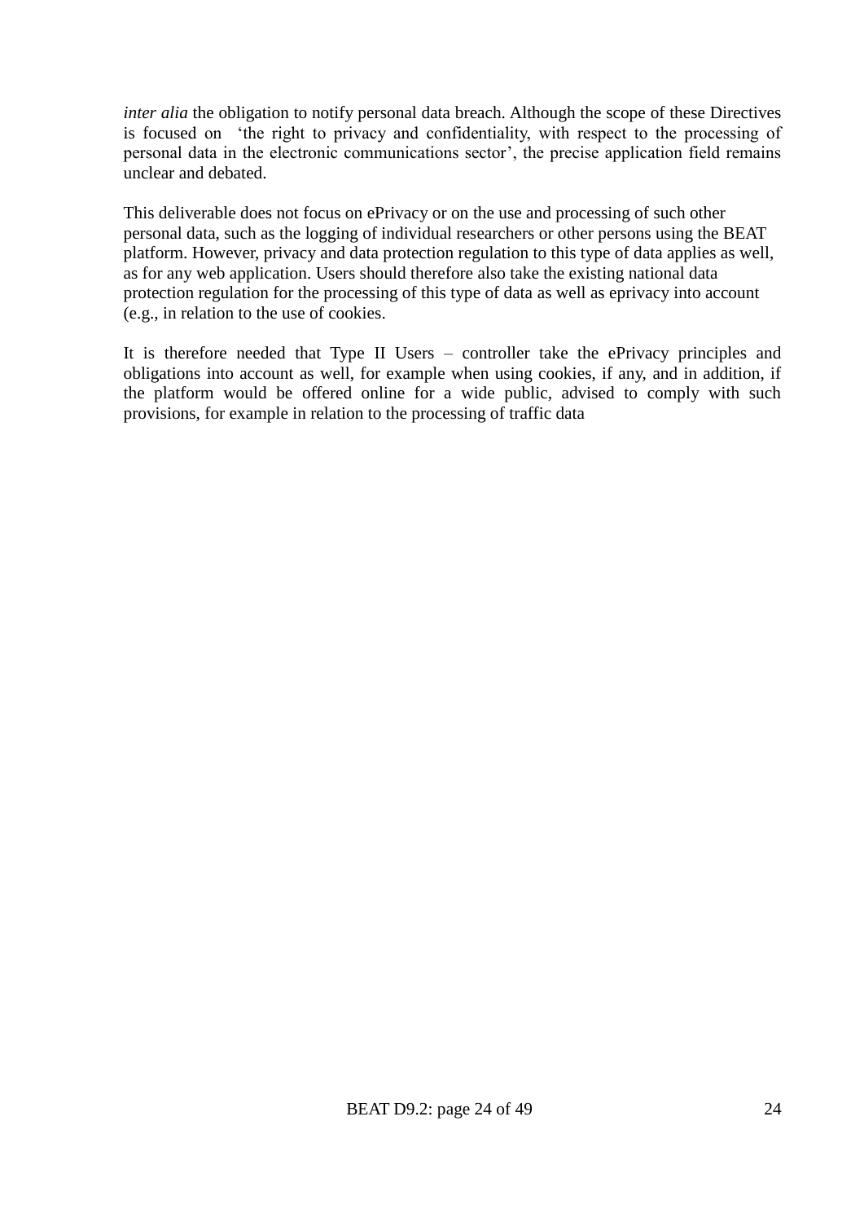*inter alia* the obligation to notify personal data breach. Although the scope of these Directives is focused on 'the right to privacy and confidentiality, with respect to the processing of personal data in the electronic communications sector', the precise application field remains unclear and debated.

This deliverable does not focus on ePrivacy or on the use and processing of such other personal data, such as the logging of individual researchers or other persons using the BEAT platform. However, privacy and data protection regulation to this type of data applies as well, as for any web application. Users should therefore also take the existing national data protection regulation for the processing of this type of data as well as eprivacy into account (e.g., in relation to the use of cookies.

It is therefore needed that Type II Users – controller take the ePrivacy principles and obligations into account as well, for example when using cookies, if any, and in addition, if the platform would be offered online for a wide public, advised to comply with such provisions, for example in relation to the processing of traffic data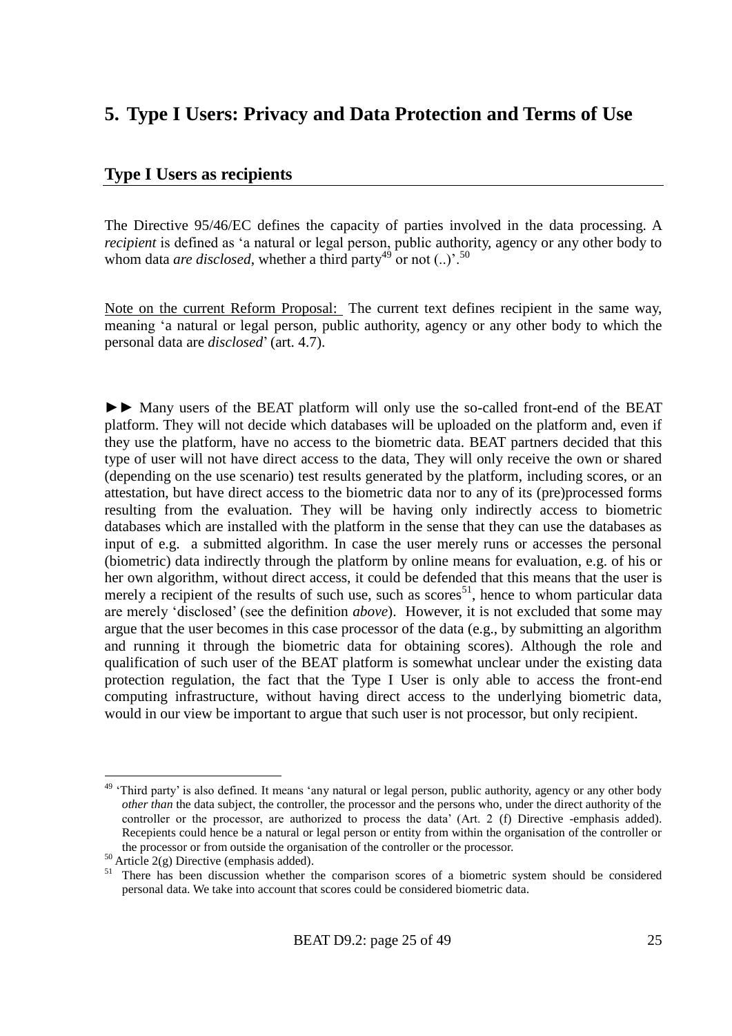# 5. Type I Users: Privacy and Data Protection and Terms of Use

## Type I Users as recipients

The Directive 95/46/EC defines the capacity of parties involved in the data processing. A *recipient* is defined as 'a natural or legal person, public authority, agency or any other body to whom data *are disclosed*, whether a third party[49] or not (..)'.[50]

Note on the current Reform Proposal: The current text defines recipient in the same way, meaning 'a natural or legal person, public authority, agency or any other body to which the personal data are *disclosed*' (art. 4.7).

►► Many users of the BEAT platform will only use the so-called front-end of the BEAT platform. They will not decide which databases will be uploaded on the platform and, even if they use the platform, have no access to the biometric data. BEAT partners decided that this type of user will not have direct access to the data, They will only receive the own or shared (depending on the use scenario) test results generated by the platform, including scores, or an attestation, but have direct access to the biometric data nor to any of its (pre)processed forms resulting from the evaluation. They will be having only indirectly access to biometric databases which are installed with the platform in the sense that they can use the databases as input of e.g. a submitted algorithm. In case the user merely runs or accesses the personal (biometric) data indirectly through the platform by online means for evaluation, e.g. of his or her own algorithm, without direct access, it could be defended that this means that the user is merely a recipient of the results of such use, such as scores[51], hence to whom particular data are merely 'disclosed' (see the definition *above*). However, it is not excluded that some may argue that the user becomes in this case processor of the data (e.g., by submitting an algorithm and running it through the biometric data for obtaining scores). Although the role and qualification of such user of the BEAT platform is somewhat unclear under the existing data protection regulation, the fact that the Type I User is only able to access the front-end computing infrastructure, without having direct access to the underlying biometric data, would in our view be important to argue that such user is not processor, but only recipient.

---

[49] 'Third party' is also defined. It means 'any natural or legal person, public authority, agency or any other body *other than* the data subject, the controller, the processor and the persons who, under the direct authority of the controller or the processor, are authorized to process the data' (Art. 2 (f) Directive -emphasis added). Recepients could hence be a natural or legal person or entity from within the organisation of the controller or the processor or from outside the organisation of the controller or the processor.

[50] Article 2(g) Directive (emphasis added).

[51] There has been discussion whether the comparison scores of a biometric system should be considered personal data. We take into account that scores could be considered biometric data.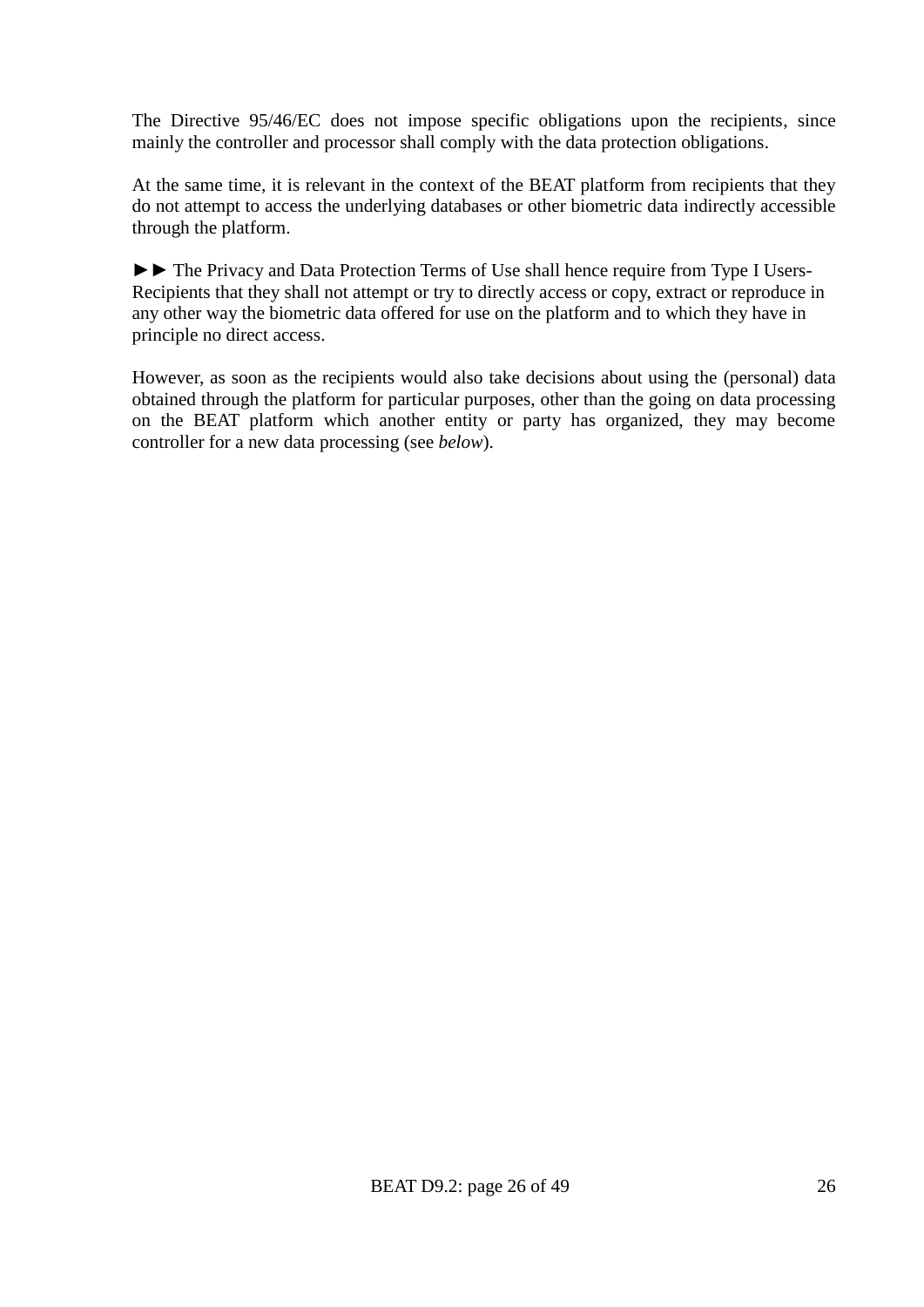The Directive 95/46/EC does not impose specific obligations upon the recipients, since mainly the controller and processor shall comply with the data protection obligations.

At the same time, it is relevant in the context of the BEAT platform from recipients that they do not attempt to access the underlying databases or other biometric data indirectly accessible through the platform.

►► The Privacy and Data Protection Terms of Use shall hence require from Type I Users-Recipients that they shall not attempt or try to directly access or copy, extract or reproduce in any other way the biometric data offered for use on the platform and to which they have in principle no direct access.

However, as soon as the recipients would also take decisions about using the (personal) data obtained through the platform for particular purposes, other than the going on data processing on the BEAT platform which another entity or party has organized, they may become controller for a new data processing (see *below*).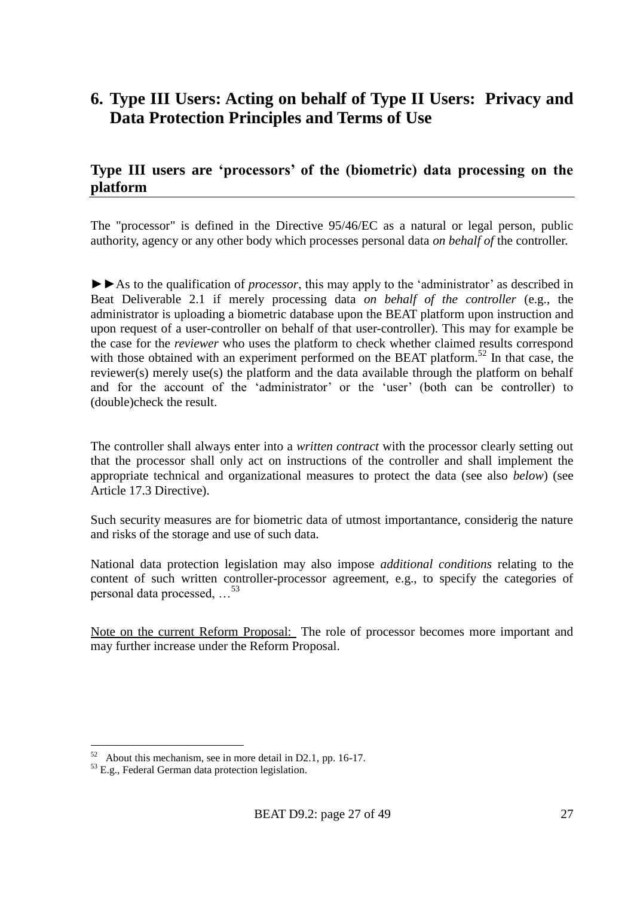# 6. Type III Users: Acting on behalf of Type II Users: Privacy and Data Protection Principles and Terms of Use

## Type III users are 'processors' of the (biometric) data processing on the platform

The "processor" is defined in the Directive 95/46/EC as a natural or legal person, public authority, agency or any other body which processes personal data *on behalf of* the controller.

►►As to the qualification of *processor*, this may apply to the 'administrator' as described in Beat Deliverable 2.1 if merely processing data *on behalf of the controller* (e.g., the administrator is uploading a biometric database upon the BEAT platform upon instruction and upon request of a user-controller on behalf of that user-controller). This may for example be the case for the *reviewer* who uses the platform to check whether claimed results correspond with those obtained with an experiment performed on the BEAT platform.[52] In that case, the reviewer(s) merely use(s) the platform and the data available through the platform on behalf and for the account of the 'administrator' or the 'user' (both can be controller) to (double)check the result.

The controller shall always enter into a *written contract* with the processor clearly setting out that the processor shall only act on instructions of the controller and shall implement the appropriate technical and organizational measures to protect the data (see also *below*) (see Article 17.3 Directive).

Such security measures are for biometric data of utmost importantance, considerig the nature and risks of the storage and use of such data.

National data protection legislation may also impose *additional conditions* relating to the content of such written controller-processor agreement, e.g., to specify the categories of personal data processed, …[53]

Note on the current Reform Proposal: The role of processor becomes more important and may further increase under the Reform Proposal.

---

[52] About this mechanism, see in more detail in D2.1, pp. 16-17.

[53] E.g., Federal German data protection legislation.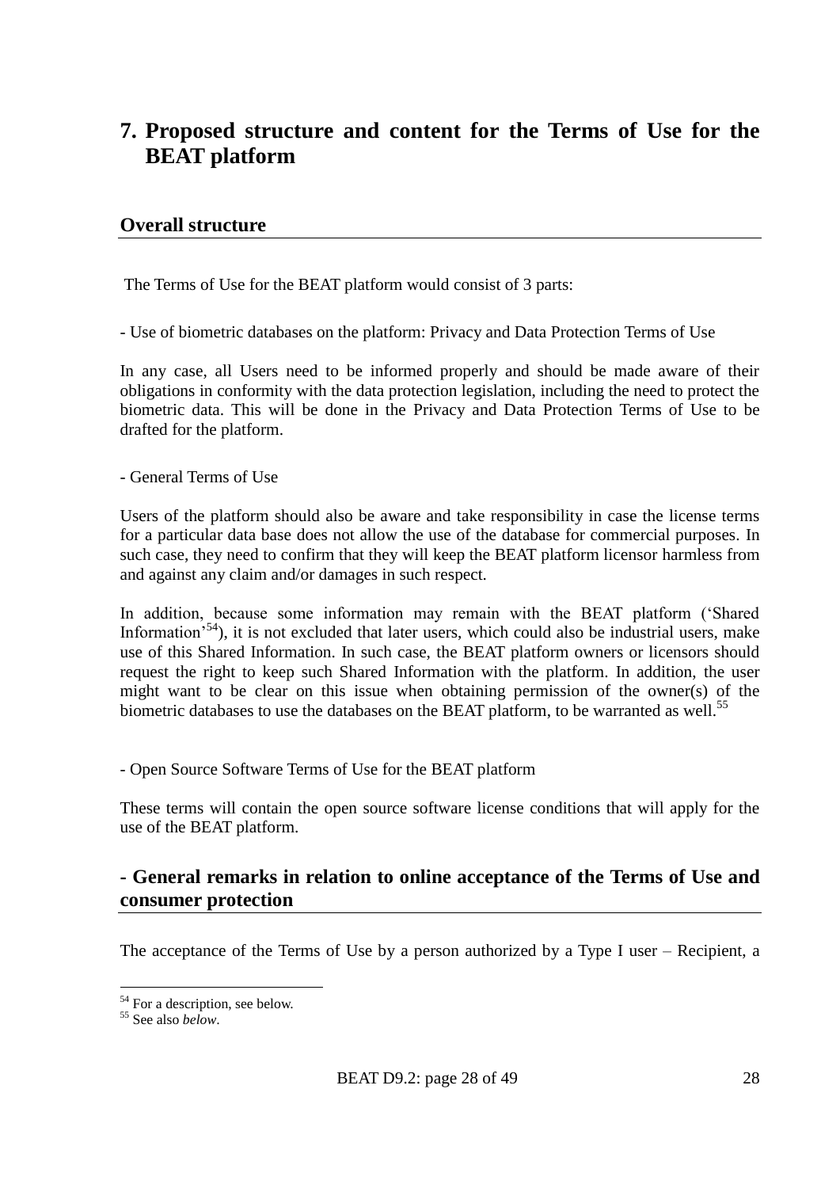# 7. Proposed structure and content for the Terms of Use for the BEAT platform

## Overall structure

The Terms of Use for the BEAT platform would consist of 3 parts:

- Use of biometric databases on the platform: Privacy and Data Protection Terms of Use

In any case, all Users need to be informed properly and should be made aware of their obligations in conformity with the data protection legislation, including the need to protect the biometric data. This will be done in the Privacy and Data Protection Terms of Use to be drafted for the platform.

- General Terms of Use

Users of the platform should also be aware and take responsibility in case the license terms for a particular data base does not allow the use of the database for commercial purposes. In such case, they need to confirm that they will keep the BEAT platform licensor harmless from and against any claim and/or damages in such respect.

In addition, because some information may remain with the BEAT platform ('Shared Information'[54]), it is not excluded that later users, which could also be industrial users, make use of this Shared Information. In such case, the BEAT platform owners or licensors should request the right to keep such Shared Information with the platform. In addition, the user might want to be clear on this issue when obtaining permission of the owner(s) of the biometric databases to use the databases on the BEAT platform, to be warranted as well.[55]

- Open Source Software Terms of Use for the BEAT platform

These terms will contain the open source software license conditions that will apply for the use of the BEAT platform.

## - General remarks in relation to online acceptance of the Terms of Use and consumer protection

The acceptance of the Terms of Use by a person authorized by a Type I user – Recipient, a

[54] For a description, see below.

[55] See also *below*.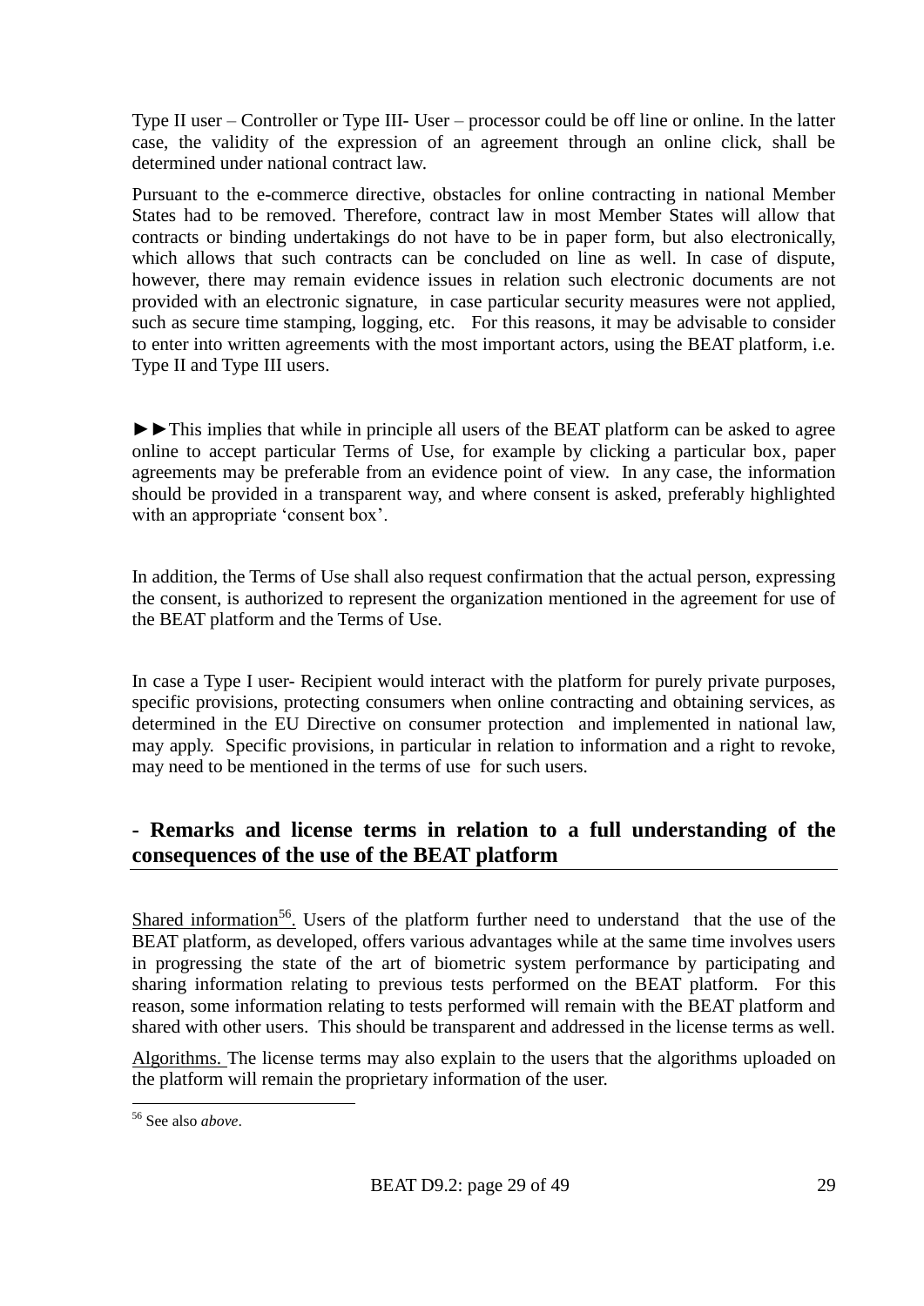Type II user – Controller or Type III- User – processor could be off line or online. In the latter case, the validity of the expression of an agreement through an online click, shall be determined under national contract law.

Pursuant to the e-commerce directive, obstacles for online contracting in national Member States had to be removed. Therefore, contract law in most Member States will allow that contracts or binding undertakings do not have to be in paper form, but also electronically, which allows that such contracts can be concluded on line as well. In case of dispute, however, there may remain evidence issues in relation such electronic documents are not provided with an electronic signature, in case particular security measures were not applied, such as secure time stamping, logging, etc. For this reasons, it may be advisable to consider to enter into written agreements with the most important actors, using the BEAT platform, i.e. Type II and Type III users.

►►This implies that while in principle all users of the BEAT platform can be asked to agree online to accept particular Terms of Use, for example by clicking a particular box, paper agreements may be preferable from an evidence point of view. In any case, the information should be provided in a transparent way, and where consent is asked, preferably highlighted with an appropriate 'consent box'.

In addition, the Terms of Use shall also request confirmation that the actual person, expressing the consent, is authorized to represent the organization mentioned in the agreement for use of the BEAT platform and the Terms of Use.

In case a Type I user- Recipient would interact with the platform for purely private purposes, specific provisions, protecting consumers when online contracting and obtaining services, as determined in the EU Directive on consumer protection and implemented in national law, may apply. Specific provisions, in particular in relation to information and a right to revoke, may need to be mentioned in the terms of use for such users.

## - Remarks and license terms in relation to a full understanding of the consequences of the use of the BEAT platform

Shared information[56]. Users of the platform further need to understand that the use of the BEAT platform, as developed, offers various advantages while at the same time involves users in progressing the state of the art of biometric system performance by participating and sharing information relating to previous tests performed on the BEAT platform. For this reason, some information relating to tests performed will remain with the BEAT platform and shared with other users. This should be transparent and addressed in the license terms as well.

Algorithms. The license terms may also explain to the users that the algorithms uploaded on the platform will remain the proprietary information of the user.

[56] See also *above*.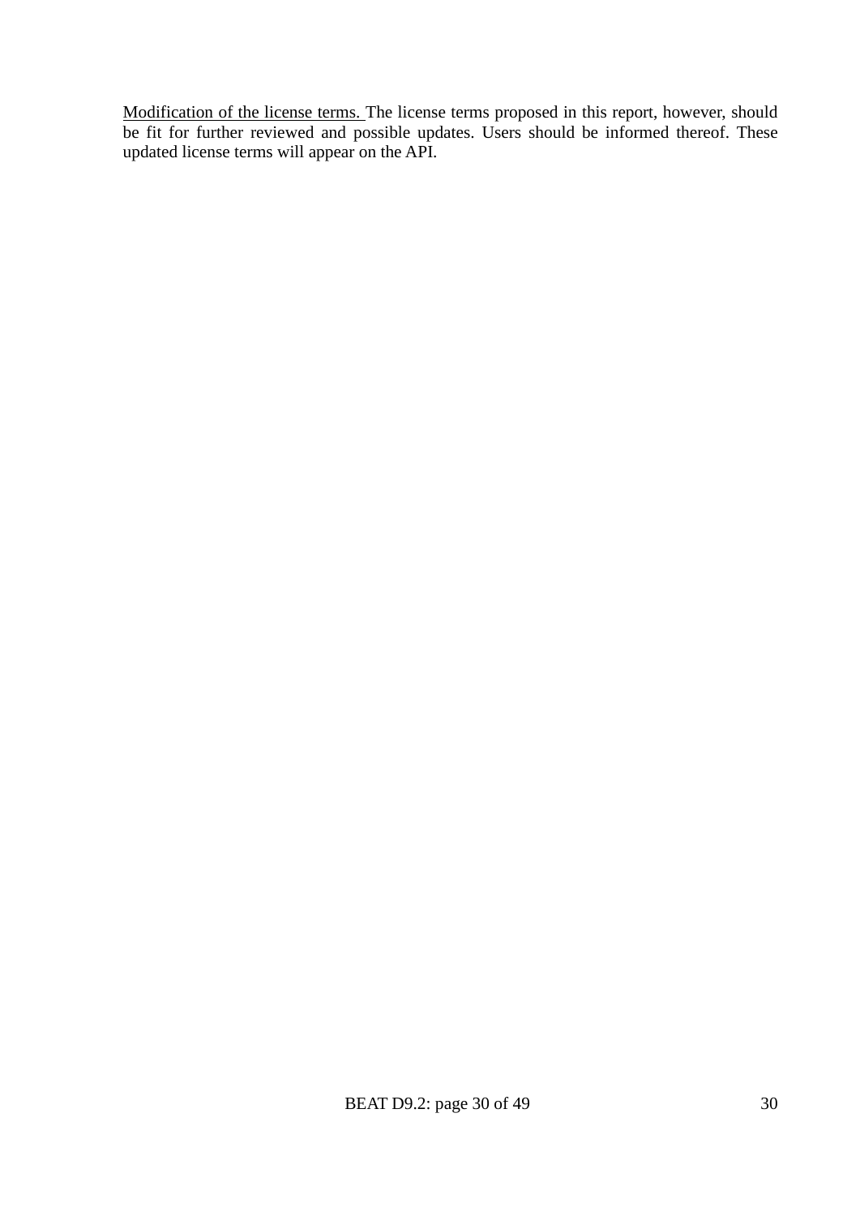<u>Modification of the license terms.</u> The license terms proposed in this report, however, should be fit for further reviewed and possible updates. Users should be informed thereof. These updated license terms will appear on the API.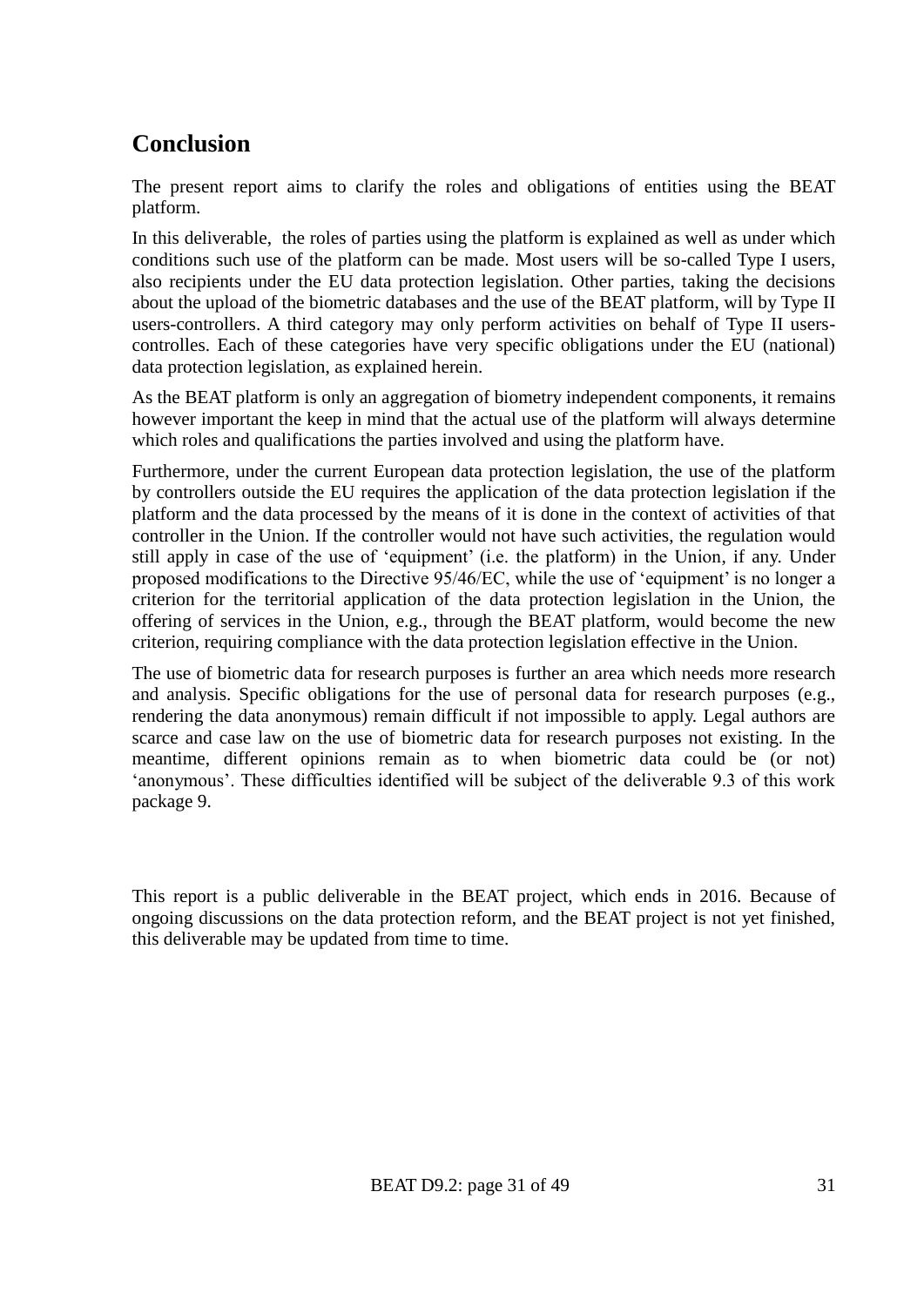## Conclusion

The present report aims to clarify the roles and obligations of entities using the BEAT platform.

In this deliverable, the roles of parties using the platform is explained as well as under which conditions such use of the platform can be made. Most users will be so-called Type I users, also recipients under the EU data protection legislation. Other parties, taking the decisions about the upload of the biometric databases and the use of the BEAT platform, will by Type II users-controllers. A third category may only perform activities on behalf of Type II users-controlles. Each of these categories have very specific obligations under the EU (national) data protection legislation, as explained herein.

As the BEAT platform is only an aggregation of biometry independent components, it remains however important the keep in mind that the actual use of the platform will always determine which roles and qualifications the parties involved and using the platform have.

Furthermore, under the current European data protection legislation, the use of the platform by controllers outside the EU requires the application of the data protection legislation if the platform and the data processed by the means of it is done in the context of activities of that controller in the Union. If the controller would not have such activities, the regulation would still apply in case of the use of 'equipment' (i.e. the platform) in the Union, if any. Under proposed modifications to the Directive 95/46/EC, while the use of 'equipment' is no longer a criterion for the territorial application of the data protection legislation in the Union, the offering of services in the Union, e.g., through the BEAT platform, would become the new criterion, requiring compliance with the data protection legislation effective in the Union.

The use of biometric data for research purposes is further an area which needs more research and analysis. Specific obligations for the use of personal data for research purposes (e.g., rendering the data anonymous) remain difficult if not impossible to apply. Legal authors are scarce and case law on the use of biometric data for research purposes not existing. In the meantime, different opinions remain as to when biometric data could be (or not) 'anonymous'. These difficulties identified will be subject of the deliverable 9.3 of this work package 9.

This report is a public deliverable in the BEAT project, which ends in 2016. Because of ongoing discussions on the data protection reform, and the BEAT project is not yet finished, this deliverable may be updated from time to time.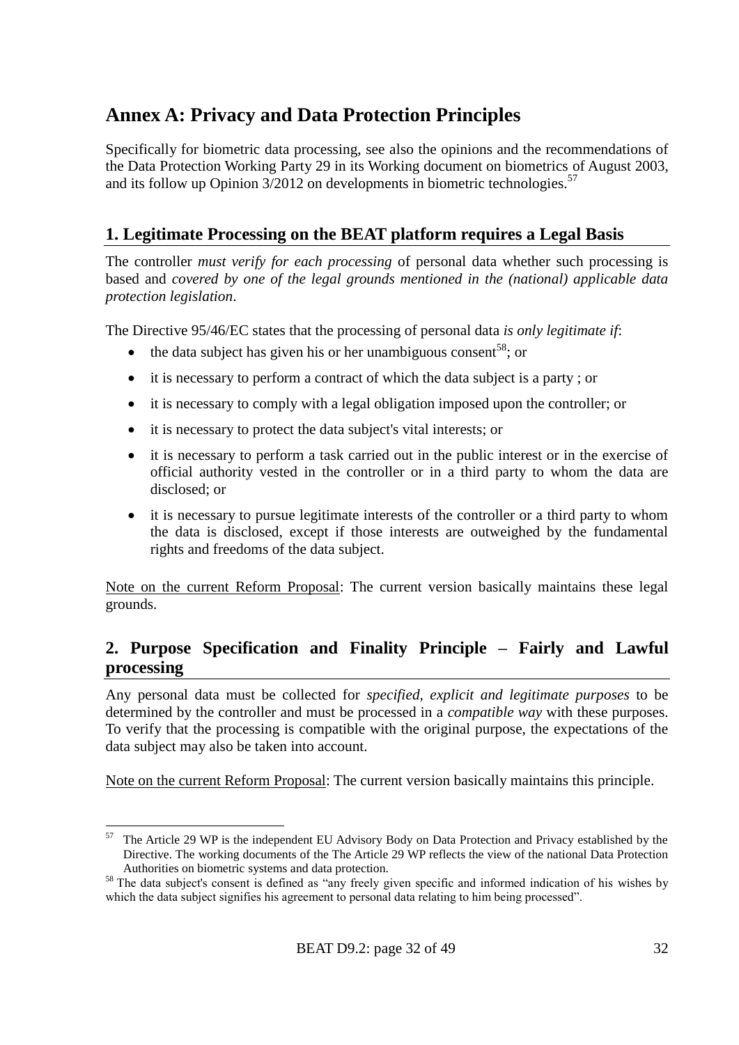# Annex A: Privacy and Data Protection Principles

Specifically for biometric data processing, see also the opinions and the recommendations of the Data Protection Working Party 29 in its Working document on biometrics of August 2003, and its follow up Opinion 3/2012 on developments in biometric technologies.[57]

## 1. Legitimate Processing on the BEAT platform requires a Legal Basis

The controller *must verify for each processing* of personal data whether such processing is based and *covered by one of the legal grounds mentioned in the (national) applicable data protection legislation*.

The Directive 95/46/EC states that the processing of personal data *is only legitimate if*:

- the data subject has given his or her unambiguous consent[58]; or
- it is necessary to perform a contract of which the data subject is a party ; or
- it is necessary to comply with a legal obligation imposed upon the controller; or
- it is necessary to protect the data subject's vital interests; or
- it is necessary to perform a task carried out in the public interest or in the exercise of official authority vested in the controller or in a third party to whom the data are disclosed; or
- it is necessary to pursue legitimate interests of the controller or a third party to whom the data is disclosed, except if those interests are outweighed by the fundamental rights and freedoms of the data subject.

Note on the current Reform Proposal: The current version basically maintains these legal grounds.

## 2. Purpose Specification and Finality Principle – Fairly and Lawful processing

Any personal data must be collected for *specified, explicit and legitimate purposes* to be determined by the controller and must be processed in a *compatible way* with these purposes. To verify that the processing is compatible with the original purpose, the expectations of the data subject may also be taken into account.

Note on the current Reform Proposal: The current version basically maintains this principle.

---

[57] The Article 29 WP is the independent EU Advisory Body on Data Protection and Privacy established by the Directive. The working documents of the The Article 29 WP reflects the view of the national Data Protection Authorities on biometric systems and data protection.

[58] The data subject's consent is defined as "any freely given specific and informed indication of his wishes by which the data subject signifies his agreement to personal data relating to him being processed".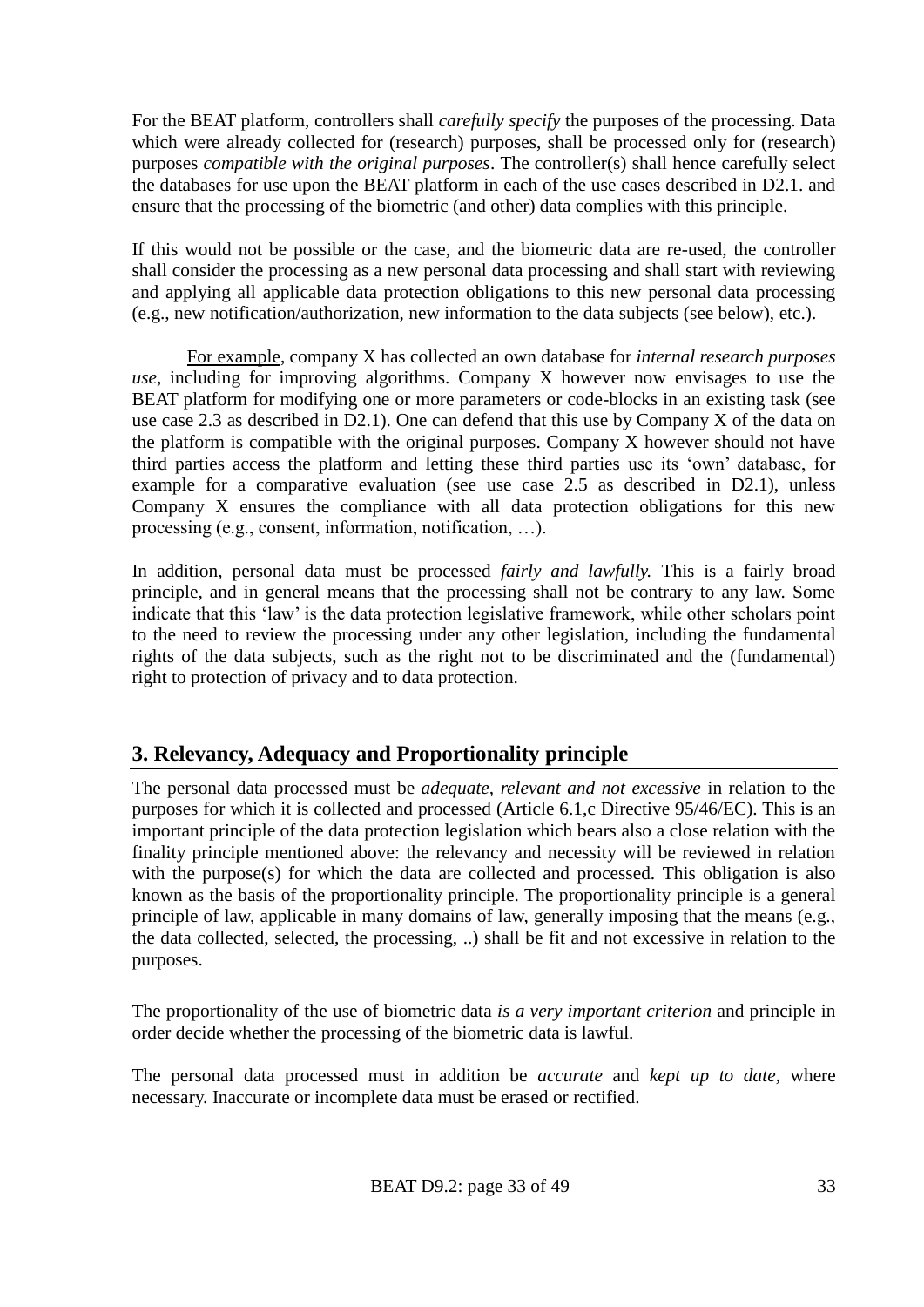For the BEAT platform, controllers shall *carefully specify* the purposes of the processing. Data which were already collected for (research) purposes, shall be processed only for (research) purposes *compatible with the original purposes*. The controller(s) shall hence carefully select the databases for use upon the BEAT platform in each of the use cases described in D2.1. and ensure that the processing of the biometric (and other) data complies with this principle.

If this would not be possible or the case, and the biometric data are re-used, the controller shall consider the processing as a new personal data processing and shall start with reviewing and applying all applicable data protection obligations to this new personal data processing (e.g., new notification/authorization, new information to the data subjects (see below), etc.).

For example, company X has collected an own database for *internal research purposes use*, including for improving algorithms. Company X however now envisages to use the BEAT platform for modifying one or more parameters or code-blocks in an existing task (see use case 2.3 as described in D2.1). One can defend that this use by Company X of the data on the platform is compatible with the original purposes. Company X however should not have third parties access the platform and letting these third parties use its 'own' database, for example for a comparative evaluation (see use case 2.5 as described in D2.1), unless Company X ensures the compliance with all data protection obligations for this new processing (e.g., consent, information, notification, …).

In addition, personal data must be processed *fairly and lawfully.* This is a fairly broad principle, and in general means that the processing shall not be contrary to any law. Some indicate that this 'law' is the data protection legislative framework, while other scholars point to the need to review the processing under any other legislation, including the fundamental rights of the data subjects, such as the right not to be discriminated and the (fundamental) right to protection of privacy and to data protection.

## 3. Relevancy, Adequacy and Proportionality principle

The personal data processed must be *adequate, relevant and not excessive* in relation to the purposes for which it is collected and processed (Article 6.1,c Directive 95/46/EC). This is an important principle of the data protection legislation which bears also a close relation with the finality principle mentioned above: the relevancy and necessity will be reviewed in relation with the purpose(s) for which the data are collected and processed. This obligation is also known as the basis of the proportionality principle. The proportionality principle is a general principle of law, applicable in many domains of law, generally imposing that the means (e.g., the data collected, selected, the processing, ..) shall be fit and not excessive in relation to the purposes.

The proportionality of the use of biometric data *is a very important criterion* and principle in order decide whether the processing of the biometric data is lawful.

The personal data processed must in addition be *accurate* and *kept up to date*, where necessary. Inaccurate or incomplete data must be erased or rectified.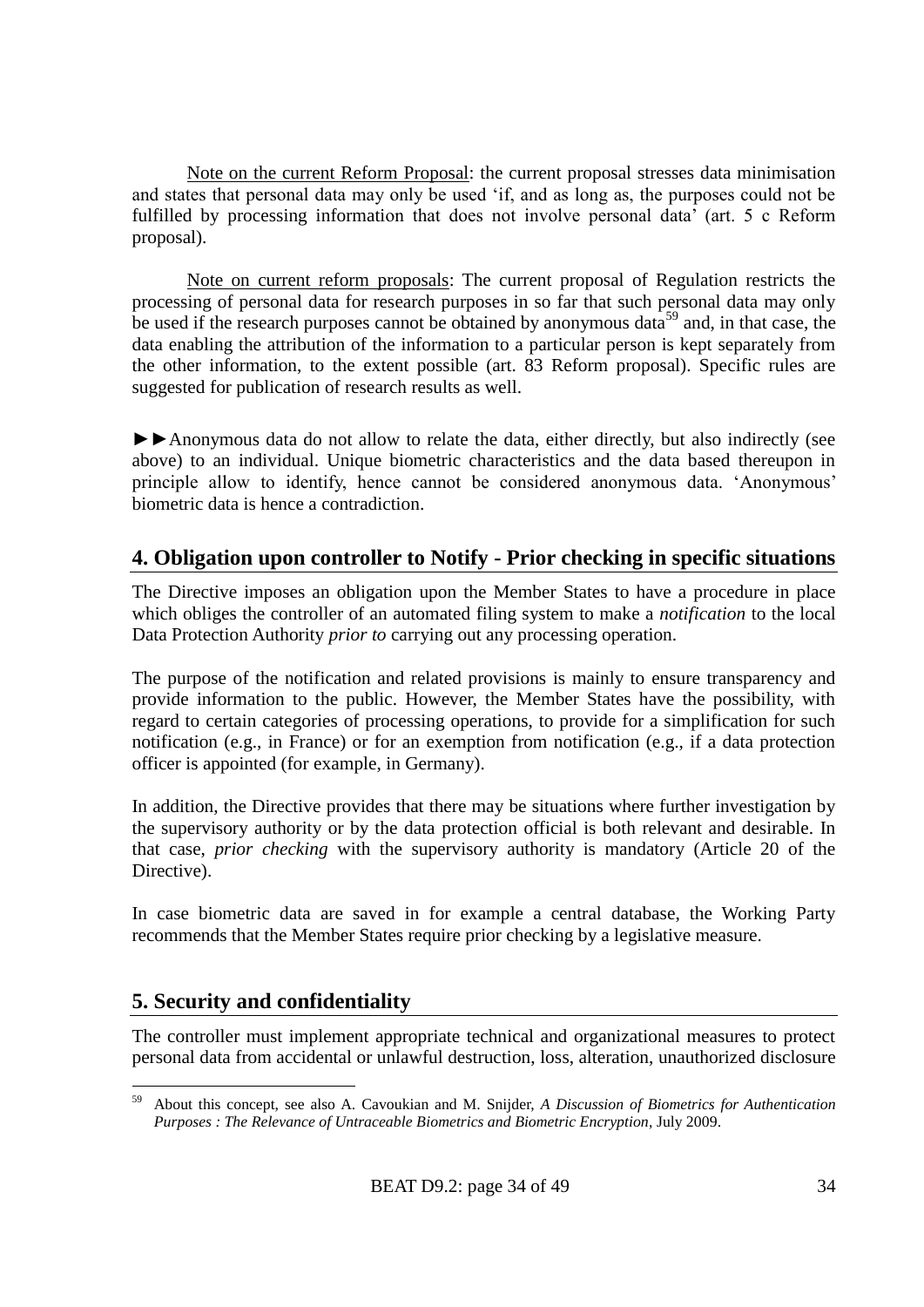<u>Note on the current Reform Proposal</u>: the current proposal stresses data minimisation and states that personal data may only be used 'if, and as long as, the purposes could not be fulfilled by processing information that does not involve personal data' (art. 5 c Reform proposal).

<u>Note on current reform proposals</u>: The current proposal of Regulation restricts the processing of personal data for research purposes in so far that such personal data may only be used if the research purposes cannot be obtained by anonymous data[59] and, in that case, the data enabling the attribution of the information to a particular person is kept separately from the other information, to the extent possible (art. 83 Reform proposal). Specific rules are suggested for publication of research results as well.

►►Anonymous data do not allow to relate the data, either directly, but also indirectly (see above) to an individual. Unique biometric characteristics and the data based thereupon in principle allow to identify, hence cannot be considered anonymous data. 'Anonymous' biometric data is hence a contradiction.

## 4. Obligation upon controller to Notify - Prior checking in specific situations

The Directive imposes an obligation upon the Member States to have a procedure in place which obliges the controller of an automated filing system to make a *notification* to the local Data Protection Authority *prior to* carrying out any processing operation.

The purpose of the notification and related provisions is mainly to ensure transparency and provide information to the public. However, the Member States have the possibility, with regard to certain categories of processing operations, to provide for a simplification for such notification (e.g., in France) or for an exemption from notification (e.g., if a data protection officer is appointed (for example, in Germany).

In addition, the Directive provides that there may be situations where further investigation by the supervisory authority or by the data protection official is both relevant and desirable. In that case, *prior checking* with the supervisory authority is mandatory (Article 20 of the Directive).

In case biometric data are saved in for example a central database, the Working Party recommends that the Member States require prior checking by a legislative measure.

## 5. Security and confidentiality

The controller must implement appropriate technical and organizational measures to protect personal data from accidental or unlawful destruction, loss, alteration, unauthorized disclosure

---

[59] About this concept, see also A. Cavoukian and M. Snijder, *A Discussion of Biometrics for Authentication Purposes : The Relevance of Untraceable Biometrics and Biometric Encryption*, July 2009.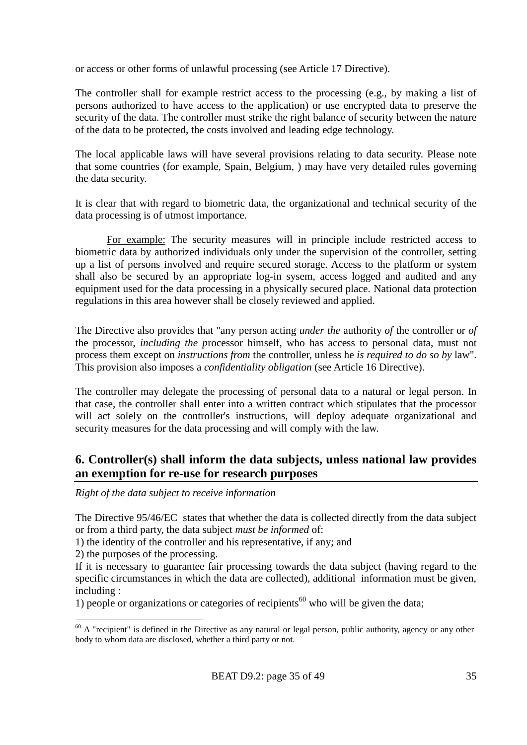or access or other forms of unlawful processing (see Article 17 Directive).

The controller shall for example restrict access to the processing (e.g., by making a list of persons authorized to have access to the application) or use encrypted data to preserve the security of the data. The controller must strike the right balance of security between the nature of the data to be protected, the costs involved and leading edge technology.

The local applicable laws will have several provisions relating to data security. Please note that some countries (for example, Spain, Belgium, ) may have very detailed rules governing the data security.

It is clear that with regard to biometric data, the organizational and technical security of the data processing is of utmost importance.

For example: The security measures will in principle include restricted access to biometric data by authorized individuals only under the supervision of the controller, setting up a list of persons involved and require secured storage. Access to the platform or system shall also be secured by an appropriate log-in sysem, access logged and audited and any equipment used for the data processing in a physically secured place. National data protection regulations in this area however shall be closely reviewed and applied.

The Directive also provides that "any person acting *under the* authority *of* the controller or *of* the processor, *including the p*rocessor himself, who has access to personal data, must not process them except on *instructions from* the controller, unless he *is required to do so by* law". This provision also imposes a *confidentiality obligation* (see Article 16 Directive).

The controller may delegate the processing of personal data to a natural or legal person. In that case, the controller shall enter into a written contract which stipulates that the processor will act solely on the controller's instructions, will deploy adequate organizational and security measures for the data processing and will comply with the law.

## 6. Controller(s) shall inform the data subjects, unless national law provides an exemption for re-use for research purposes

*Right of the data subject to receive information*

The Directive 95/46/EC states that whether the data is collected directly from the data subject or from a third party, the data subject *must be informed* of:

1) the identity of the controller and his representative, if any; and

2) the purposes of the processing.

If it is necessary to guarantee fair processing towards the data subject (having regard to the specific circumstances in which the data are collected), additional information must be given, including :

1) people or organizations or categories of recipients[60] who will be given the data;

[60] A "recipient" is defined in the Directive as any natural or legal person, public authority, agency or any other body to whom data are disclosed, whether a third party or not.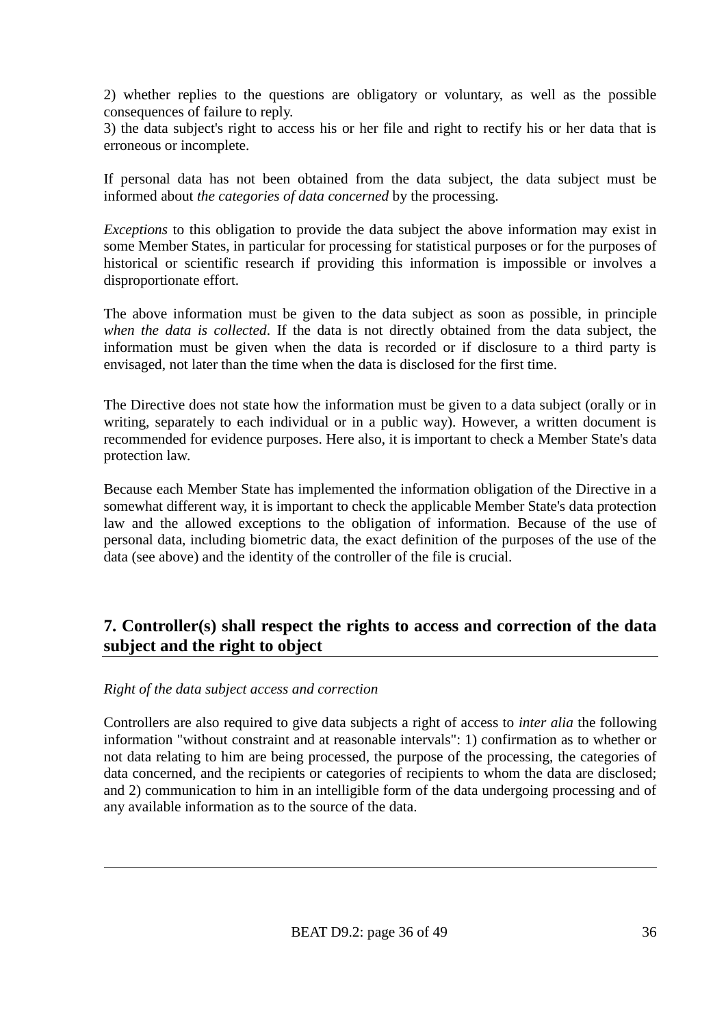2) whether replies to the questions are obligatory or voluntary, as well as the possible consequences of failure to reply.
3) the data subject's right to access his or her file and right to rectify his or her data that is erroneous or incomplete.

If personal data has not been obtained from the data subject, the data subject must be informed about *the categories of data concerned* by the processing.

*Exceptions* to this obligation to provide the data subject the above information may exist in some Member States, in particular for processing for statistical purposes or for the purposes of historical or scientific research if providing this information is impossible or involves a disproportionate effort.

The above information must be given to the data subject as soon as possible, in principle *when the data is collected*. If the data is not directly obtained from the data subject, the information must be given when the data is recorded or if disclosure to a third party is envisaged, not later than the time when the data is disclosed for the first time.

The Directive does not state how the information must be given to a data subject (orally or in writing, separately to each individual or in a public way). However, a written document is recommended for evidence purposes. Here also, it is important to check a Member State's data protection law.

Because each Member State has implemented the information obligation of the Directive in a somewhat different way, it is important to check the applicable Member State's data protection law and the allowed exceptions to the obligation of information. Because of the use of personal data, including biometric data, the exact definition of the purposes of the use of the data (see above) and the identity of the controller of the file is crucial.

## 7. Controller(s) shall respect the rights to access and correction of the data subject and the right to object

*Right of the data subject access and correction*

Controllers are also required to give data subjects a right of access to *inter alia* the following information "without constraint and at reasonable intervals": 1) confirmation as to whether or not data relating to him are being processed, the purpose of the processing, the categories of data concerned, and the recipients or categories of recipients to whom the data are disclosed; and 2) communication to him in an intelligible form of the data undergoing processing and of any available information as to the source of the data.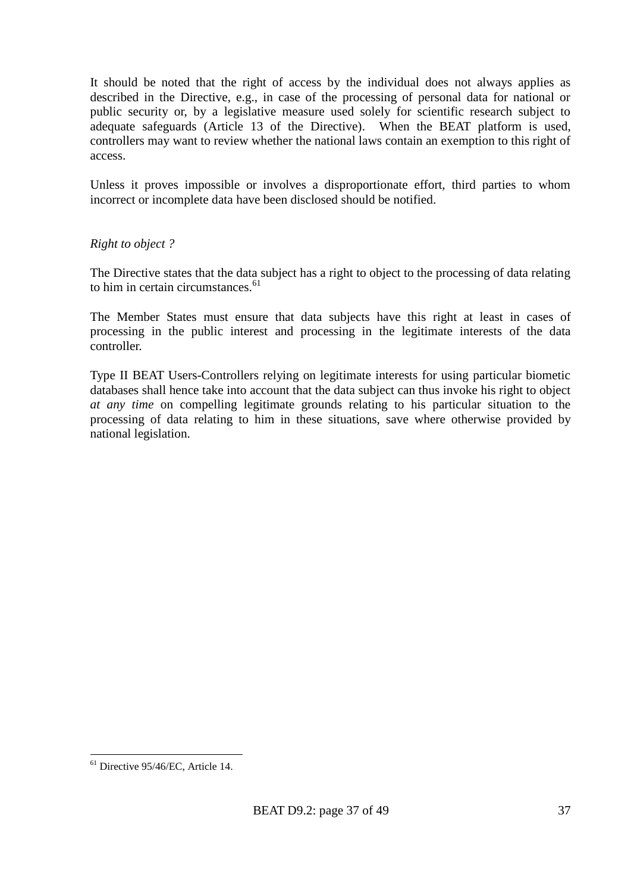It should be noted that the right of access by the individual does not always applies as described in the Directive, e.g., in case of the processing of personal data for national or public security or, by a legislative measure used solely for scientific research subject to adequate safeguards (Article 13 of the Directive). When the BEAT platform is used, controllers may want to review whether the national laws contain an exemption to this right of access.

Unless it proves impossible or involves a disproportionate effort, third parties to whom incorrect or incomplete data have been disclosed should be notified.

*Right to object ?*

The Directive states that the data subject has a right to object to the processing of data relating to him in certain circumstances.[61]

The Member States must ensure that data subjects have this right at least in cases of processing in the public interest and processing in the legitimate interests of the data controller.

Type II BEAT Users-Controllers relying on legitimate interests for using particular biometic databases shall hence take into account that the data subject can thus invoke his right to object *at any time* on compelling legitimate grounds relating to his particular situation to the processing of data relating to him in these situations, save where otherwise provided by national legislation.

[61] Directive 95/46/EC, Article 14.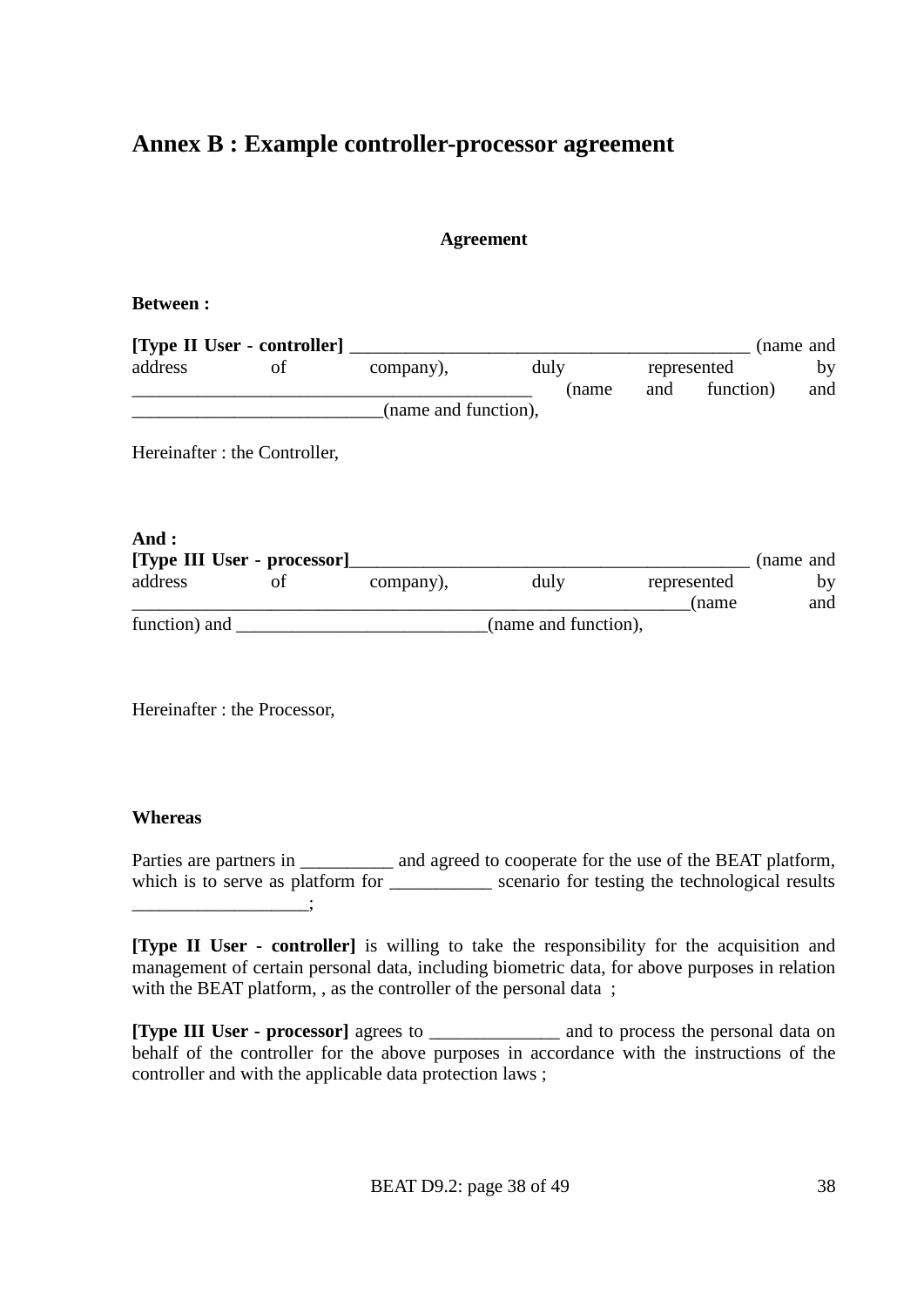## Annex B : Example controller-processor agreement

**Agreement**

**Between :**

**[Type II User - controller]** _____________________________________________ (name and address of company), duly represented by _____________________________________________ (name and function) and ____________________________(name and function),

Hereinafter : the Controller,

**And :**
**[Type III User - processor]**_____________________________________________ (name and address of company), duly represented by _______________________________________________________________(name and function) and ____________________________(name and function),

Hereinafter : the Processor,

**Whereas**

Parties are partners in __________ and agreed to cooperate for the use of the BEAT platform, which is to serve as platform for ___________ scenario for testing the technological results __________________;

**[Type II User - controller]** is willing to take the responsibility for the acquisition and management of certain personal data, including biometric data, for above purposes in relation with the BEAT platform, , as the controller of the personal data ;

**[Type III User - processor]** agrees to ______________ and to process the personal data on behalf of the controller for the above purposes in accordance with the instructions of the controller and with the applicable data protection laws ;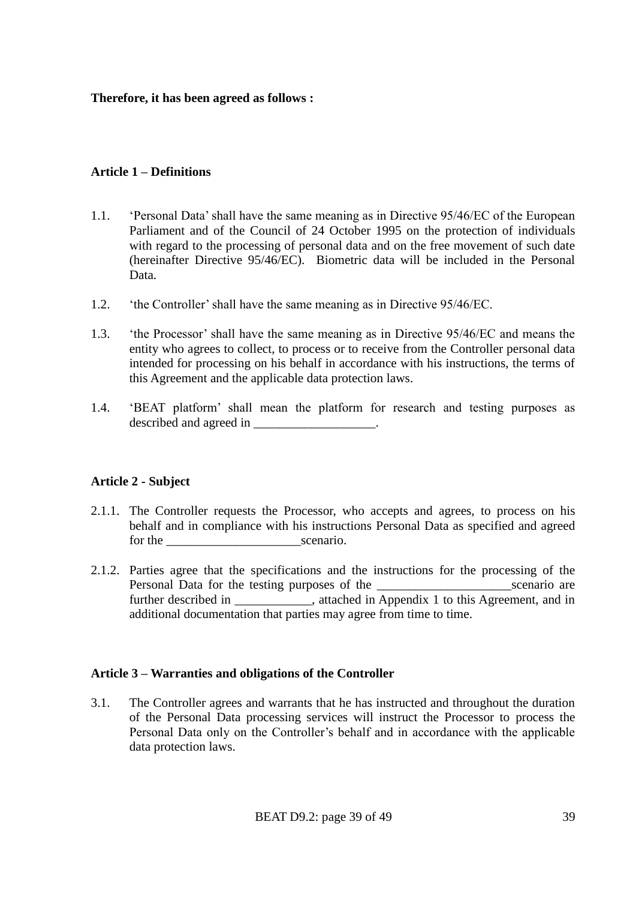**Therefore, it has been agreed as follows :**

**Article 1 – Definitions**

1.1. ‘Personal Data’ shall have the same meaning as in Directive 95/46/EC of the European Parliament and of the Council of 24 October 1995 on the protection of individuals with regard to the processing of personal data and on the free movement of such date (hereinafter Directive 95/46/EC). Biometric data will be included in the Personal Data.

1.2. ‘the Controller’ shall have the same meaning as in Directive 95/46/EC.

1.3. ‘the Processor’ shall have the same meaning as in Directive 95/46/EC and means the entity who agrees to collect, to process or to receive from the Controller personal data intended for processing on his behalf in accordance with his instructions, the terms of this Agreement and the applicable data protection laws.

1.4. ‘BEAT platform’ shall mean the platform for research and testing purposes as described and agreed in ___________________.

**Article 2 - Subject**

2.1.1. The Controller requests the Processor, who accepts and agrees, to process on his behalf and in compliance with his instructions Personal Data as specified and agreed for the _____________________scenario.

2.1.2. Parties agree that the specifications and the instructions for the processing of the Personal Data for the testing purposes of the _____________________scenario are further described in ____________, attached in Appendix 1 to this Agreement, and in additional documentation that parties may agree from time to time.

**Article 3 – Warranties and obligations of the Controller**

3.1. The Controller agrees and warrants that he has instructed and throughout the duration of the Personal Data processing services will instruct the Processor to process the Personal Data only on the Controller’s behalf and in accordance with the applicable data protection laws.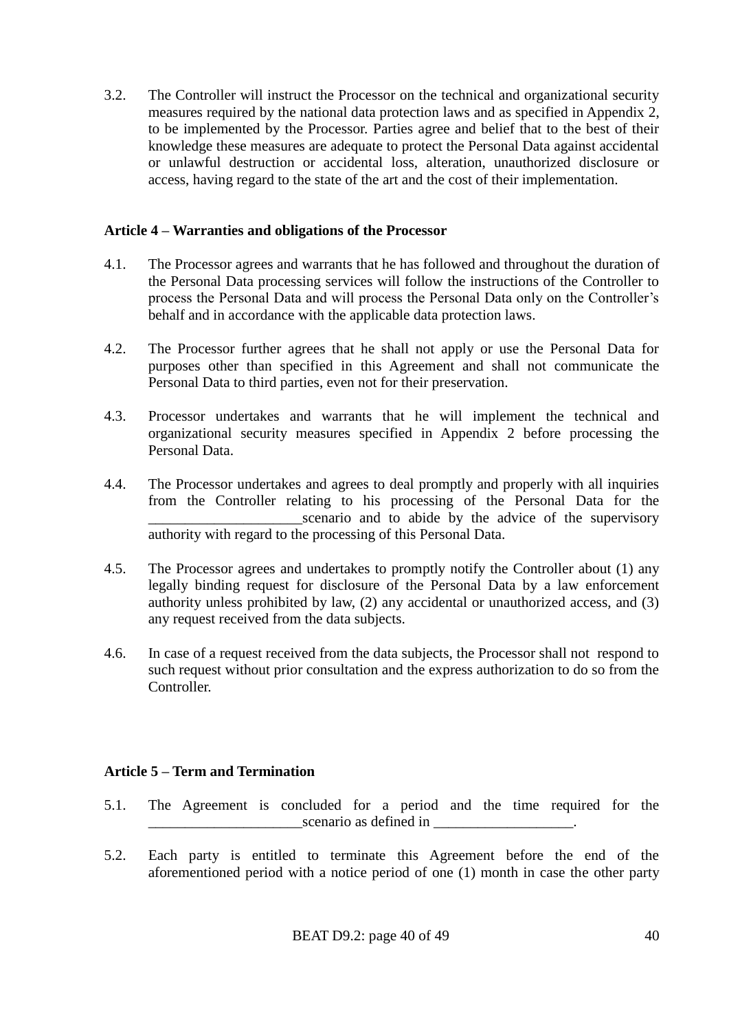3.2. The Controller will instruct the Processor on the technical and organizational security measures required by the national data protection laws and as specified in Appendix 2, to be implemented by the Processor. Parties agree and belief that to the best of their knowledge these measures are adequate to protect the Personal Data against accidental or unlawful destruction or accidental loss, alteration, unauthorized disclosure or access, having regard to the state of the art and the cost of their implementation.

**Article 4 – Warranties and obligations of the Processor**

4.1. The Processor agrees and warrants that he has followed and throughout the duration of the Personal Data processing services will follow the instructions of the Controller to process the Personal Data and will process the Personal Data only on the Controller's behalf and in accordance with the applicable data protection laws.

4.2. The Processor further agrees that he shall not apply or use the Personal Data for purposes other than specified in this Agreement and shall not communicate the Personal Data to third parties, even not for their preservation.

4.3. Processor undertakes and warrants that he will implement the technical and organizational security measures specified in Appendix 2 before processing the Personal Data.

4.4. The Processor undertakes and agrees to deal promptly and properly with all inquiries from the Controller relating to his processing of the Personal Data for the _____________________scenario and to abide by the advice of the supervisory authority with regard to the processing of this Personal Data.

4.5. The Processor agrees and undertakes to promptly notify the Controller about (1) any legally binding request for disclosure of the Personal Data by a law enforcement authority unless prohibited by law, (2) any accidental or unauthorized access, and (3) any request received from the data subjects.

4.6. In case of a request received from the data subjects, the Processor shall not respond to such request without prior consultation and the express authorization to do so from the Controller.

**Article 5 – Term and Termination**

5.1. The Agreement is concluded for a period and the time required for the _____________________scenario as defined in ___________________.

5.2. Each party is entitled to terminate this Agreement before the end of the aforementioned period with a notice period of one (1) month in case the other party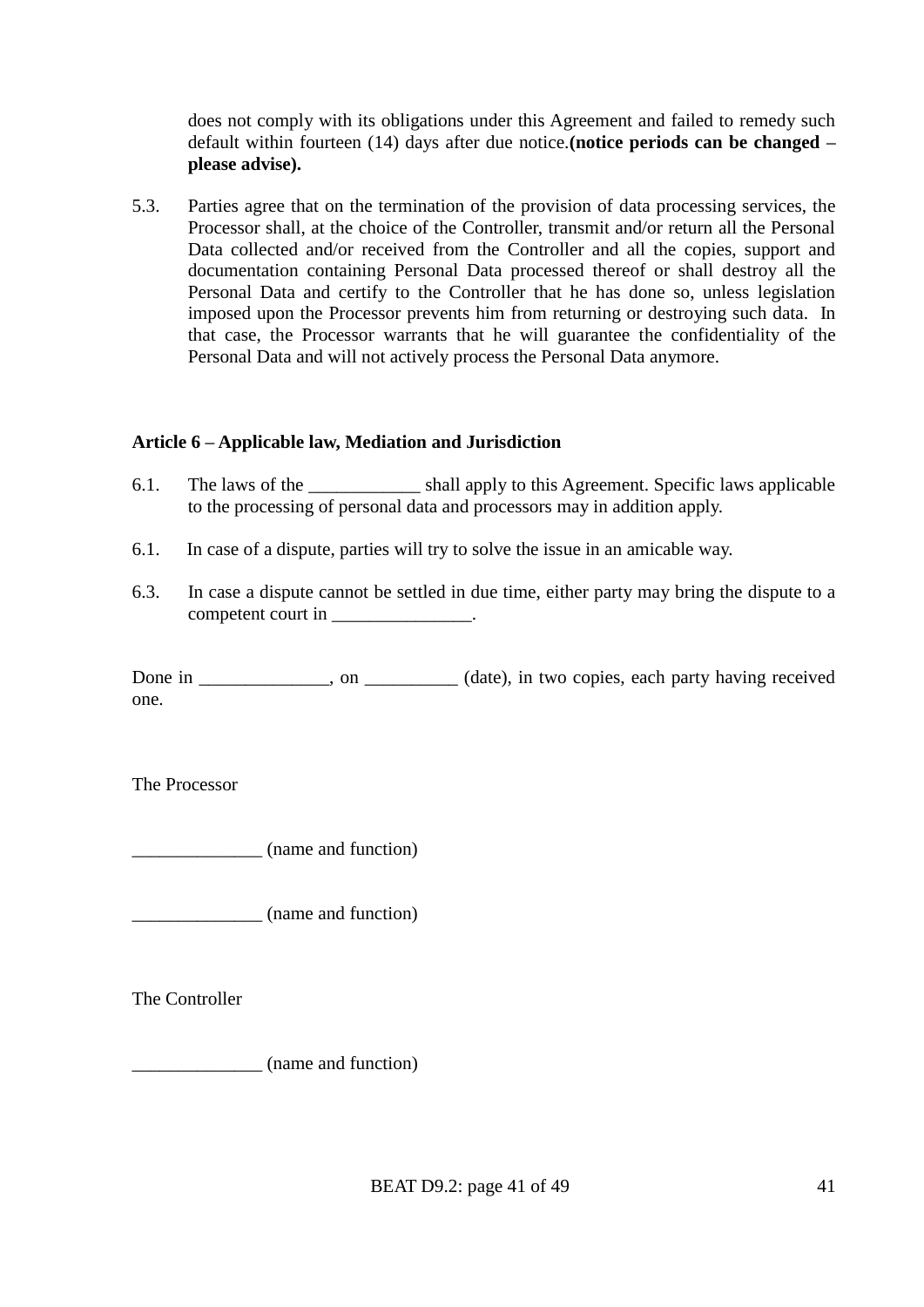does not comply with its obligations under this Agreement and failed to remedy such default within fourteen (14) days after due notice.**(notice periods can be changed – please advise).**

5.3. Parties agree that on the termination of the provision of data processing services, the Processor shall, at the choice of the Controller, transmit and/or return all the Personal Data collected and/or received from the Controller and all the copies, support and documentation containing Personal Data processed thereof or shall destroy all the Personal Data and certify to the Controller that he has done so, unless legislation imposed upon the Processor prevents him from returning or destroying such data. In that case, the Processor warrants that he will guarantee the confidentiality of the Personal Data and will not actively process the Personal Data anymore.

**Article 6 – Applicable law, Mediation and Jurisdiction**

6.1. The laws of the ____________ shall apply to this Agreement. Specific laws applicable to the processing of personal data and processors may in addition apply.

6.1. In case of a dispute, parties will try to solve the issue in an amicable way.

6.3. In case a dispute cannot be settled in due time, either party may bring the dispute to a competent court in _______________.

Done in ______________, on __________ (date), in two copies, each party having received one.

The Processor

______________ (name and function)

______________ (name and function)

The Controller

______________ (name and function)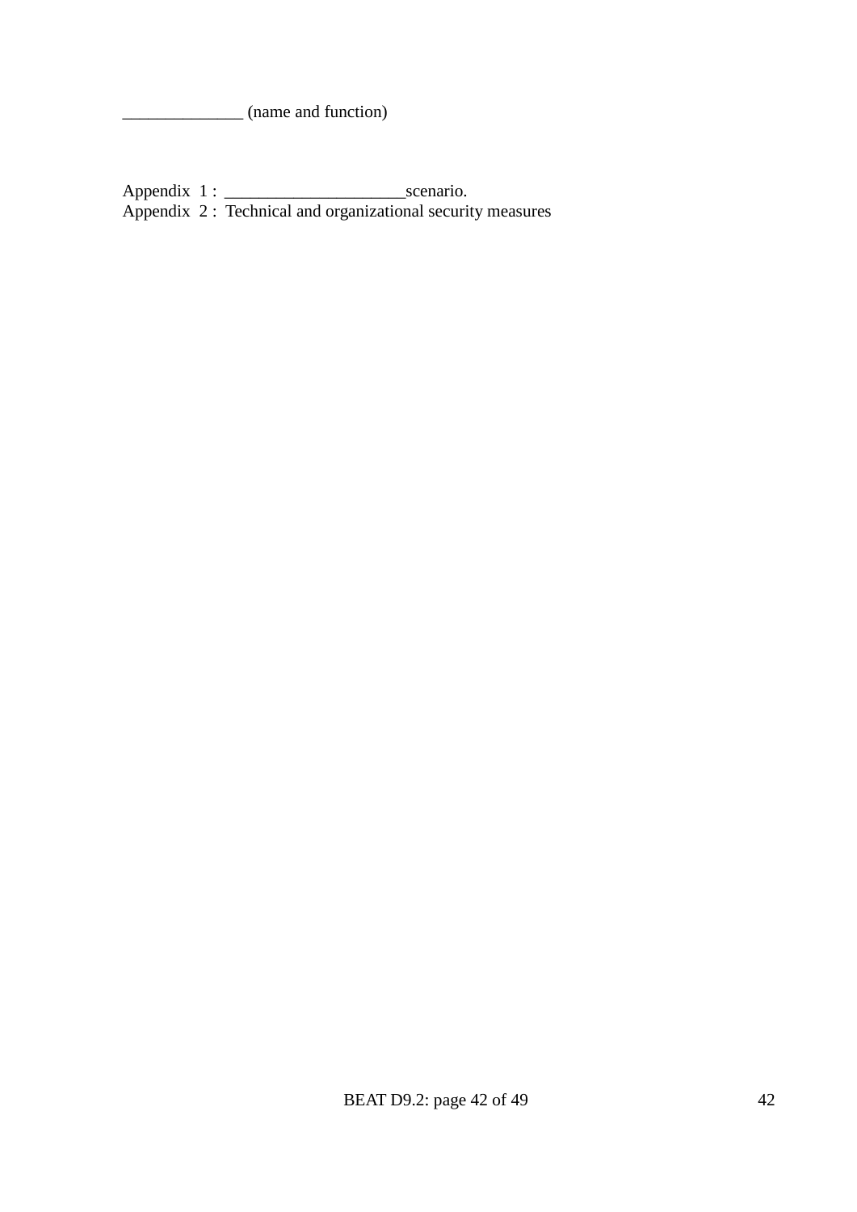______________ (name and function)

Appendix 1 : _____________________scenario.
Appendix 2 : Technical and organizational security measures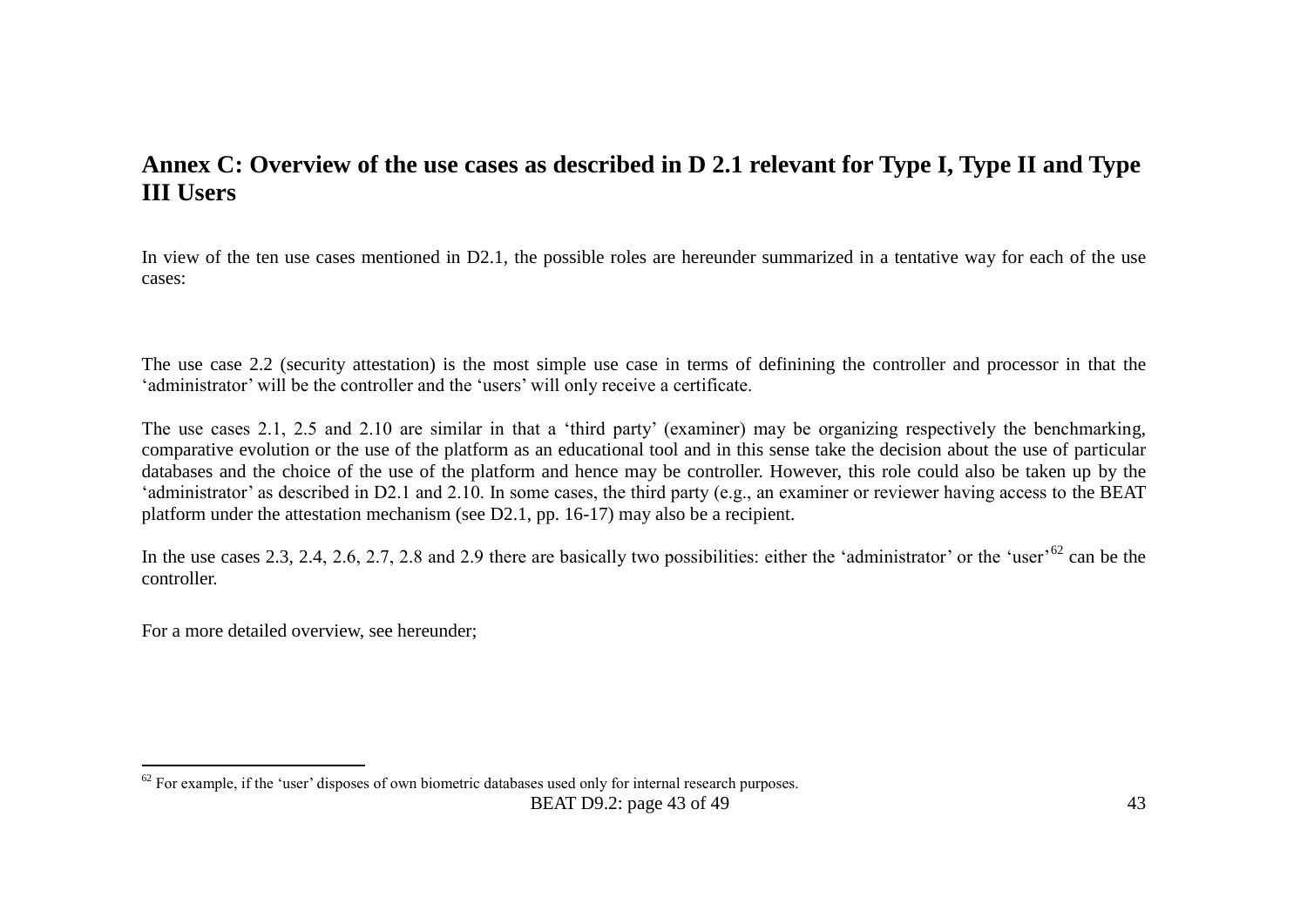## Annex C: Overview of the use cases as described in D 2.1 relevant for Type I, Type II and Type III Users

In view of the ten use cases mentioned in D2.1, the possible roles are hereunder summarized in a tentative way for each of the use cases:

The use case 2.2 (security attestation) is the most simple use case in terms of definining the controller and processor in that the 'administrator' will be the controller and the 'users' will only receive a certificate.

The use cases 2.1, 2.5 and 2.10 are similar in that a 'third party' (examiner) may be organizing respectively the benchmarking, comparative evolution or the use of the platform as an educational tool and in this sense take the decision about the use of particular databases and the choice of the use of the platform and hence may be controller. However, this role could also be taken up by the 'administrator' as described in D2.1 and 2.10. In some cases, the third party (e.g., an examiner or reviewer having access to the BEAT platform under the attestation mechanism (see D2.1, pp. 16-17) may also be a recipient.

In the use cases 2.3, 2.4, 2.6, 2.7, 2.8 and 2.9 there are basically two possibilities: either the 'administrator' or the 'user'[62] can be the controller.

For a more detailed overview, see hereunder;

[62] For example, if the 'user' disposes of own biometric databases used only for internal research purposes.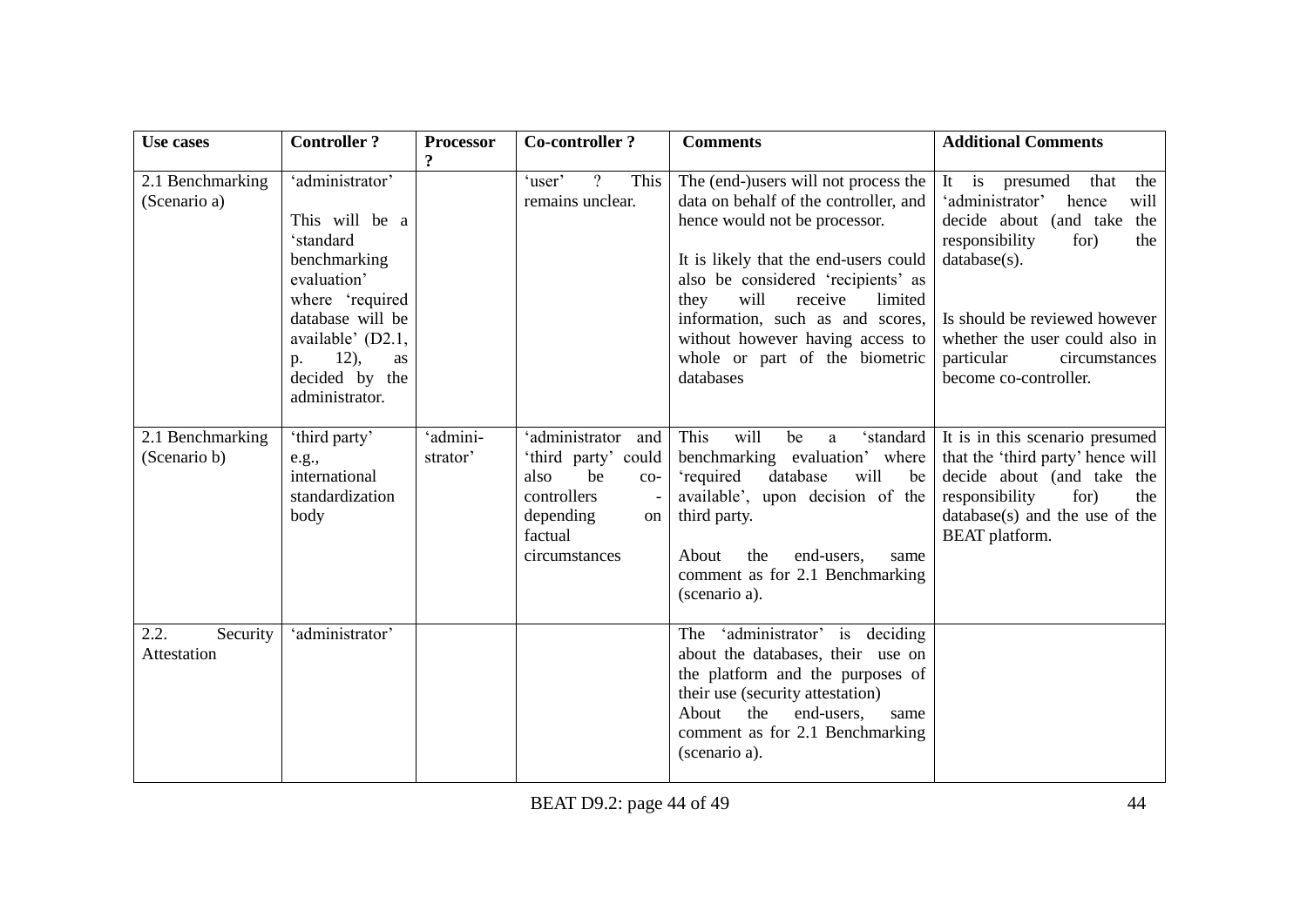| Use cases | Controller ? | Processor ? | Co-controller ? | Comments | Additional Comments |
|---|---|---|---|---|---|
| 2.1 Benchmarking (Scenario a) | 'administrator'<br><br>This will be a 'standard benchmarking evaluation' where 'required database will be available' (D2.1, p. 12), as decided by the administrator. | | 'user' ? This remains unclear. | The (end-)users will not process the data on behalf of the controller, and hence would not be processor.<br><br>It is likely that the end-users could also be considered 'recipients' as they will receive limited information, such as and scores, without however having access to whole or part of the biometric databases | It is presumed that the 'administrator' hence will decide about (and take the responsibility for) the database(s).<br><br>Is should be reviewed however whether the user could also in particular circumstances become co-controller. |
| 2.1 Benchmarking (Scenario b) | 'third party' e.g., international standardization body | 'admini-strator' | 'administrator and 'third party' could also be co-controllers - depending on factual circumstances | This will be a 'standard benchmarking evaluation' where 'required database will be available', upon decision of the third party.<br><br>About the end-users, same comment as for 2.1 Benchmarking (scenario a). | It is in this scenario presumed that the 'third party' hence will decide about (and take the responsibility for) the database(s) and the use of the BEAT platform. |
| 2.2. Security Attestation | 'administrator' | | | The 'administrator' is deciding about the databases, their use on the platform and the purposes of their use (security attestation)<br>About the end-users, same comment as for 2.1 Benchmarking (scenario a). | |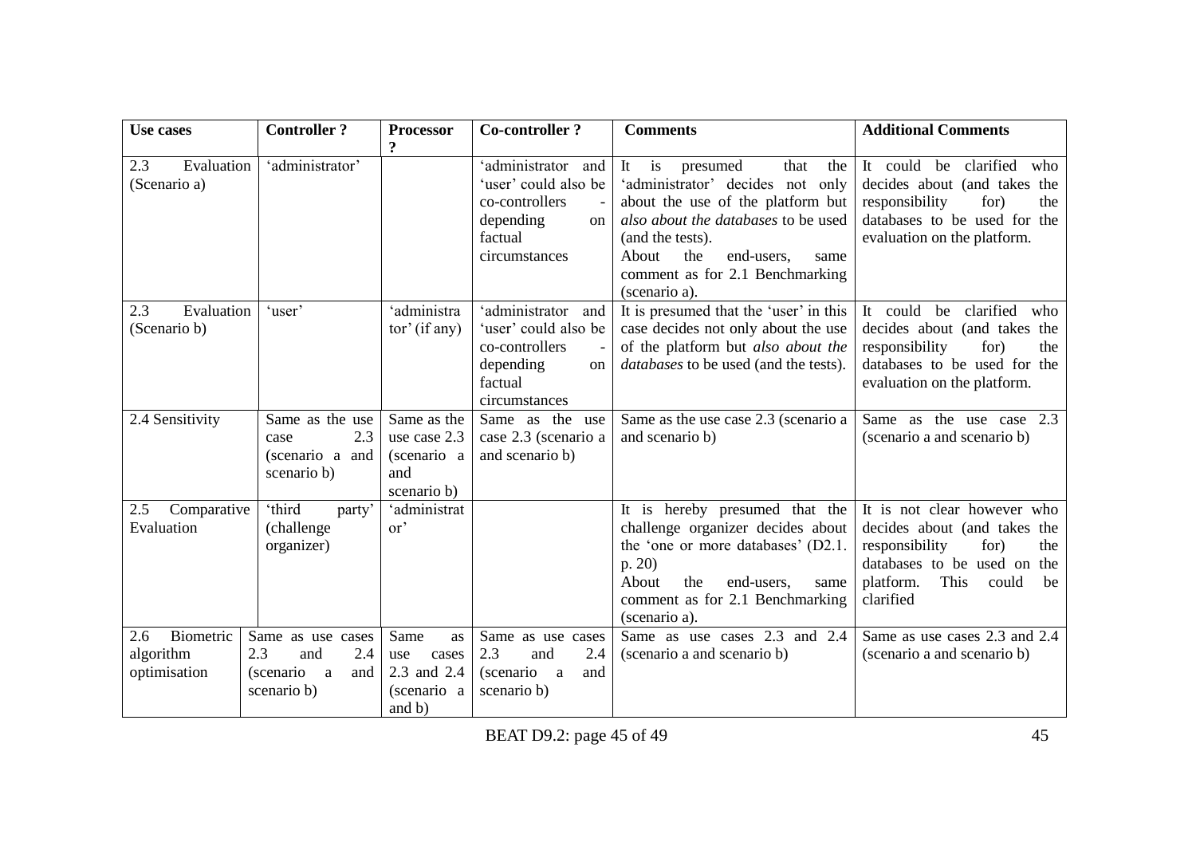| Use cases | Controller ? | Processor ? | Co-controller ? | Comments | Additional Comments |
|---|---|---|---|---|---|
| 2.3 Evaluation (Scenario a) | 'administrator' | | 'administrator and 'user' could also be co-controllers - depending on factual circumstances | It is presumed that the 'administrator' decides not only about the use of the platform but *also about the databases* to be used (and the tests).<br>About the end-users, same comment as for 2.1 Benchmarking (scenario a). | It could be clarified who decides about (and takes the responsibility for) the databases to be used for the evaluation on the platform. |
| 2.3 Evaluation (Scenario b) | 'user' | 'administrator' (if any) | 'administrator and 'user' could also be co-controllers - depending on factual circumstances | It is presumed that the 'user' in this case decides not only about the use of the platform but *also about the databases* to be used (and the tests). | It could be clarified who decides about (and takes the responsibility for) the databases to be used for the evaluation on the platform. |
| 2.4 Sensitivity | Same as the use case 2.3 (scenario a and scenario b) | Same as the use case 2.3 (scenario a and scenario b) | Same as the use case 2.3 (scenario a and scenario b) | Same as the use case 2.3 (scenario a and scenario b) | Same as the use case 2.3 (scenario a and scenario b) |
| 2.5 Comparative Evaluation | 'third party' (challenge organizer) | 'administrator' | | It is hereby presumed that the challenge organizer decides about the 'one or more databases' (D2.1. p. 20)<br>About the end-users, same comment as for 2.1 Benchmarking (scenario a). | It is not clear however who decides about (and takes the responsibility for) the databases to be used on the platform. This could be clarified |
| 2.6 Biometric algorithm optimisation | Same as use cases 2.3 and 2.4 (scenario a and scenario b) | Same as use cases 2.3 and 2.4 (scenario a and b) | Same as use cases 2.3 and 2.4 (scenario a and scenario b) | Same as use cases 2.3 and 2.4 (scenario a and scenario b) | Same as use cases 2.3 and 2.4 (scenario a and scenario b) |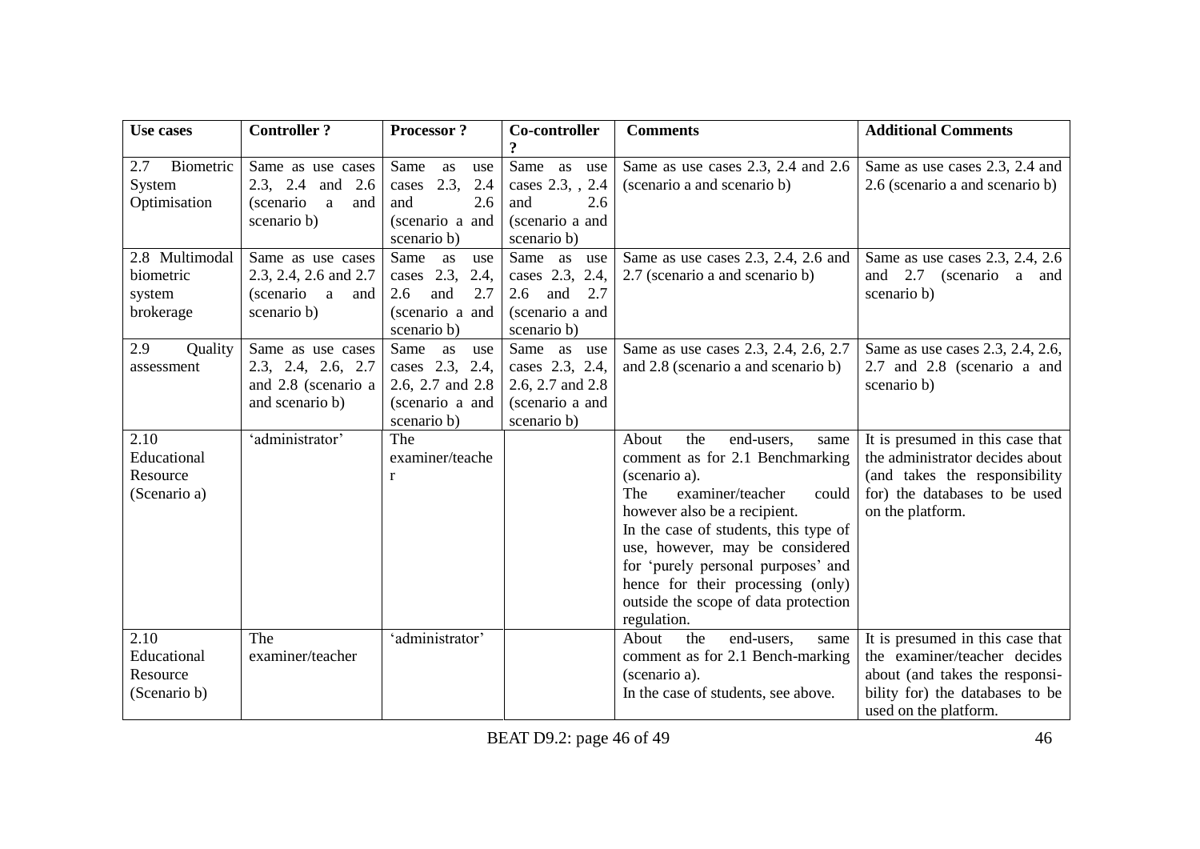| Use cases | Controller ? | Processor ? | Co-controller ? | Comments | Additional Comments |
| --- | --- | --- | --- | --- | --- |
| 2.7 Biometric System Optimisation | Same as use cases 2.3, 2.4 and 2.6 (scenario a and scenario b) | Same as use cases 2.3, 2.4 and 2.6 (scenario a and scenario b) | Same as use cases 2.3, , 2.4 and 2.6 (scenario a and scenario b) | Same as use cases 2.3, 2.4 and 2.6 (scenario a and scenario b) | Same as use cases 2.3, 2.4 and 2.6 (scenario a and scenario b) |
| 2.8 Multimodal biometric system brokerage | Same as use cases 2.3, 2.4, 2.6 and 2.7 (scenario a and scenario b) | Same as use cases 2.3, 2.4, 2.6 and 2.7 (scenario a and scenario b) | Same as use cases 2.3, 2.4, 2.6 and 2.7 (scenario a and scenario b) | Same as use cases 2.3, 2.4, 2.6 and 2.7 (scenario a and scenario b) | Same as use cases 2.3, 2.4, 2.6 and 2.7 (scenario a and scenario b) |
| 2.9 Quality assessment | Same as use cases 2.3, 2.4, 2.6, 2.7 and 2.8 (scenario a and scenario b) | Same as use cases 2.3, 2.4, 2.6, 2.7 and 2.8 (scenario a and scenario b) | Same as use cases 2.3, 2.4, 2.6, 2.7 and 2.8 (scenario a and scenario b) | Same as use cases 2.3, 2.4, 2.6, 2.7 and 2.8 (scenario a and scenario b) | Same as use cases 2.3, 2.4, 2.6, 2.7 and 2.8 (scenario a and scenario b) |
| 2.10 Educational Resource (Scenario a) | 'administrator' | The examiner/teacher | | About the end-users, same comment as for 2.1 Benchmarking (scenario a). The examiner/teacher could however also be a recipient. In the case of students, this type of use, however, may be considered for 'purely personal purposes' and hence for their processing (only) outside the scope of data protection regulation. | It is presumed in this case that the administrator decides about (and takes the responsibility for) the databases to be used on the platform. |
| 2.10 Educational Resource (Scenario b) | The examiner/teacher | 'administrator' | | About the end-users, same comment as for 2.1 Bench-marking (scenario a). In the case of students, see above. | It is presumed in this case that the examiner/teacher decides about (and takes the responsi-bility for) the databases to be used on the platform. |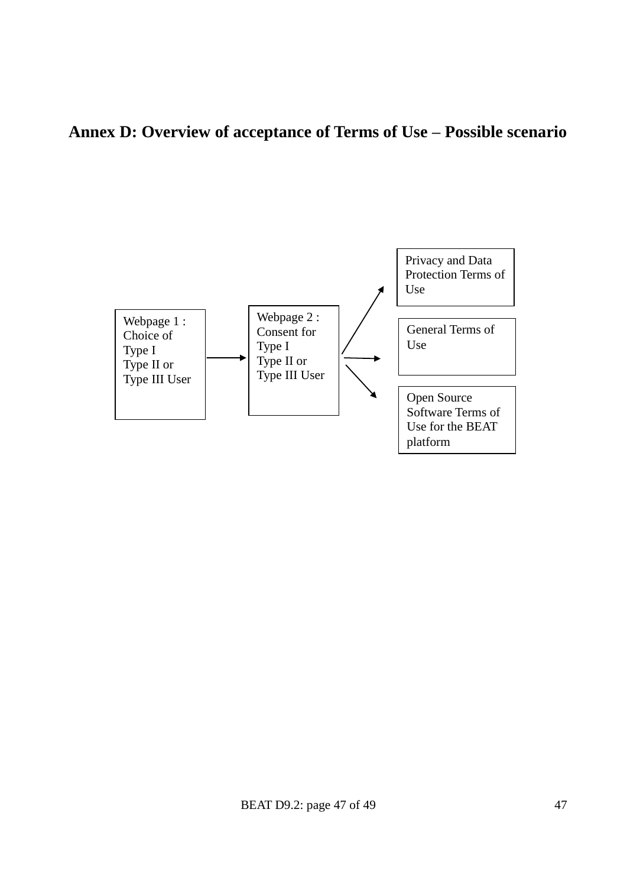# Annex D: Overview of acceptance of Terms of Use – Possible scenario

Webpage 1 :
Choice of
Type I
Type II or
Type III User

Webpage 2 :
Consent for
Type I
Type II or
Type III User

Privacy and Data Protection Terms of Use

General Terms of Use

Open Source Software Terms of Use for the BEAT platform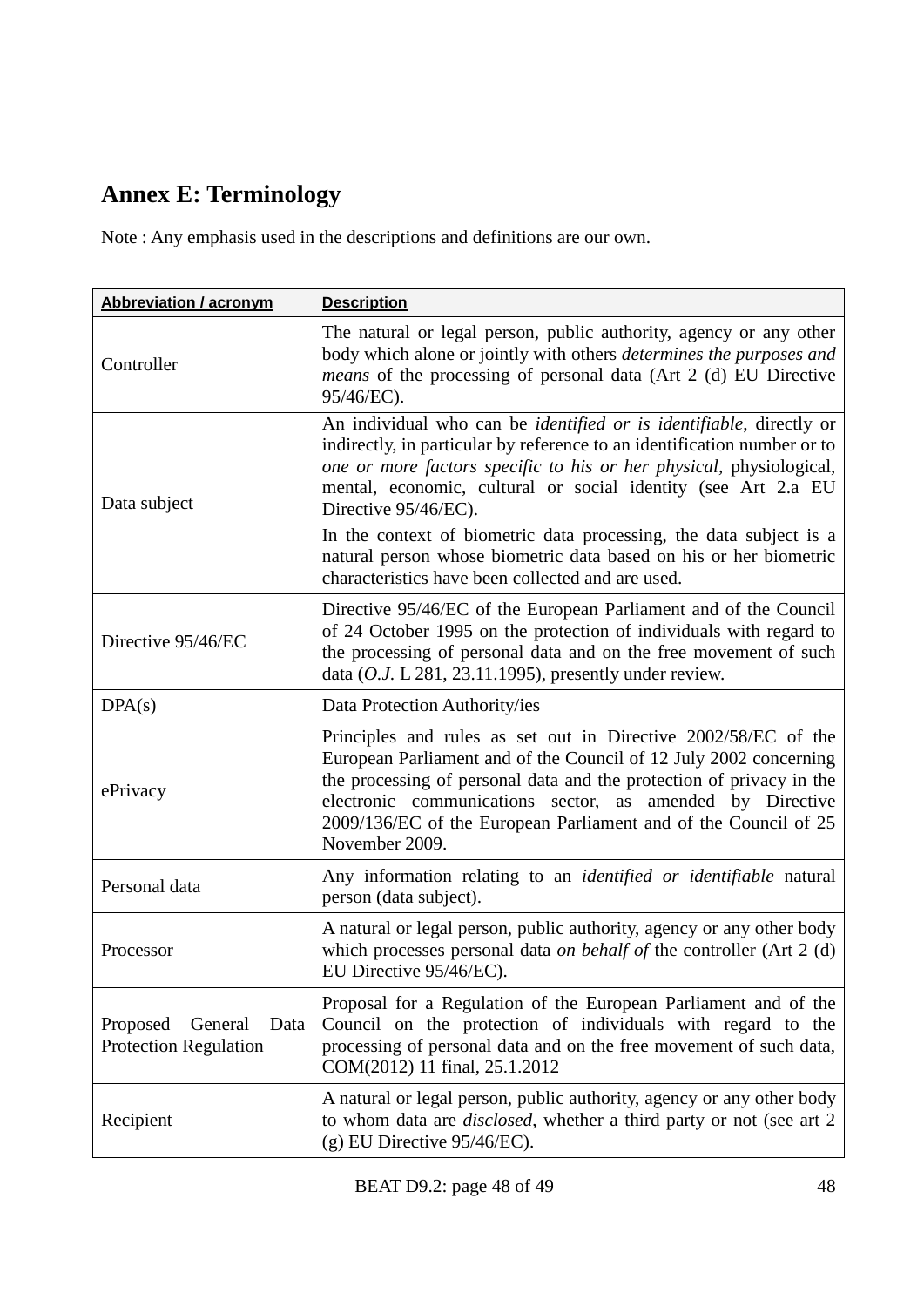# Annex E: Terminology

Note : Any emphasis used in the descriptions and definitions are our own.

| Abbreviation / acronym | Description |
|---|---|
| Controller | The natural or legal person, public authority, agency or any other body which alone or jointly with others *determines the purposes and means* of the processing of personal data (Art 2 (d) EU Directive 95/46/EC). |
| Data subject | An individual who can be *identified or is identifiable*, directly or indirectly, in particular by reference to an identification number or to *one or more factors specific to his or her physical*, physiological, mental, economic, cultural or social identity (see Art 2.a EU Directive 95/46/EC).<br>In the context of biometric data processing, the data subject is a natural person whose biometric data based on his or her biometric characteristics have been collected and are used. |
| Directive 95/46/EC | Directive 95/46/EC of the European Parliament and of the Council of 24 October 1995 on the protection of individuals with regard to the processing of personal data and on the free movement of such data (*O.J.* L 281, 23.11.1995), presently under review. |
| DPA(s) | Data Protection Authority/ies |
| ePrivacy | Principles and rules as set out in Directive 2002/58/EC of the European Parliament and of the Council of 12 July 2002 concerning the processing of personal data and the protection of privacy in the electronic communications sector, as amended by Directive 2009/136/EC of the European Parliament and of the Council of 25 November 2009. |
| Personal data | Any information relating to an *identified or identifiable* natural person (data subject). |
| Processor | A natural or legal person, public authority, agency or any other body which processes personal data *on behalf of* the controller (Art 2 (d) EU Directive 95/46/EC). |
| Proposed General Data Protection Regulation | Proposal for a Regulation of the European Parliament and of the Council on the protection of individuals with regard to the processing of personal data and on the free movement of such data, COM(2012) 11 final, 25.1.2012 |
| Recipient | A natural or legal person, public authority, agency or any other body to whom data are *disclosed*, whether a third party or not (see art 2 (g) EU Directive 95/46/EC). |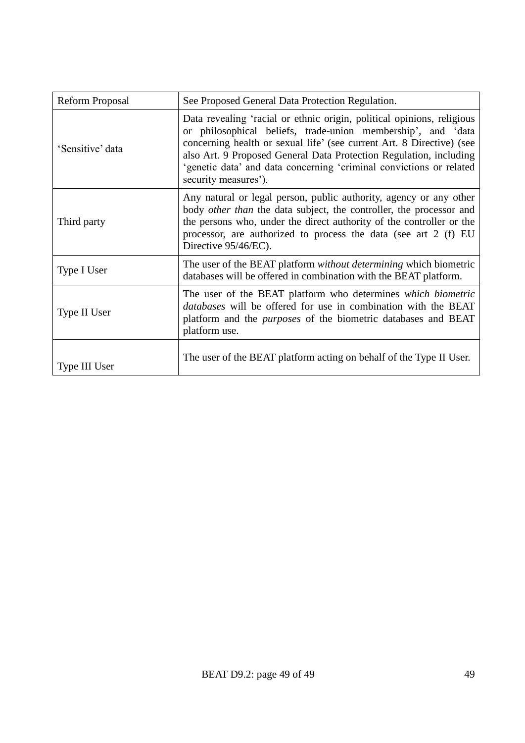| | |
|---|---|
| Reform Proposal | See Proposed General Data Protection Regulation. |
| ‘Sensitive’ data | Data revealing ‘racial or ethnic origin, political opinions, religious or philosophical beliefs, trade-union membership’, and ‘data concerning health or sexual life’ (see current Art. 8 Directive) (see also Art. 9 Proposed General Data Protection Regulation, including ‘genetic data’ and data concerning ‘criminal convictions or related security measures’). |
| Third party | Any natural or legal person, public authority, agency or any other body *other than* the data subject, the controller, the processor and the persons who, under the direct authority of the controller or the processor, are authorized to process the data (see art 2 (f) EU Directive 95/46/EC). |
| Type I User | The user of the BEAT platform *without determining* which biometric databases will be offered in combination with the BEAT platform. |
| Type II User | The user of the BEAT platform who determines *which biometric databases* will be offered for use in combination with the BEAT platform and the *purposes* of the biometric databases and BEAT platform use. |
| Type III User | The user of the BEAT platform acting on behalf of the Type II User. |